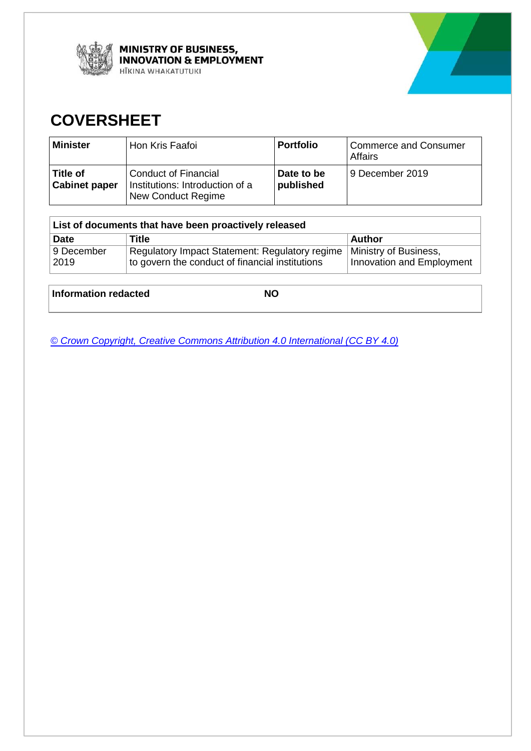MINISTRY OF BUSINESS, INNOVATION & EMPLOYMENT
HĪKINA WHAKATUTUKI

# COVERSHEET

| Minister | Hon Kris Faafoi | Portfolio | Commerce and Consumer Affairs |
|---|---|---|---|
| **Title of Cabinet paper** | Conduct of Financial Institutions: Introduction of a New Conduct Regime | **Date to be published** | 9 December 2019 |

| List of documents that have been proactively released | | |
|---|---|---|
| **Date** | **Title** | **Author** |
| 9 December 2019 | Regulatory Impact Statement: Regulatory regime to govern the conduct of financial institutions | Ministry of Business, Innovation and Employment |

| Information redacted | NO |
|---|---|

*© Crown Copyright, Creative Commons Attribution 4.0 International (CC BY 4.0)*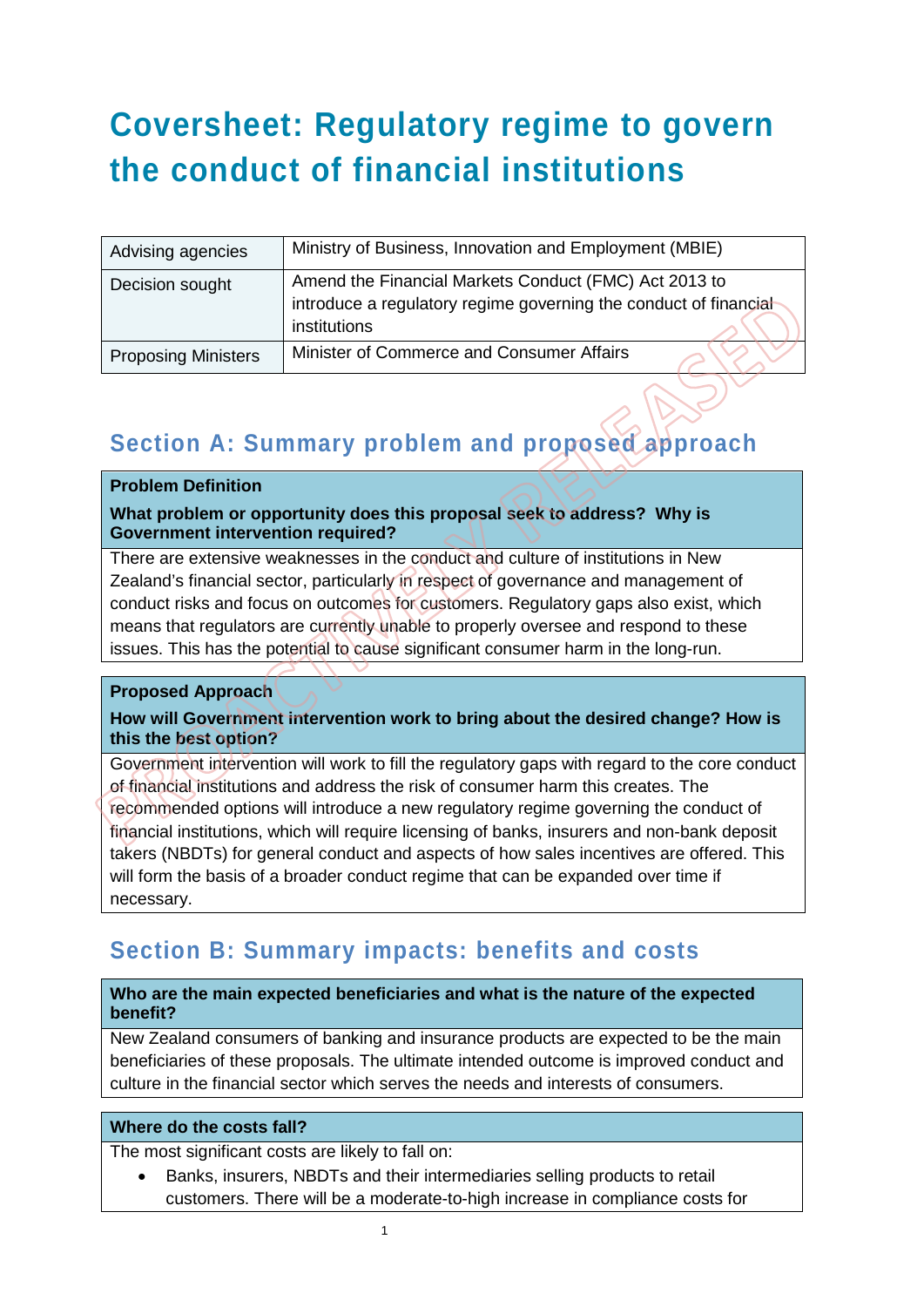# Coversheet: Regulatory regime to govern the conduct of financial institutions

| Advising agencies | Ministry of Business, Innovation and Employment (MBIE) |
|---|---|
| Decision sought | Amend the Financial Markets Conduct (FMC) Act 2013 to introduce a regulatory regime governing the conduct of financial institutions |
| Proposing Ministers | Minister of Commerce and Consumer Affairs |

## Section A: Summary problem and proposed approach

**Problem Definition**

**What problem or opportunity does this proposal seek to address? Why is Government intervention required?**

There are extensive weaknesses in the conduct and culture of institutions in New Zealand's financial sector, particularly in respect of governance and management of conduct risks and focus on outcomes for customers. Regulatory gaps also exist, which means that regulators are currently unable to properly oversee and respond to these issues. This has the potential to cause significant consumer harm in the long-run.

**Proposed Approach**

**How will Government intervention work to bring about the desired change? How is this the best option?**

Government intervention will work to fill the regulatory gaps with regard to the core conduct of financial institutions and address the risk of consumer harm this creates. The recommended options will introduce a new regulatory regime governing the conduct of financial institutions, which will require licensing of banks, insurers and non-bank deposit takers (NBDTs) for general conduct and aspects of how sales incentives are offered. This will form the basis of a broader conduct regime that can be expanded over time if necessary.

## Section B: Summary impacts: benefits and costs

**Who are the main expected beneficiaries and what is the nature of the expected benefit?**

New Zealand consumers of banking and insurance products are expected to be the main beneficiaries of these proposals. The ultimate intended outcome is improved conduct and culture in the financial sector which serves the needs and interests of consumers.

**Where do the costs fall?**

The most significant costs are likely to fall on:

- Banks, insurers, NBDTs and their intermediaries selling products to retail customers. There will be a moderate-to-high increase in compliance costs for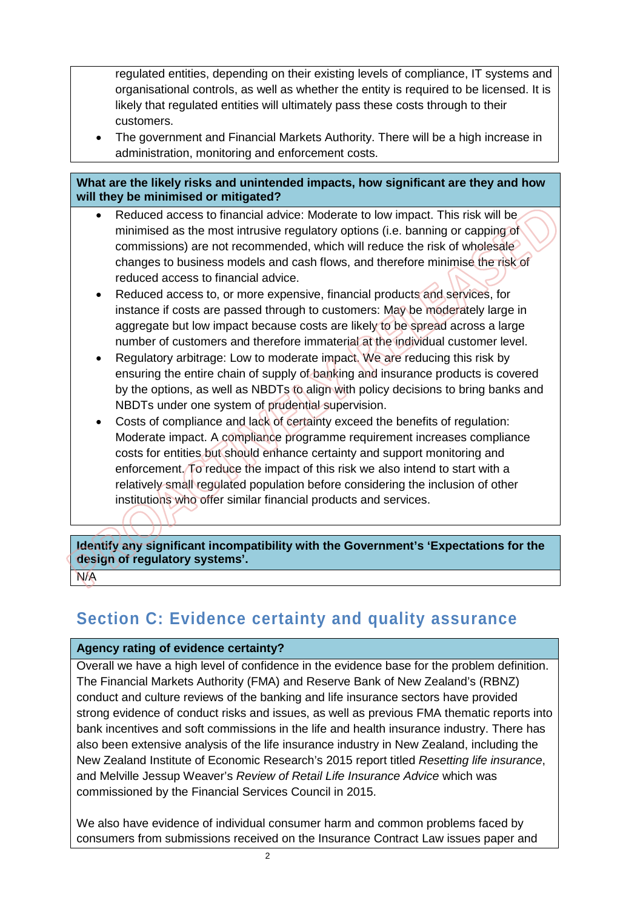regulated entities, depending on their existing levels of compliance, IT systems and organisational controls, as well as whether the entity is required to be licensed. It is likely that regulated entities will ultimately pass these costs through to their customers.

- The government and Financial Markets Authority. There will be a high increase in administration, monitoring and enforcement costs.

**What are the likely risks and unintended impacts, how significant are they and how will they be minimised or mitigated?**

- Reduced access to financial advice: Moderate to low impact. This risk will be minimised as the most intrusive regulatory options (i.e. banning or capping of commissions) are not recommended, which will reduce the risk of wholesale changes to business models and cash flows, and therefore minimise the risk of reduced access to financial advice.
- Reduced access to, or more expensive, financial products and services, for instance if costs are passed through to customers: May be moderately large in aggregate but low impact because costs are likely to be spread across a large number of customers and therefore immaterial at the individual customer level.
- Regulatory arbitrage: Low to moderate impact. We are reducing this risk by ensuring the entire chain of supply of banking and insurance products is covered by the options, as well as NBDTs to align with policy decisions to bring banks and NBDTs under one system of prudential supervision.
- Costs of compliance and lack of certainty exceed the benefits of regulation: Moderate impact. A compliance programme requirement increases compliance costs for entities but should enhance certainty and support monitoring and enforcement. To reduce the impact of this risk we also intend to start with a relatively small regulated population before considering the inclusion of other institutions who offer similar financial products and services.

**Identify any significant incompatibility with the Government's 'Expectations for the design of regulatory systems'.**

N/A

## Section C: Evidence certainty and quality assurance

**Agency rating of evidence certainty?**

Overall we have a high level of confidence in the evidence base for the problem definition. The Financial Markets Authority (FMA) and Reserve Bank of New Zealand's (RBNZ) conduct and culture reviews of the banking and life insurance sectors have provided strong evidence of conduct risks and issues, as well as previous FMA thematic reports into bank incentives and soft commissions in the life and health insurance industry. There has also been extensive analysis of the life insurance industry in New Zealand, including the New Zealand Institute of Economic Research's 2015 report titled *Resetting life insurance*, and Melville Jessup Weaver's *Review of Retail Life Insurance Advice* which was commissioned by the Financial Services Council in 2015.

We also have evidence of individual consumer harm and common problems faced by consumers from submissions received on the Insurance Contract Law issues paper and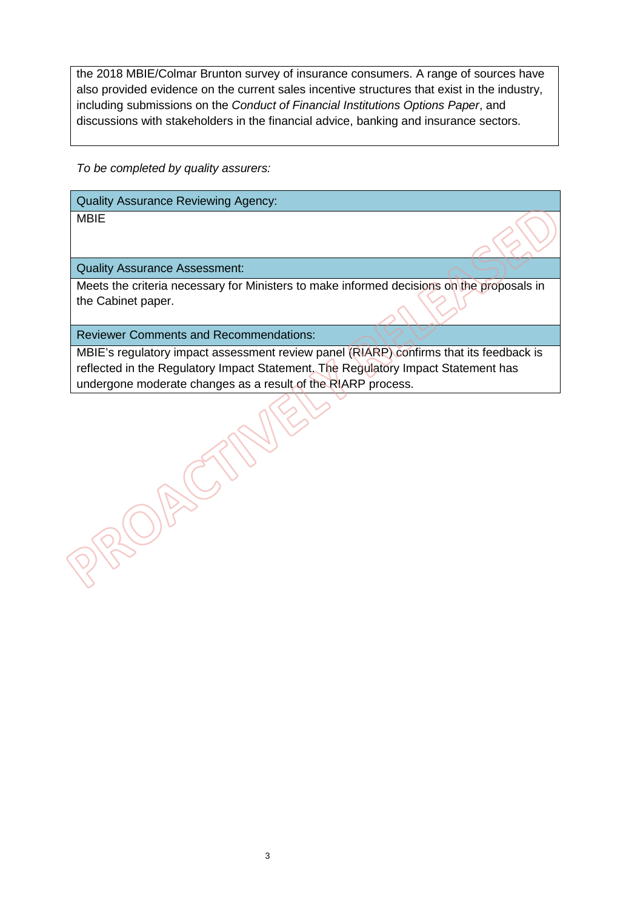the 2018 MBIE/Colmar Brunton survey of insurance consumers. A range of sources have also provided evidence on the current sales incentive structures that exist in the industry, including submissions on the *Conduct of Financial Institutions Options Paper*, and discussions with stakeholders in the financial advice, banking and insurance sectors.

*To be completed by quality assurers:*

| Quality Assurance Reviewing Agency: |
| --- |
| MBIE |
| **Quality Assurance Assessment:** |
| Meets the criteria necessary for Ministers to make informed decisions on the proposals in the Cabinet paper. |
| **Reviewer Comments and Recommendations:** |
| MBIE's regulatory impact assessment review panel (RIARP) confirms that its feedback is reflected in the Regulatory Impact Statement. The Regulatory Impact Statement has undergone moderate changes as a result of the RIARP process. |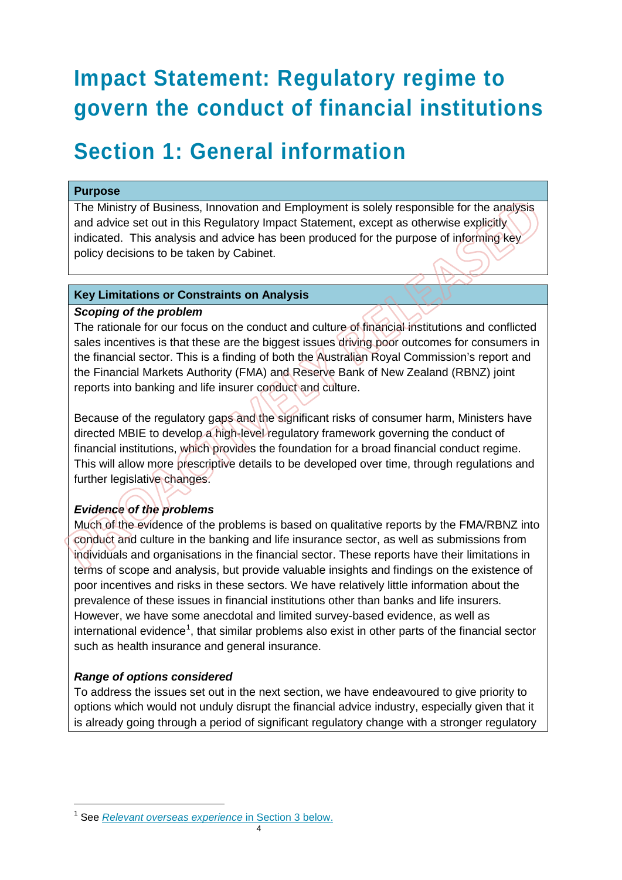# Impact Statement: Regulatory regime to govern the conduct of financial institutions

# Section 1: General information

**Purpose**

The Ministry of Business, Innovation and Employment is solely responsible for the analysis and advice set out in this Regulatory Impact Statement, except as otherwise explicitly indicated. This analysis and advice has been produced for the purpose of informing key policy decisions to be taken by Cabinet.

**Key Limitations or Constraints on Analysis**

***Scoping of the problem***

The rationale for our focus on the conduct and culture of financial institutions and conflicted sales incentives is that these are the biggest issues driving poor outcomes for consumers in the financial sector. This is a finding of both the Australian Royal Commission's report and the Financial Markets Authority (FMA) and Reserve Bank of New Zealand (RBNZ) joint reports into banking and life insurer conduct and culture.

Because of the regulatory gaps and the significant risks of consumer harm, Ministers have directed MBIE to develop a high-level regulatory framework governing the conduct of financial institutions, which provides the foundation for a broad financial conduct regime. This will allow more prescriptive details to be developed over time, through regulations and further legislative changes.

***Evidence of the problems***

Much of the evidence of the problems is based on qualitative reports by the FMA/RBNZ into conduct and culture in the banking and life insurance sector, as well as submissions from individuals and organisations in the financial sector. These reports have their limitations in terms of scope and analysis, but provide valuable insights and findings on the existence of poor incentives and risks in these sectors. We have relatively little information about the prevalence of these issues in financial institutions other than banks and life insurers. However, we have some anecdotal and limited survey-based evidence, as well as international evidence[1], that similar problems also exist in other parts of the financial sector such as health insurance and general insurance.

***Range of options considered***

To address the issues set out in the next section, we have endeavoured to give priority to options which would not unduly disrupt the financial advice industry, especially given that it is already going through a period of significant regulatory change with a stronger regulatory

[1] See *Relevant overseas experience* in Section 3 below.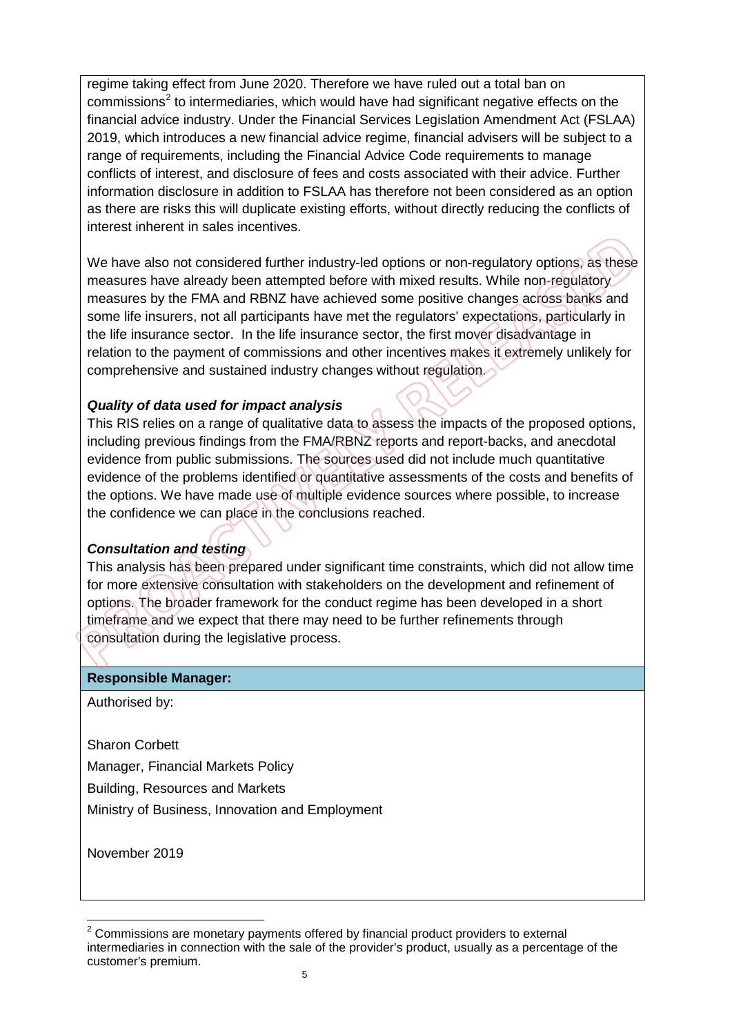regime taking effect from June 2020. Therefore we have ruled out a total ban on commissions[2] to intermediaries, which would have had significant negative effects on the financial advice industry. Under the Financial Services Legislation Amendment Act (FSLAA) 2019, which introduces a new financial advice regime, financial advisers will be subject to a range of requirements, including the Financial Advice Code requirements to manage conflicts of interest, and disclosure of fees and costs associated with their advice. Further information disclosure in addition to FSLAA has therefore not been considered as an option as there are risks this will duplicate existing efforts, without directly reducing the conflicts of interest inherent in sales incentives.

We have also not considered further industry-led options or non-regulatory options, as these measures have already been attempted before with mixed results. While non-regulatory measures by the FMA and RBNZ have achieved some positive changes across banks and some life insurers, not all participants have met the regulators' expectations, particularly in the life insurance sector. In the life insurance sector, the first mover disadvantage in relation to the payment of commissions and other incentives makes it extremely unlikely for comprehensive and sustained industry changes without regulation.

***Quality of data used for impact analysis***

This RIS relies on a range of qualitative data to assess the impacts of the proposed options, including previous findings from the FMA/RBNZ reports and report-backs, and anecdotal evidence from public submissions. The sources used did not include much quantitative evidence of the problems identified or quantitative assessments of the costs and benefits of the options. We have made use of multiple evidence sources where possible, to increase the confidence we can place in the conclusions reached.

***Consultation and testing***

This analysis has been prepared under significant time constraints, which did not allow time for more extensive consultation with stakeholders on the development and refinement of options. The broader framework for the conduct regime has been developed in a short timeframe and we expect that there may need to be further refinements through consultation during the legislative process.

**Responsible Manager:**

Authorised by:

Sharon Corbett

Manager, Financial Markets Policy

Building, Resources and Markets

Ministry of Business, Innovation and Employment

November 2019

[2] Commissions are monetary payments offered by financial product providers to external intermediaries in connection with the sale of the provider's product, usually as a percentage of the customer's premium.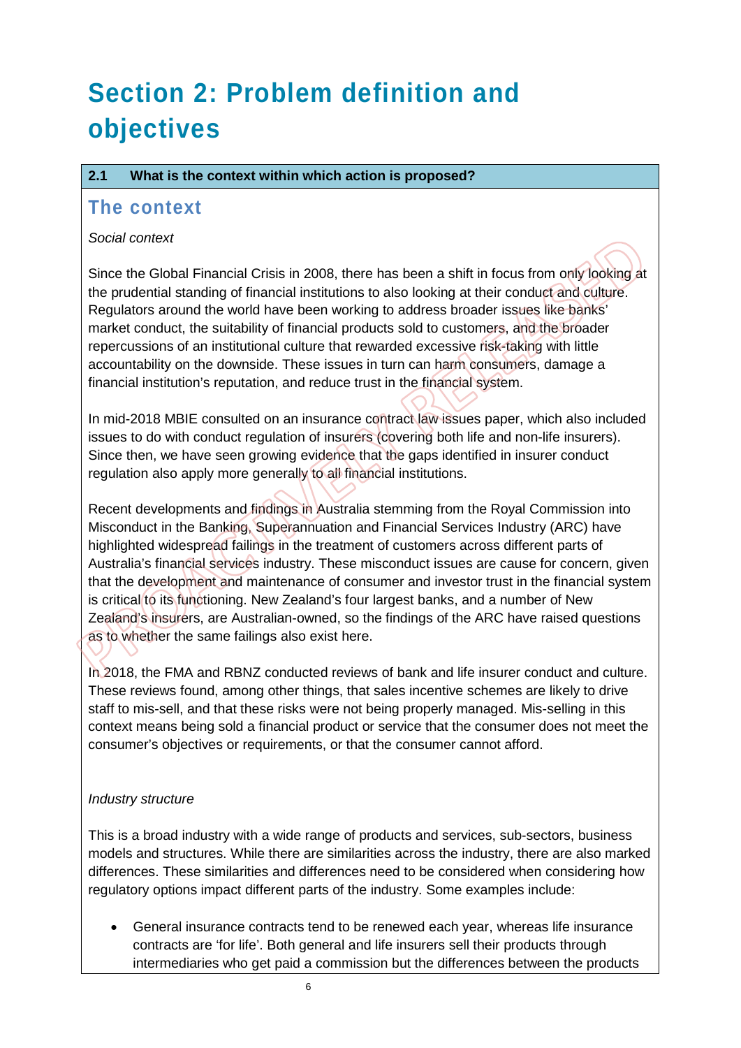# Section 2: Problem definition and objectives

**2.1 What is the context within which action is proposed?**

## The context

*Social context*

Since the Global Financial Crisis in 2008, there has been a shift in focus from only looking at the prudential standing of financial institutions to also looking at their conduct and culture. Regulators around the world have been working to address broader issues like banks' market conduct, the suitability of financial products sold to customers, and the broader repercussions of an institutional culture that rewarded excessive risk-taking with little accountability on the downside. These issues in turn can harm consumers, damage a financial institution's reputation, and reduce trust in the financial system.

In mid-2018 MBIE consulted on an insurance contract law issues paper, which also included issues to do with conduct regulation of insurers (covering both life and non-life insurers). Since then, we have seen growing evidence that the gaps identified in insurer conduct regulation also apply more generally to all financial institutions.

Recent developments and findings in Australia stemming from the Royal Commission into Misconduct in the Banking, Superannuation and Financial Services Industry (ARC) have highlighted widespread failings in the treatment of customers across different parts of Australia's financial services industry. These misconduct issues are cause for concern, given that the development and maintenance of consumer and investor trust in the financial system is critical to its functioning. New Zealand's four largest banks, and a number of New Zealand's insurers, are Australian-owned, so the findings of the ARC have raised questions as to whether the same failings also exist here.

In 2018, the FMA and RBNZ conducted reviews of bank and life insurer conduct and culture. These reviews found, among other things, that sales incentive schemes are likely to drive staff to mis-sell, and that these risks were not being properly managed. Mis-selling in this context means being sold a financial product or service that the consumer does not meet the consumer's objectives or requirements, or that the consumer cannot afford.

*Industry structure*

This is a broad industry with a wide range of products and services, sub-sectors, business models and structures. While there are similarities across the industry, there are also marked differences. These similarities and differences need to be considered when considering how regulatory options impact different parts of the industry. Some examples include:

- General insurance contracts tend to be renewed each year, whereas life insurance contracts are 'for life'. Both general and life insurers sell their products through intermediaries who get paid a commission but the differences between the products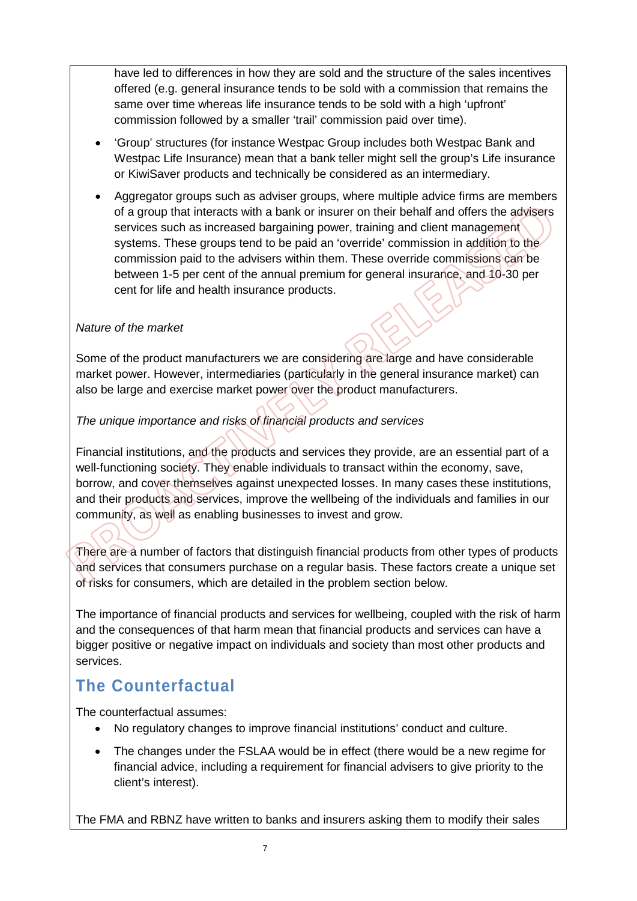have led to differences in how they are sold and the structure of the sales incentives offered (e.g. general insurance tends to be sold with a commission that remains the same over time whereas life insurance tends to be sold with a high 'upfront' commission followed by a smaller 'trail' commission paid over time).

- 'Group' structures (for instance Westpac Group includes both Westpac Bank and Westpac Life Insurance) mean that a bank teller might sell the group's Life insurance or KiwiSaver products and technically be considered as an intermediary.
- Aggregator groups such as adviser groups, where multiple advice firms are members of a group that interacts with a bank or insurer on their behalf and offers the advisers services such as increased bargaining power, training and client management systems. These groups tend to be paid an 'override' commission in addition to the commission paid to the advisers within them. These override commissions can be between 1-5 per cent of the annual premium for general insurance, and 10-30 per cent for life and health insurance products.

*Nature of the market*

Some of the product manufacturers we are considering are large and have considerable market power. However, intermediaries (particularly in the general insurance market) can also be large and exercise market power over the product manufacturers.

*The unique importance and risks of financial products and services*

Financial institutions, and the products and services they provide, are an essential part of a well-functioning society. They enable individuals to transact within the economy, save, borrow, and cover themselves against unexpected losses. In many cases these institutions, and their products and services, improve the wellbeing of the individuals and families in our community, as well as enabling businesses to invest and grow.

There are a number of factors that distinguish financial products from other types of products and services that consumers purchase on a regular basis. These factors create a unique set of risks for consumers, which are detailed in the problem section below.

The importance of financial products and services for wellbeing, coupled with the risk of harm and the consequences of that harm mean that financial products and services can have a bigger positive or negative impact on individuals and society than most other products and services.

## The Counterfactual

The counterfactual assumes:

- No regulatory changes to improve financial institutions' conduct and culture.
- The changes under the FSLAA would be in effect (there would be a new regime for financial advice, including a requirement for financial advisers to give priority to the client's interest).

The FMA and RBNZ have written to banks and insurers asking them to modify their sales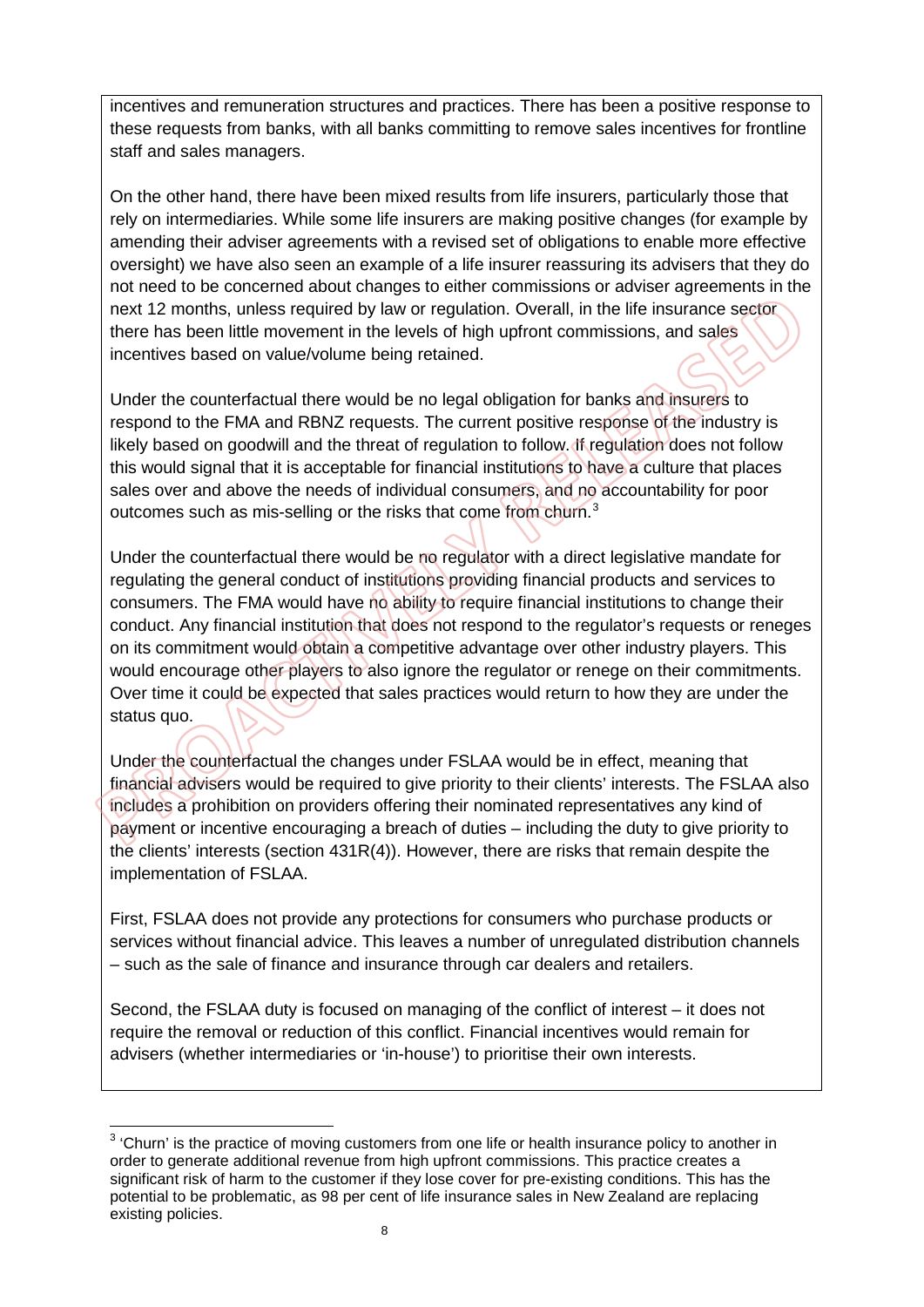incentives and remuneration structures and practices. There has been a positive response to these requests from banks, with all banks committing to remove sales incentives for frontline staff and sales managers.

On the other hand, there have been mixed results from life insurers, particularly those that rely on intermediaries. While some life insurers are making positive changes (for example by amending their adviser agreements with a revised set of obligations to enable more effective oversight) we have also seen an example of a life insurer reassuring its advisers that they do not need to be concerned about changes to either commissions or adviser agreements in the next 12 months, unless required by law or regulation. Overall, in the life insurance sector there has been little movement in the levels of high upfront commissions, and sales incentives based on value/volume being retained.

Under the counterfactual there would be no legal obligation for banks and insurers to respond to the FMA and RBNZ requests. The current positive response of the industry is likely based on goodwill and the threat of regulation to follow. If regulation does not follow this would signal that it is acceptable for financial institutions to have a culture that places sales over and above the needs of individual consumers, and no accountability for poor outcomes such as mis-selling or the risks that come from churn.[3]

Under the counterfactual there would be no regulator with a direct legislative mandate for regulating the general conduct of institutions providing financial products and services to consumers. The FMA would have no ability to require financial institutions to change their conduct. Any financial institution that does not respond to the regulator's requests or reneges on its commitment would obtain a competitive advantage over other industry players. This would encourage other players to also ignore the regulator or renege on their commitments. Over time it could be expected that sales practices would return to how they are under the status quo.

Under the counterfactual the changes under FSLAA would be in effect, meaning that financial advisers would be required to give priority to their clients' interests. The FSLAA also includes a prohibition on providers offering their nominated representatives any kind of payment or incentive encouraging a breach of duties – including the duty to give priority to the clients' interests (section 431R(4)). However, there are risks that remain despite the implementation of FSLAA.

First, FSLAA does not provide any protections for consumers who purchase products or services without financial advice. This leaves a number of unregulated distribution channels – such as the sale of finance and insurance through car dealers and retailers.

Second, the FSLAA duty is focused on managing of the conflict of interest – it does not require the removal or reduction of this conflict. Financial incentives would remain for advisers (whether intermediaries or 'in-house') to prioritise their own interests.

[3] 'Churn' is the practice of moving customers from one life or health insurance policy to another in order to generate additional revenue from high upfront commissions. This practice creates a significant risk of harm to the customer if they lose cover for pre-existing conditions. This has the potential to be problematic, as 98 per cent of life insurance sales in New Zealand are replacing existing policies.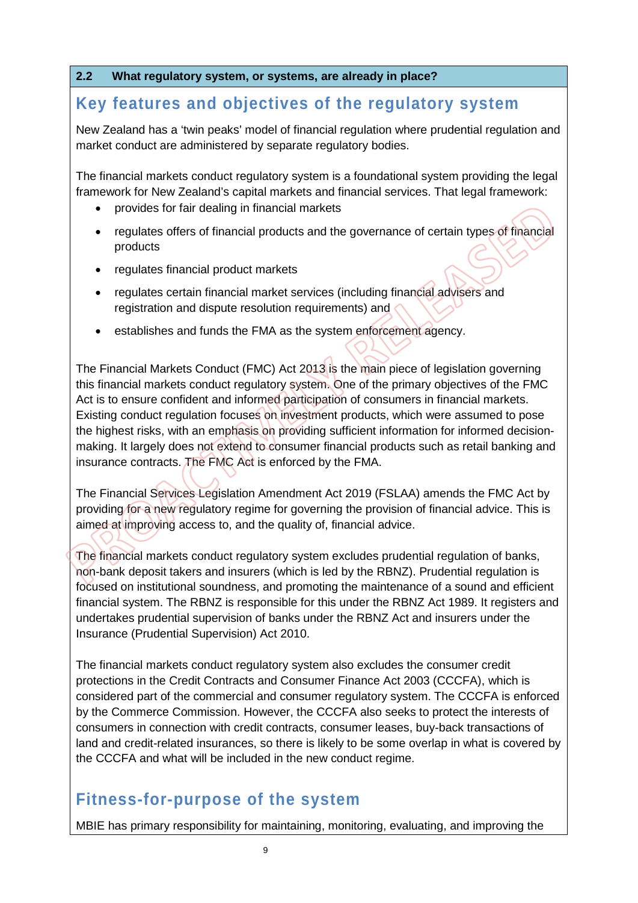## 2.2 What regulatory system, or systems, are already in place?

### Key features and objectives of the regulatory system

New Zealand has a 'twin peaks' model of financial regulation where prudential regulation and market conduct are administered by separate regulatory bodies.

The financial markets conduct regulatory system is a foundational system providing the legal framework for New Zealand's capital markets and financial services. That legal framework:

- provides for fair dealing in financial markets
- regulates offers of financial products and the governance of certain types of financial products
- regulates financial product markets
- regulates certain financial market services (including financial advisers and registration and dispute resolution requirements) and
- establishes and funds the FMA as the system enforcement agency.

The Financial Markets Conduct (FMC) Act 2013 is the main piece of legislation governing this financial markets conduct regulatory system. One of the primary objectives of the FMC Act is to ensure confident and informed participation of consumers in financial markets. Existing conduct regulation focuses on investment products, which were assumed to pose the highest risks, with an emphasis on providing sufficient information for informed decision-making. It largely does not extend to consumer financial products such as retail banking and insurance contracts. The FMC Act is enforced by the FMA.

The Financial Services Legislation Amendment Act 2019 (FSLAA) amends the FMC Act by providing for a new regulatory regime for governing the provision of financial advice. This is aimed at improving access to, and the quality of, financial advice.

The financial markets conduct regulatory system excludes prudential regulation of banks, non-bank deposit takers and insurers (which is led by the RBNZ). Prudential regulation is focused on institutional soundness, and promoting the maintenance of a sound and efficient financial system. The RBNZ is responsible for this under the RBNZ Act 1989. It registers and undertakes prudential supervision of banks under the RBNZ Act and insurers under the Insurance (Prudential Supervision) Act 2010.

The financial markets conduct regulatory system also excludes the consumer credit protections in the Credit Contracts and Consumer Finance Act 2003 (CCCFA), which is considered part of the commercial and consumer regulatory system. The CCCFA is enforced by the Commerce Commission. However, the CCCFA also seeks to protect the interests of consumers in connection with credit contracts, consumer leases, buy-back transactions of land and credit-related insurances, so there is likely to be some overlap in what is covered by the CCCFA and what will be included in the new conduct regime.

### Fitness-for-purpose of the system

MBIE has primary responsibility for maintaining, monitoring, evaluating, and improving the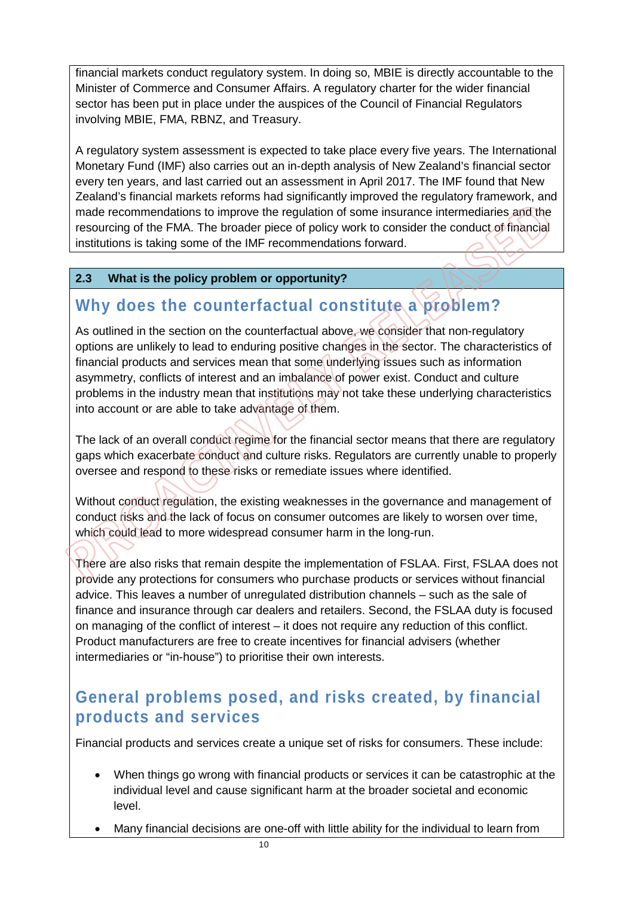financial markets conduct regulatory system. In doing so, MBIE is directly accountable to the Minister of Commerce and Consumer Affairs. A regulatory charter for the wider financial sector has been put in place under the auspices of the Council of Financial Regulators involving MBIE, FMA, RBNZ, and Treasury.

A regulatory system assessment is expected to take place every five years. The International Monetary Fund (IMF) also carries out an in-depth analysis of New Zealand's financial sector every ten years, and last carried out an assessment in April 2017. The IMF found that New Zealand's financial markets reforms had significantly improved the regulatory framework, and made recommendations to improve the regulation of some insurance intermediaries and the resourcing of the FMA. The broader piece of policy work to consider the conduct of financial institutions is taking some of the IMF recommendations forward.

**2.3 What is the policy problem or opportunity?**

## Why does the counterfactual constitute a problem?

As outlined in the section on the counterfactual above, we consider that non-regulatory options are unlikely to lead to enduring positive changes in the sector. The characteristics of financial products and services mean that some underlying issues such as information asymmetry, conflicts of interest and an imbalance of power exist. Conduct and culture problems in the industry mean that institutions may not take these underlying characteristics into account or are able to take advantage of them.

The lack of an overall conduct regime for the financial sector means that there are regulatory gaps which exacerbate conduct and culture risks. Regulators are currently unable to properly oversee and respond to these risks or remediate issues where identified.

Without conduct regulation, the existing weaknesses in the governance and management of conduct risks and the lack of focus on consumer outcomes are likely to worsen over time, which could lead to more widespread consumer harm in the long-run.

There are also risks that remain despite the implementation of FSLAA. First, FSLAA does not provide any protections for consumers who purchase products or services without financial advice. This leaves a number of unregulated distribution channels – such as the sale of finance and insurance through car dealers and retailers. Second, the FSLAA duty is focused on managing of the conflict of interest – it does not require any reduction of this conflict. Product manufacturers are free to create incentives for financial advisers (whether intermediaries or "in-house") to prioritise their own interests.

## General problems posed, and risks created, by financial products and services

Financial products and services create a unique set of risks for consumers. These include:

- When things go wrong with financial products or services it can be catastrophic at the individual level and cause significant harm at the broader societal and economic level.
- Many financial decisions are one-off with little ability for the individual to learn from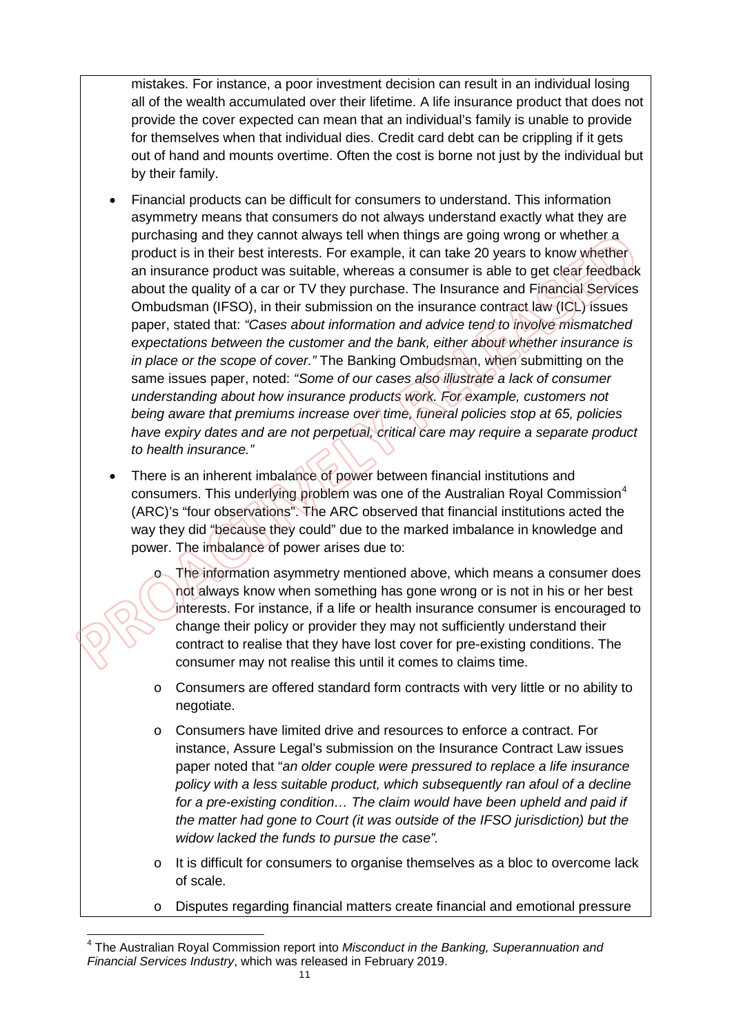mistakes. For instance, a poor investment decision can result in an individual losing all of the wealth accumulated over their lifetime. A life insurance product that does not provide the cover expected can mean that an individual's family is unable to provide for themselves when that individual dies. Credit card debt can be crippling if it gets out of hand and mounts overtime. Often the cost is borne not just by the individual but by their family.

- Financial products can be difficult for consumers to understand. This information asymmetry means that consumers do not always understand exactly what they are purchasing and they cannot always tell when things are going wrong or whether a product is in their best interests. For example, it can take 20 years to know whether an insurance product was suitable, whereas a consumer is able to get clear feedback about the quality of a car or TV they purchase. The Insurance and Financial Services Ombudsman (IFSO), in their submission on the insurance contract law (ICL) issues paper, stated that: *"Cases about information and advice tend to involve mismatched expectations between the customer and the bank, either about whether insurance is in place or the scope of cover."* The Banking Ombudsman, when submitting on the same issues paper, noted: *"Some of our cases also illustrate a lack of consumer understanding about how insurance products work. For example, customers not being aware that premiums increase over time, funeral policies stop at 65, policies have expiry dates and are not perpetual, critical care may require a separate product to health insurance."*

- There is an inherent imbalance of power between financial institutions and consumers. This underlying problem was one of the Australian Royal Commission[4] (ARC)'s "four observations". The ARC observed that financial institutions acted the way they did "because they could" due to the marked imbalance in knowledge and power. The imbalance of power arises due to:
  - The information asymmetry mentioned above, which means a consumer does not always know when something has gone wrong or is not in his or her best interests. For instance, if a life or health insurance consumer is encouraged to change their policy or provider they may not sufficiently understand their contract to realise that they have lost cover for pre-existing conditions. The consumer may not realise this until it comes to claims time.
  - Consumers are offered standard form contracts with very little or no ability to negotiate.
  - Consumers have limited drive and resources to enforce a contract. For instance, Assure Legal's submission on the Insurance Contract Law issues paper noted that "*an older couple were pressured to replace a life insurance policy with a less suitable product, which subsequently ran afoul of a decline for a pre-existing condition… The claim would have been upheld and paid if the matter had gone to Court (it was outside of the IFSO jurisdiction) but the widow lacked the funds to pursue the case".*
  - It is difficult for consumers to organise themselves as a bloc to overcome lack of scale.
  - Disputes regarding financial matters create financial and emotional pressure

[4] The Australian Royal Commission report into *Misconduct in the Banking, Superannuation and Financial Services Industry*, which was released in February 2019.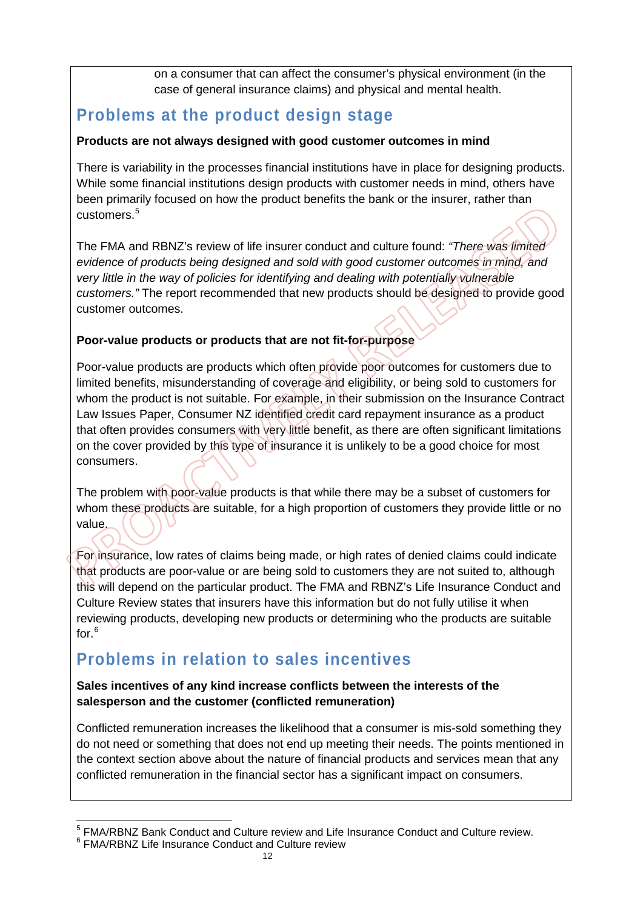on a consumer that can affect the consumer's physical environment (in the case of general insurance claims) and physical and mental health.

## Problems at the product design stage

**Products are not always designed with good customer outcomes in mind**

There is variability in the processes financial institutions have in place for designing products. While some financial institutions design products with customer needs in mind, others have been primarily focused on how the product benefits the bank or the insurer, rather than customers.[5]

The FMA and RBNZ's review of life insurer conduct and culture found: *"There was limited evidence of products being designed and sold with good customer outcomes in mind, and very little in the way of policies for identifying and dealing with potentially vulnerable customers."* The report recommended that new products should be designed to provide good customer outcomes.

**Poor-value products or products that are not fit-for-purpose**

Poor-value products are products which often provide poor outcomes for customers due to limited benefits, misunderstanding of coverage and eligibility, or being sold to customers for whom the product is not suitable. For example, in their submission on the Insurance Contract Law Issues Paper, Consumer NZ identified credit card repayment insurance as a product that often provides consumers with very little benefit, as there are often significant limitations on the cover provided by this type of insurance it is unlikely to be a good choice for most consumers.

The problem with poor-value products is that while there may be a subset of customers for whom these products are suitable, for a high proportion of customers they provide little or no value.

For insurance, low rates of claims being made, or high rates of denied claims could indicate that products are poor-value or are being sold to customers they are not suited to, although this will depend on the particular product. The FMA and RBNZ's Life Insurance Conduct and Culture Review states that insurers have this information but do not fully utilise it when reviewing products, developing new products or determining who the products are suitable for.[6]

## Problems in relation to sales incentives

**Sales incentives of any kind increase conflicts between the interests of the salesperson and the customer (conflicted remuneration)**

Conflicted remuneration increases the likelihood that a consumer is mis-sold something they do not need or something that does not end up meeting their needs. The points mentioned in the context section above about the nature of financial products and services mean that any conflicted remuneration in the financial sector has a significant impact on consumers.

---

[5] FMA/RBNZ Bank Conduct and Culture review and Life Insurance Conduct and Culture review.

[6] FMA/RBNZ Life Insurance Conduct and Culture review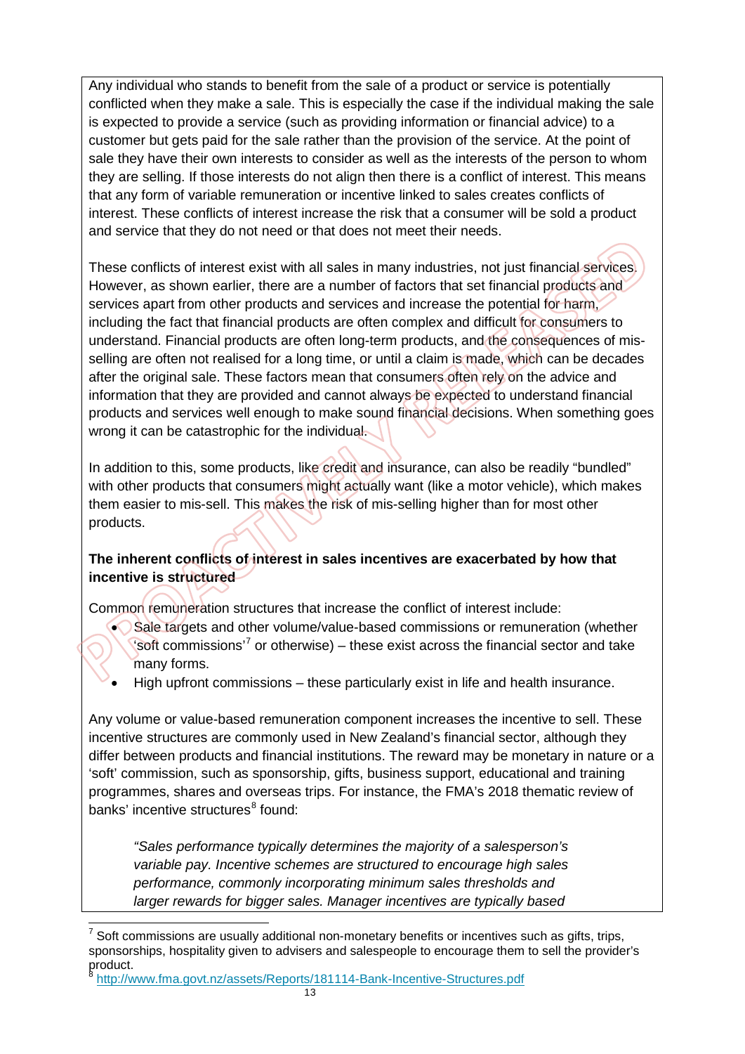Any individual who stands to benefit from the sale of a product or service is potentially conflicted when they make a sale. This is especially the case if the individual making the sale is expected to provide a service (such as providing information or financial advice) to a customer but gets paid for the sale rather than the provision of the service. At the point of sale they have their own interests to consider as well as the interests of the person to whom they are selling. If those interests do not align then there is a conflict of interest. This means that any form of variable remuneration or incentive linked to sales creates conflicts of interest. These conflicts of interest increase the risk that a consumer will be sold a product and service that they do not need or that does not meet their needs.

These conflicts of interest exist with all sales in many industries, not just financial services. However, as shown earlier, there are a number of factors that set financial products and services apart from other products and services and increase the potential for harm, including the fact that financial products are often complex and difficult for consumers to understand. Financial products are often long-term products, and the consequences of mis-selling are often not realised for a long time, or until a claim is made, which can be decades after the original sale. These factors mean that consumers often rely on the advice and information that they are provided and cannot always be expected to understand financial products and services well enough to make sound financial decisions. When something goes wrong it can be catastrophic for the individual.

In addition to this, some products, like credit and insurance, can also be readily "bundled" with other products that consumers might actually want (like a motor vehicle), which makes them easier to mis-sell. This makes the risk of mis-selling higher than for most other products.

**The inherent conflicts of interest in sales incentives are exacerbated by how that incentive is structured**

Common remuneration structures that increase the conflict of interest include:

- Sale targets and other volume/value-based commissions or remuneration (whether 'soft commissions'[7] or otherwise) – these exist across the financial sector and take many forms.
- High upfront commissions – these particularly exist in life and health insurance.

Any volume or value-based remuneration component increases the incentive to sell. These incentive structures are commonly used in New Zealand's financial sector, although they differ between products and financial institutions. The reward may be monetary in nature or a 'soft' commission, such as sponsorship, gifts, business support, educational and training programmes, shares and overseas trips. For instance, the FMA's 2018 thematic review of banks' incentive structures[8] found:

> *"Sales performance typically determines the majority of a salesperson's variable pay. Incentive schemes are structured to encourage high sales performance, commonly incorporating minimum sales thresholds and larger rewards for bigger sales. Manager incentives are typically based*

---

[7] Soft commissions are usually additional non-monetary benefits or incentives such as gifts, trips, sponsorships, hospitality given to advisers and salespeople to encourage them to sell the provider's product.

[8] http://www.fma.govt.nz/assets/Reports/181114-Bank-Incentive-Structures.pdf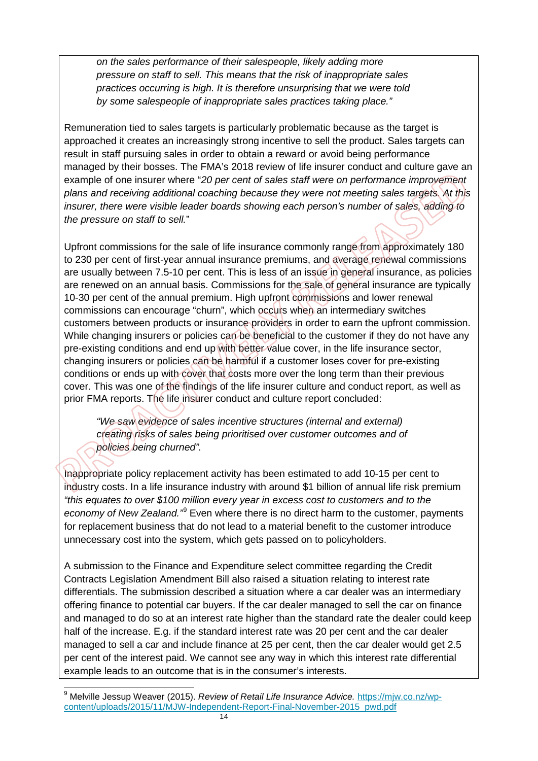> *on the sales performance of their salespeople, likely adding more pressure on staff to sell. This means that the risk of inappropriate sales practices occurring is high. It is therefore unsurprising that we were told by some salespeople of inappropriate sales practices taking place."*

Remuneration tied to sales targets is particularly problematic because as the target is approached it creates an increasingly strong incentive to sell the product. Sales targets can result in staff pursuing sales in order to obtain a reward or avoid being performance managed by their bosses. The FMA's 2018 review of life insurer conduct and culture gave an example of one insurer where "*20 per cent of sales staff were on performance improvement plans and receiving additional coaching because they were not meeting sales targets. At this insurer, there were visible leader boards showing each person's number of sales, adding to the pressure on staff to sell.*"

Upfront commissions for the sale of life insurance commonly range from approximately 180 to 230 per cent of first-year annual insurance premiums, and average renewal commissions are usually between 7.5-10 per cent. This is less of an issue in general insurance, as policies are renewed on an annual basis. Commissions for the sale of general insurance are typically 10-30 per cent of the annual premium. High upfront commissions and lower renewal commissions can encourage "churn", which occurs when an intermediary switches customers between products or insurance providers in order to earn the upfront commission. While changing insurers or policies can be beneficial to the customer if they do not have any pre-existing conditions and end up with better value cover, in the life insurance sector, changing insurers or policies can be harmful if a customer loses cover for pre-existing conditions or ends up with cover that costs more over the long term than their previous cover. This was one of the findings of the life insurer culture and conduct report, as well as prior FMA reports. The life insurer conduct and culture report concluded:

> *"We saw evidence of sales incentive structures (internal and external) creating risks of sales being prioritised over customer outcomes and of policies being churned".*

Inappropriate policy replacement activity has been estimated to add 10-15 per cent to industry costs. In a life insurance industry with around $1 billion of annual life risk premium *"this equates to over $100 million every year in excess cost to customers and to the economy of New Zealand."*[9] Even where there is no direct harm to the customer, payments for replacement business that do not lead to a material benefit to the customer introduce unnecessary cost into the system, which gets passed on to policyholders.

A submission to the Finance and Expenditure select committee regarding the Credit Contracts Legislation Amendment Bill also raised a situation relating to interest rate differentials. The submission described a situation where a car dealer was an intermediary offering finance to potential car buyers. If the car dealer managed to sell the car on finance and managed to do so at an interest rate higher than the standard rate the dealer could keep half of the increase. E.g. if the standard interest rate was 20 per cent and the car dealer managed to sell a car and include finance at 25 per cent, then the car dealer would get 2.5 per cent of the interest paid. We cannot see any way in which this interest rate differential example leads to an outcome that is in the consumer's interests.

---

[9] Melville Jessup Weaver (2015). *Review of Retail Life Insurance Advice.* https://mjw.co.nz/wp-content/uploads/2015/11/MJW-Independent-Report-Final-November-2015_pwd.pdf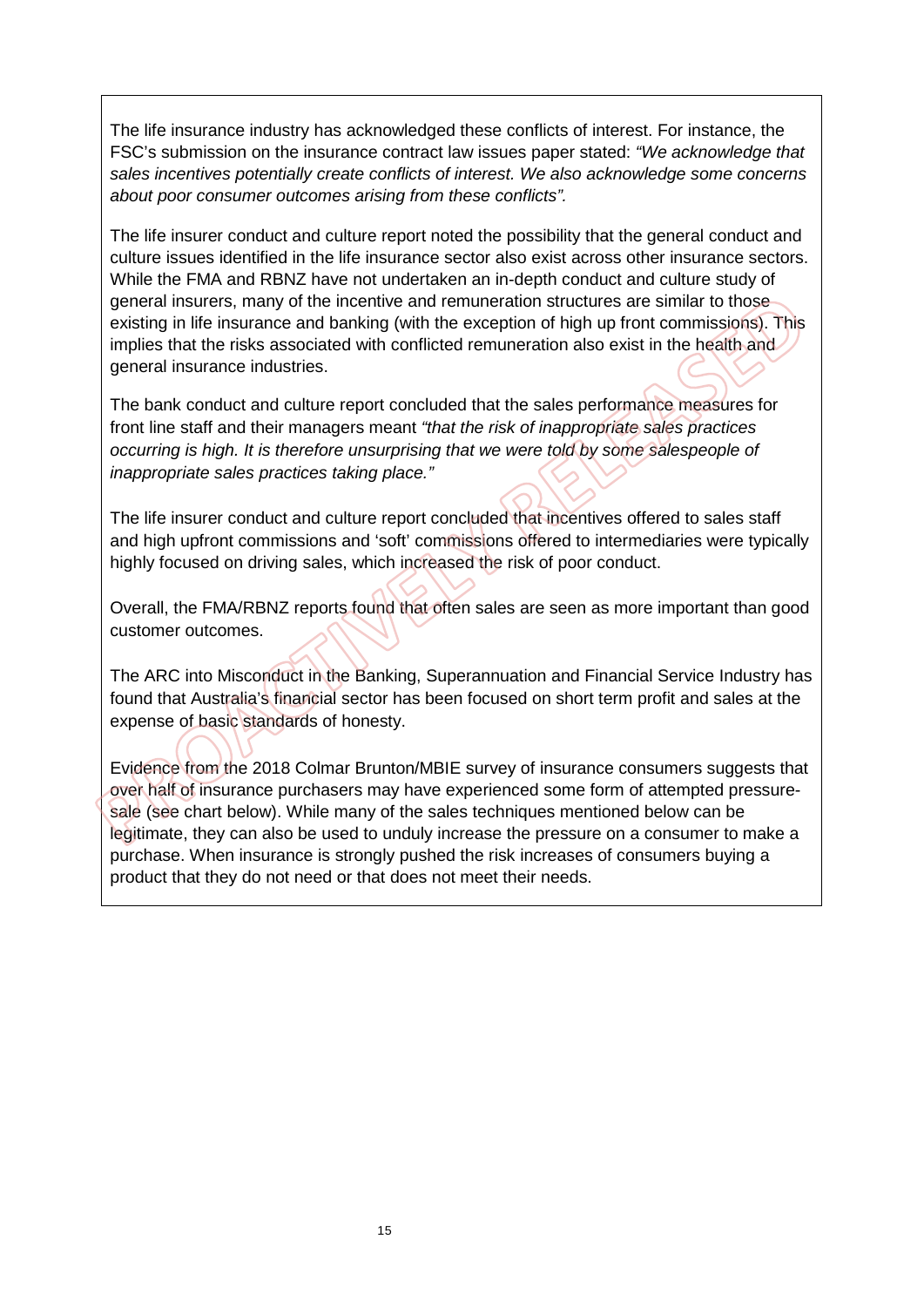The life insurance industry has acknowledged these conflicts of interest. For instance, the FSC's submission on the insurance contract law issues paper stated: *"We acknowledge that sales incentives potentially create conflicts of interest. We also acknowledge some concerns about poor consumer outcomes arising from these conflicts".*

The life insurer conduct and culture report noted the possibility that the general conduct and culture issues identified in the life insurance sector also exist across other insurance sectors. While the FMA and RBNZ have not undertaken an in-depth conduct and culture study of general insurers, many of the incentive and remuneration structures are similar to those existing in life insurance and banking (with the exception of high up front commissions). This implies that the risks associated with conflicted remuneration also exist in the health and general insurance industries.

The bank conduct and culture report concluded that the sales performance measures for front line staff and their managers meant *"that the risk of inappropriate sales practices occurring is high. It is therefore unsurprising that we were told by some salespeople of inappropriate sales practices taking place."*

The life insurer conduct and culture report concluded that incentives offered to sales staff and high upfront commissions and 'soft' commissions offered to intermediaries were typically highly focused on driving sales, which increased the risk of poor conduct.

Overall, the FMA/RBNZ reports found that often sales are seen as more important than good customer outcomes.

The ARC into Misconduct in the Banking, Superannuation and Financial Service Industry has found that Australia's financial sector has been focused on short term profit and sales at the expense of basic standards of honesty.

Evidence from the 2018 Colmar Brunton/MBIE survey of insurance consumers suggests that over half of insurance purchasers may have experienced some form of attempted pressure-sale (see chart below). While many of the sales techniques mentioned below can be legitimate, they can also be used to unduly increase the pressure on a consumer to make a purchase. When insurance is strongly pushed the risk increases of consumers buying a product that they do not need or that does not meet their needs.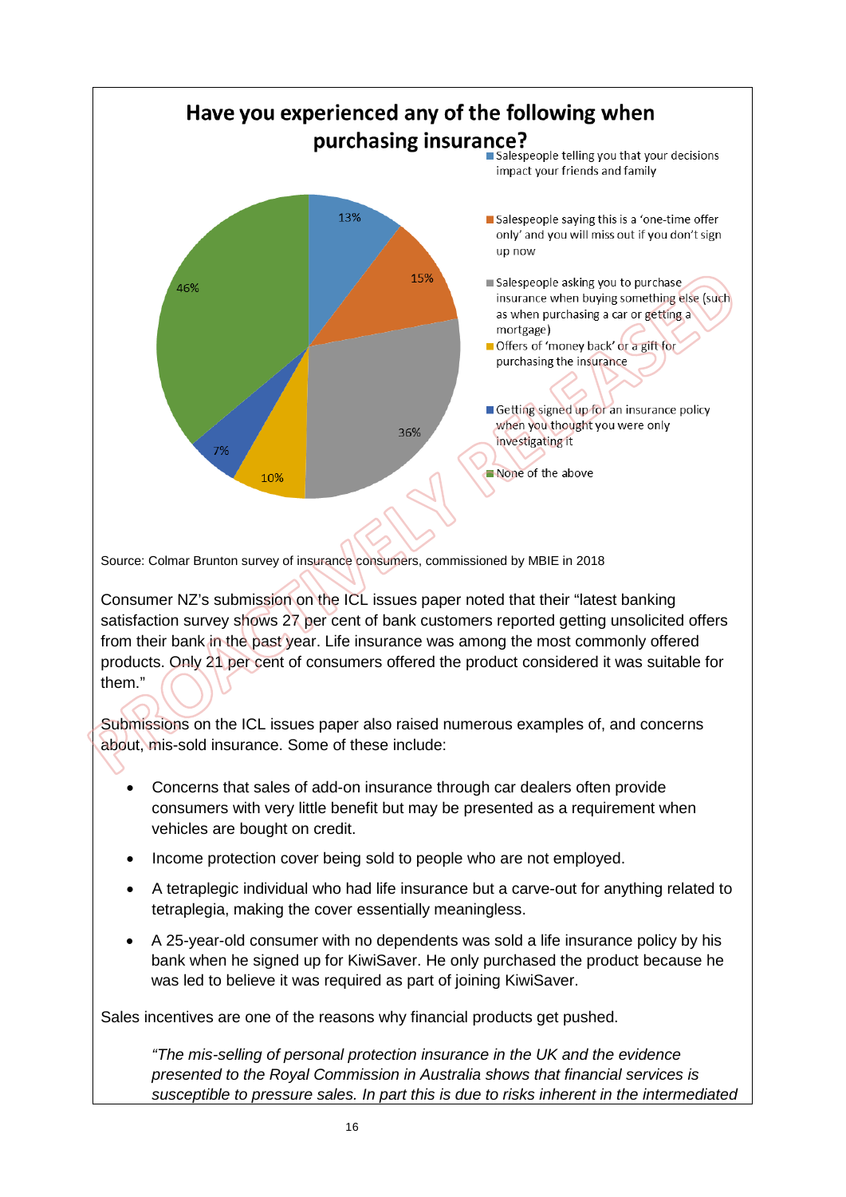**Have you experienced any of the following when purchasing insurance?**

| Response | Percentage |
|---|---|
| Salespeople telling you that your decisions impact your friends and family | 13% |
| Salespeople saying this is a 'one-time offer only' and you will miss out if you don't sign up now | 15% |
| Salespeople asking you to purchase insurance when buying something else (such as when purchasing a car or getting a mortgage) | 36% |
| Offers of 'money back' or a gift for purchasing the insurance | 10% |
| Getting signed up for an insurance policy when you thought you were only investigating it | 7% |
| None of the above | 46% |

Source: Colmar Brunton survey of insurance consumers, commissioned by MBIE in 2018

Consumer NZ's submission on the ICL issues paper noted that their "latest banking satisfaction survey shows 27 per cent of bank customers reported getting unsolicited offers from their bank in the past year. Life insurance was among the most commonly offered products. Only 21 per cent of consumers offered the product considered it was suitable for them."

Submissions on the ICL issues paper also raised numerous examples of, and concerns about, mis-sold insurance. Some of these include:

- Concerns that sales of add-on insurance through car dealers often provide consumers with very little benefit but may be presented as a requirement when vehicles are bought on credit.
- Income protection cover being sold to people who are not employed.
- A tetraplegic individual who had life insurance but a carve-out for anything related to tetraplegia, making the cover essentially meaningless.
- A 25-year-old consumer with no dependents was sold a life insurance policy by his bank when he signed up for KiwiSaver. He only purchased the product because he was led to believe it was required as part of joining KiwiSaver.

Sales incentives are one of the reasons why financial products get pushed.

> *"The mis-selling of personal protection insurance in the UK and the evidence presented to the Royal Commission in Australia shows that financial services is susceptible to pressure sales. In part this is due to risks inherent in the intermediated*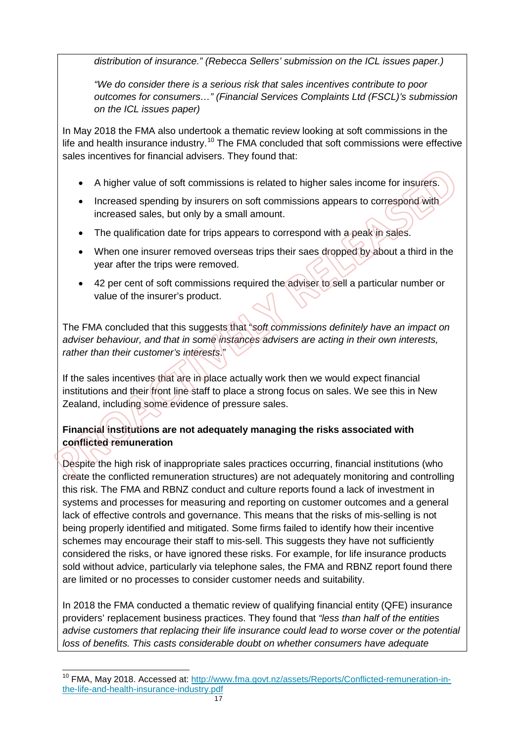*distribution of insurance." (Rebecca Sellers' submission on the ICL issues paper.)*

*"We do consider there is a serious risk that sales incentives contribute to poor outcomes for consumers…" (Financial Services Complaints Ltd (FSCL)'s submission on the ICL issues paper)*

In May 2018 the FMA also undertook a thematic review looking at soft commissions in the life and health insurance industry.[10] The FMA concluded that soft commissions were effective sales incentives for financial advisers. They found that:

- A higher value of soft commissions is related to higher sales income for insurers.
- Increased spending by insurers on soft commissions appears to correspond with increased sales, but only by a small amount.
- The qualification date for trips appears to correspond with a peak in sales.
- When one insurer removed overseas trips their saes dropped by about a third in the year after the trips were removed.
- 42 per cent of soft commissions required the adviser to sell a particular number or value of the insurer's product.

The FMA concluded that this suggests that "*soft commissions definitely have an impact on adviser behaviour, and that in some instances advisers are acting in their own interests, rather than their customer's interests*."

If the sales incentives that are in place actually work then we would expect financial institutions and their front line staff to place a strong focus on sales. We see this in New Zealand, including some evidence of pressure sales.

**Financial institutions are not adequately managing the risks associated with conflicted remuneration**

Despite the high risk of inappropriate sales practices occurring, financial institutions (who create the conflicted remuneration structures) are not adequately monitoring and controlling this risk. The FMA and RBNZ conduct and culture reports found a lack of investment in systems and processes for measuring and reporting on customer outcomes and a general lack of effective controls and governance. This means that the risks of mis-selling is not being properly identified and mitigated. Some firms failed to identify how their incentive schemes may encourage their staff to mis-sell. This suggests they have not sufficiently considered the risks, or have ignored these risks. For example, for life insurance products sold without advice, particularly via telephone sales, the FMA and RBNZ report found there are limited or no processes to consider customer needs and suitability.

In 2018 the FMA conducted a thematic review of qualifying financial entity (QFE) insurance providers' replacement business practices. They found that *"less than half of the entities advise customers that replacing their life insurance could lead to worse cover or the potential loss of benefits. This casts considerable doubt on whether consumers have adequate*

---

[10] FMA, May 2018. Accessed at: http://www.fma.govt.nz/assets/Reports/Conflicted-remuneration-in-the-life-and-health-insurance-industry.pdf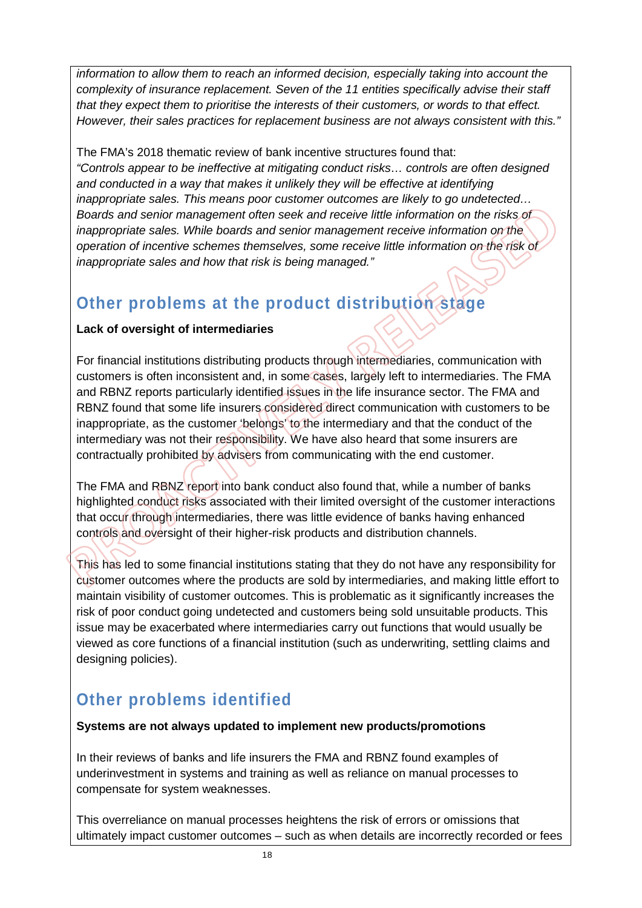*information to allow them to reach an informed decision, especially taking into account the complexity of insurance replacement. Seven of the 11 entities specifically advise their staff that they expect them to prioritise the interests of their customers, or words to that effect. However, their sales practices for replacement business are not always consistent with this."*

The FMA's 2018 thematic review of bank incentive structures found that:
*"Controls appear to be ineffective at mitigating conduct risks… controls are often designed and conducted in a way that makes it unlikely they will be effective at identifying inappropriate sales. This means poor customer outcomes are likely to go undetected… Boards and senior management often seek and receive little information on the risks of inappropriate sales. While boards and senior management receive information on the operation of incentive schemes themselves, some receive little information on the risk of inappropriate sales and how that risk is being managed."*

## Other problems at the product distribution stage

**Lack of oversight of intermediaries**

For financial institutions distributing products through intermediaries, communication with customers is often inconsistent and, in some cases, largely left to intermediaries. The FMA and RBNZ reports particularly identified issues in the life insurance sector. The FMA and RBNZ found that some life insurers considered direct communication with customers to be inappropriate, as the customer 'belongs' to the intermediary and that the conduct of the intermediary was not their responsibility. We have also heard that some insurers are contractually prohibited by advisers from communicating with the end customer.

The FMA and RBNZ report into bank conduct also found that, while a number of banks highlighted conduct risks associated with their limited oversight of the customer interactions that occur through intermediaries, there was little evidence of banks having enhanced controls and oversight of their higher-risk products and distribution channels.

This has led to some financial institutions stating that they do not have any responsibility for customer outcomes where the products are sold by intermediaries, and making little effort to maintain visibility of customer outcomes. This is problematic as it significantly increases the risk of poor conduct going undetected and customers being sold unsuitable products. This issue may be exacerbated where intermediaries carry out functions that would usually be viewed as core functions of a financial institution (such as underwriting, settling claims and designing policies).

## Other problems identified

**Systems are not always updated to implement new products/promotions**

In their reviews of banks and life insurers the FMA and RBNZ found examples of underinvestment in systems and training as well as reliance on manual processes to compensate for system weaknesses.

This overreliance on manual processes heightens the risk of errors or omissions that ultimately impact customer outcomes – such as when details are incorrectly recorded or fees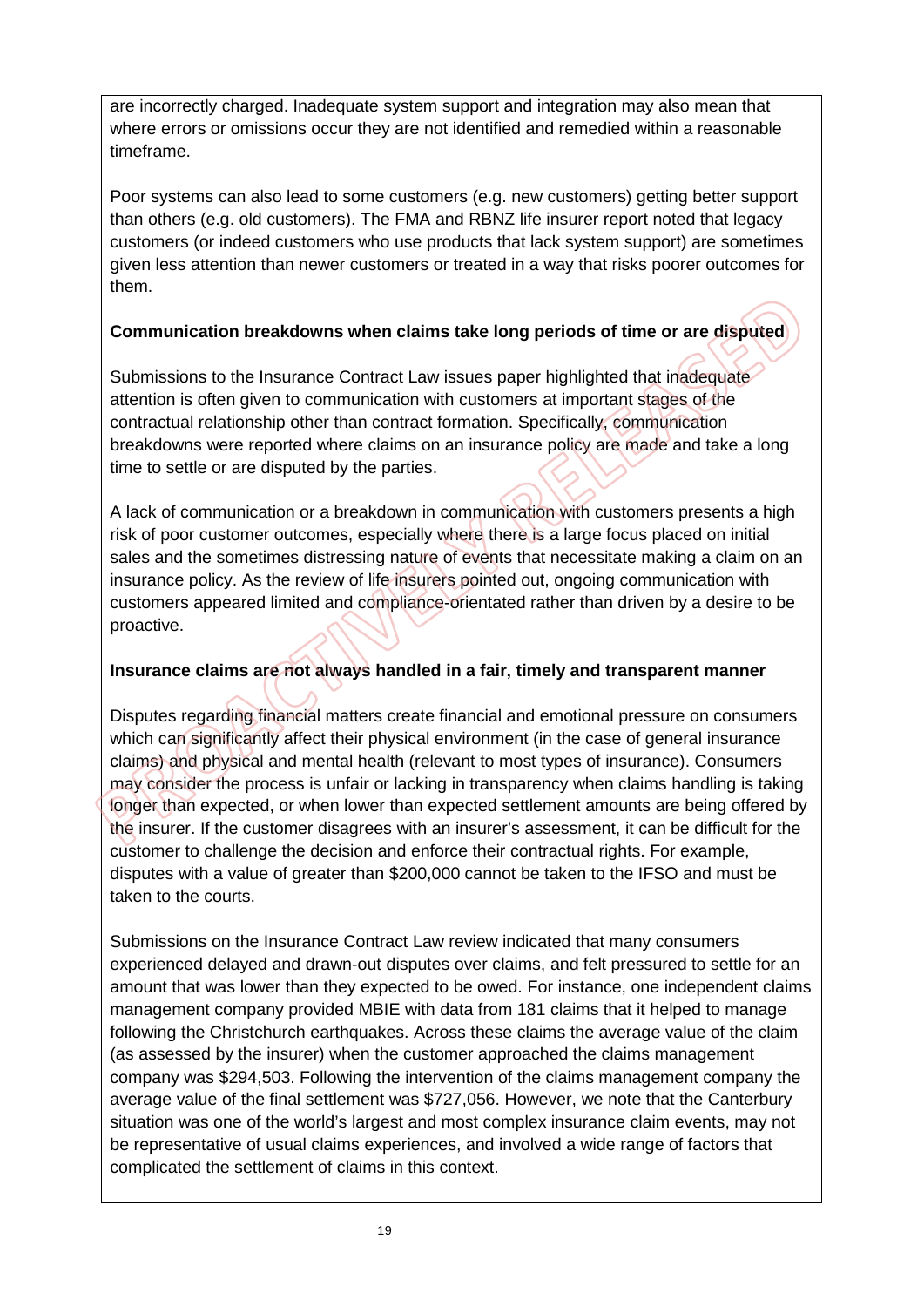are incorrectly charged. Inadequate system support and integration may also mean that where errors or omissions occur they are not identified and remedied within a reasonable timeframe.

Poor systems can also lead to some customers (e.g. new customers) getting better support than others (e.g. old customers). The FMA and RBNZ life insurer report noted that legacy customers (or indeed customers who use products that lack system support) are sometimes given less attention than newer customers or treated in a way that risks poorer outcomes for them.

**Communication breakdowns when claims take long periods of time or are disputed**

Submissions to the Insurance Contract Law issues paper highlighted that inadequate attention is often given to communication with customers at important stages of the contractual relationship other than contract formation. Specifically, communication breakdowns were reported where claims on an insurance policy are made and take a long time to settle or are disputed by the parties.

A lack of communication or a breakdown in communication with customers presents a high risk of poor customer outcomes, especially where there is a large focus placed on initial sales and the sometimes distressing nature of events that necessitate making a claim on an insurance policy. As the review of life insurers pointed out, ongoing communication with customers appeared limited and compliance-orientated rather than driven by a desire to be proactive.

**Insurance claims are not always handled in a fair, timely and transparent manner**

Disputes regarding financial matters create financial and emotional pressure on consumers which can significantly affect their physical environment (in the case of general insurance claims) and physical and mental health (relevant to most types of insurance). Consumers may consider the process is unfair or lacking in transparency when claims handling is taking longer than expected, or when lower than expected settlement amounts are being offered by the insurer. If the customer disagrees with an insurer's assessment, it can be difficult for the customer to challenge the decision and enforce their contractual rights. For example, disputes with a value of greater than $200,000 cannot be taken to the IFSO and must be taken to the courts.

Submissions on the Insurance Contract Law review indicated that many consumers experienced delayed and drawn-out disputes over claims, and felt pressured to settle for an amount that was lower than they expected to be owed. For instance, one independent claims management company provided MBIE with data from 181 claims that it helped to manage following the Christchurch earthquakes. Across these claims the average value of the claim (as assessed by the insurer) when the customer approached the claims management company was $294,503. Following the intervention of the claims management company the average value of the final settlement was $727,056. However, we note that the Canterbury situation was one of the world's largest and most complex insurance claim events, may not be representative of usual claims experiences, and involved a wide range of factors that complicated the settlement of claims in this context.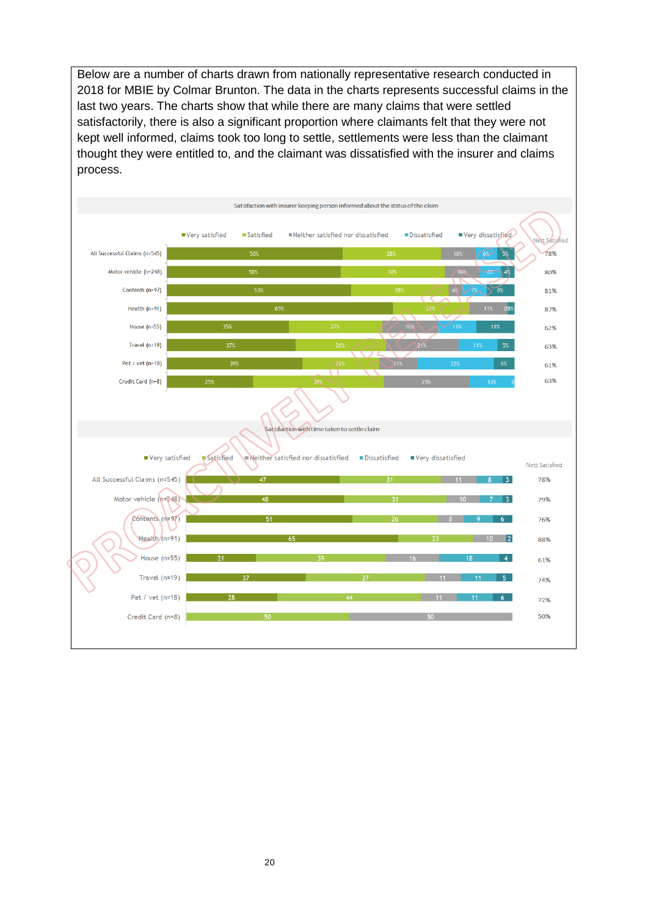Below are a number of charts drawn from nationally representative research conducted in 2018 for MBIE by Colmar Brunton. The data in the charts represents successful claims in the last two years. The charts show that while there are many claims that were settled satisfactorily, there is also a significant proportion where claimants felt that they were not kept well informed, claims took too long to settle, settlements were less than the claimant thought they were entitled to, and the claimant was dissatisfied with the insurer and claims process.

**Satisfaction with insurer keeping person informed about the status of the claim**

| | Very satisfied | Satisfied | Neither satisfied nor dissatisfied | Dissatisfied | Very dissatisfied | Nett Satisfied |
|---|---|---|---|---|---|---|
| All Successful Claims (n=545) | 50% | 28% | 10% | 6% | 5% | 78% |
| Motor vehicle (n=248) | 50% | 30% | 10% | 6% | 4% | 80% |
| Contents (n=97) | 53% | 28% | 4% | 7% | 8% | 81% |
| Health (n=91) | 65% | 22% | 11% | 0% | 1% | 87% |
| House (n=55) | 35% | 27% | 16% | 11% | 11% | 62% |
| Travel (n=19) | 37% | 26% | 21% | 11% | 5% | 63% |
| Pet / vet (n=18) | 39% | 22% | 11% | 22% | 6% | 61% |
| Credit Card (n=8) | 25% | 38% | 25% | 13% | 0 | 63% |

**Satisfaction with time taken to settle claim**

| | Very satisfied | Satisfied | Neither satisfied nor dissatisfied | Dissatisfied | Very dissatisfied | Nett Satisfied |
|---|---|---|---|---|---|---|
| All Successful Claims (n=545) | 47 | 31 | 11 | 8 | 3 | 78% |
| Motor vehicle (n=248) | 48 | 31 | 10 | 7 | 3 | 79% |
| Contents (n=97) | 51 | 26 | 8 | 9 | 6 | 76% |
| Health (n=91) | 65 | 23 | 10 | | 2 | 88% |
| House (n=55) | 21 | 39 | 16 | 18 | 4 | 61% |
| Travel (n=19) | 37 | 37 | 11 | 11 | 5 | 74% |
| Pet / vet (n=18) | 28 | 44 | 11 | 11 | 6 | 72% |
| Credit Card (n=8) | | 50 | 50 | | | 50% |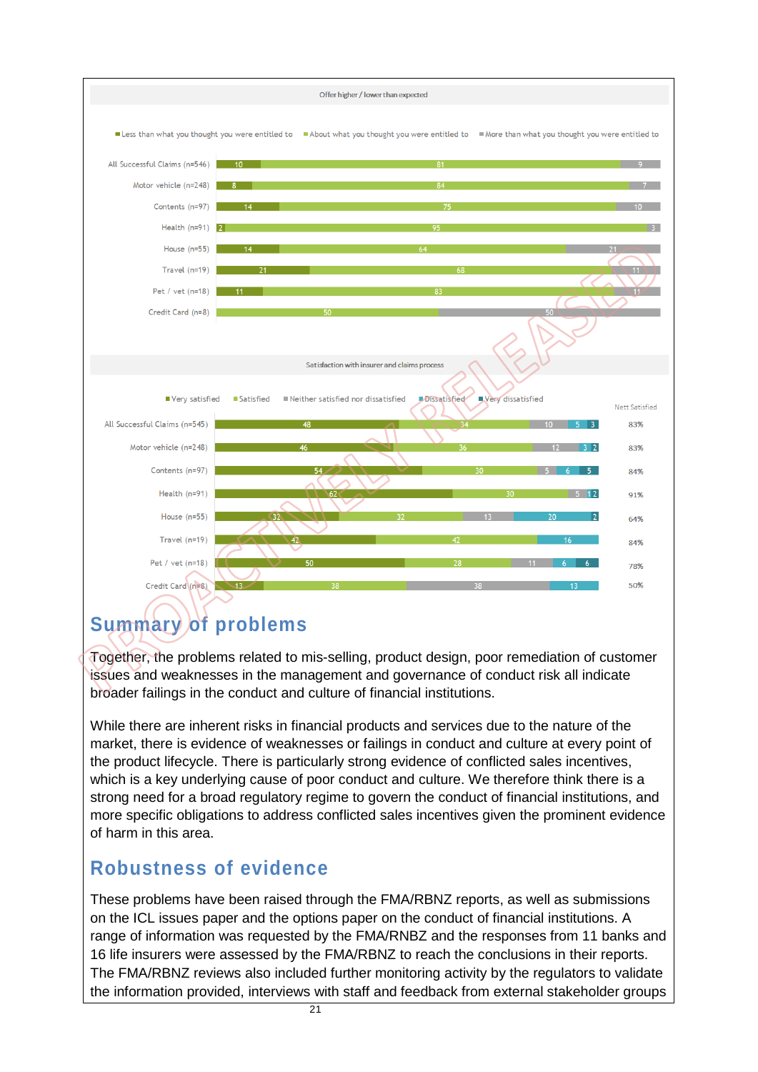Offer higher / lower than expected

| | Less than what you thought you were entitled to | About what you thought you were entitled to | More than what you thought you were entitled to |
|---|---|---|---|
| All Successful Claims (n=546) | 10 | 81 | 9 |
| Motor vehicle (n=248) | 8 | 84 | 7 |
| Contents (n=97) | 14 | 75 | 10 |
| Health (n=91) | 2 | 95 | 3 |
| House (n=55) | 14 | 64 | 21 |
| Travel (n=19) | 21 | 68 | 11 |
| Pet / vet (n=18) | 11 | 83 | 11 |
| Credit Card (n=8) | | 50 | 50 |

Satisfaction with insurer and claims process

| | Very satisfied | Satisfied | Neither satisfied nor dissatisfied | Dissatisfied | Very dissatisfied | Nett Satisfied |
|---|---|---|---|---|---|---|
| All Successful Claims (n=545) | 48 | 34 | 10 | 5 | 3 | 83% |
| Motor vehicle (n=248) | 46 | 36 | 12 | 3 | 2 | 83% |
| Contents (n=97) | 54 | 30 | 5 | 6 | 5 | 84% |
| Health (n=91) | 62 | 30 | 5 | 1 | 2 | 91% |
| House (n=55) | 32 | 32 | 13 | 20 | 2 | 64% |
| Travel (n=19) | 42 | 42 | | 16 | | 84% |
| Pet / vet (n=18) | 50 | 28 | 11 | 6 | 6 | 78% |
| Credit Card (n=8) | 13 | 38 | 38 | 13 | | 50% |

## Summary of problems

Together, the problems related to mis-selling, product design, poor remediation of customer issues and weaknesses in the management and governance of conduct risk all indicate broader failings in the conduct and culture of financial institutions.

While there are inherent risks in financial products and services due to the nature of the market, there is evidence of weaknesses or failings in conduct and culture at every point of the product lifecycle. There is particularly strong evidence of conflicted sales incentives, which is a key underlying cause of poor conduct and culture. We therefore think there is a strong need for a broad regulatory regime to govern the conduct of financial institutions, and more specific obligations to address conflicted sales incentives given the prominent evidence of harm in this area.

## Robustness of evidence

These problems have been raised through the FMA/RBNZ reports, as well as submissions on the ICL issues paper and the options paper on the conduct of financial institutions. A range of information was requested by the FMA/RNBZ and the responses from 11 banks and 16 life insurers were assessed by the FMA/RBNZ to reach the conclusions in their reports. The FMA/RBNZ reviews also included further monitoring activity by the regulators to validate the information provided, interviews with staff and feedback from external stakeholder groups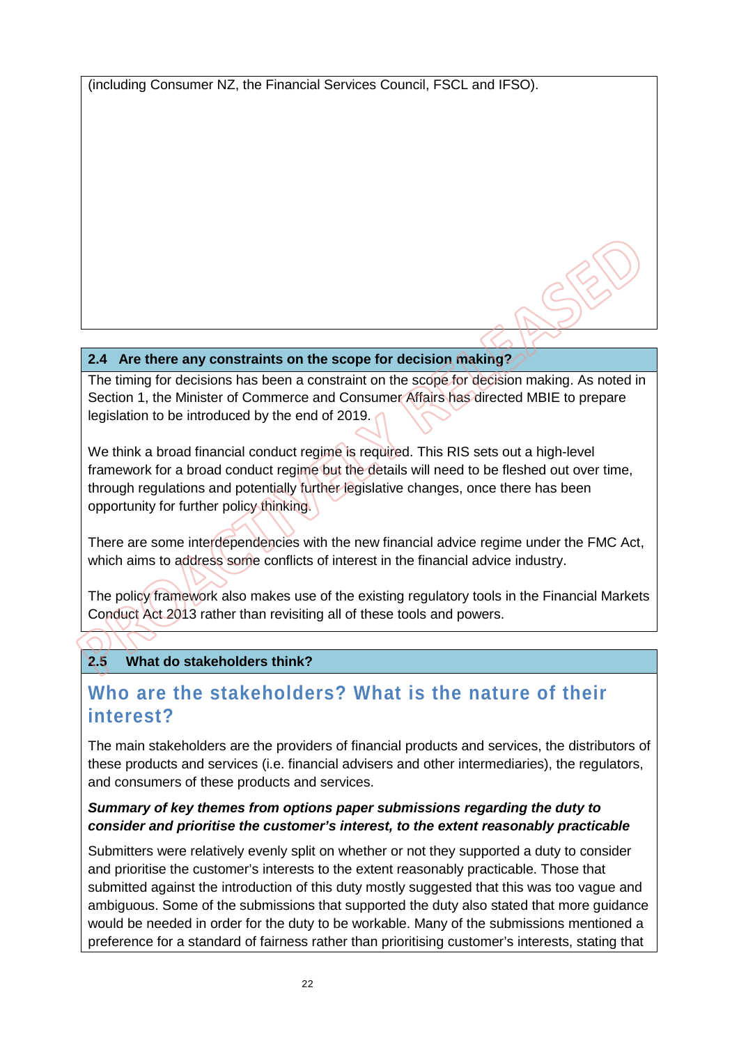(including Consumer NZ, the Financial Services Council, FSCL and IFSO).

### 2.4 Are there any constraints on the scope for decision making?

The timing for decisions has been a constraint on the scope for decision making. As noted in Section 1, the Minister of Commerce and Consumer Affairs has directed MBIE to prepare legislation to be introduced by the end of 2019.

We think a broad financial conduct regime is required. This RIS sets out a high-level framework for a broad conduct regime but the details will need to be fleshed out over time, through regulations and potentially further legislative changes, once there has been opportunity for further policy thinking.

There are some interdependencies with the new financial advice regime under the FMC Act, which aims to address some conflicts of interest in the financial advice industry.

The policy framework also makes use of the existing regulatory tools in the Financial Markets Conduct Act 2013 rather than revisiting all of these tools and powers.

### 2.5 What do stakeholders think?

## Who are the stakeholders? What is the nature of their interest?

The main stakeholders are the providers of financial products and services, the distributors of these products and services (i.e. financial advisers and other intermediaries), the regulators, and consumers of these products and services.

***Summary of key themes from options paper submissions regarding the duty to consider and prioritise the customer's interest, to the extent reasonably practicable***

Submitters were relatively evenly split on whether or not they supported a duty to consider and prioritise the customer's interests to the extent reasonably practicable. Those that submitted against the introduction of this duty mostly suggested that this was too vague and ambiguous. Some of the submissions that supported the duty also stated that more guidance would be needed in order for the duty to be workable. Many of the submissions mentioned a preference for a standard of fairness rather than prioritising customer's interests, stating that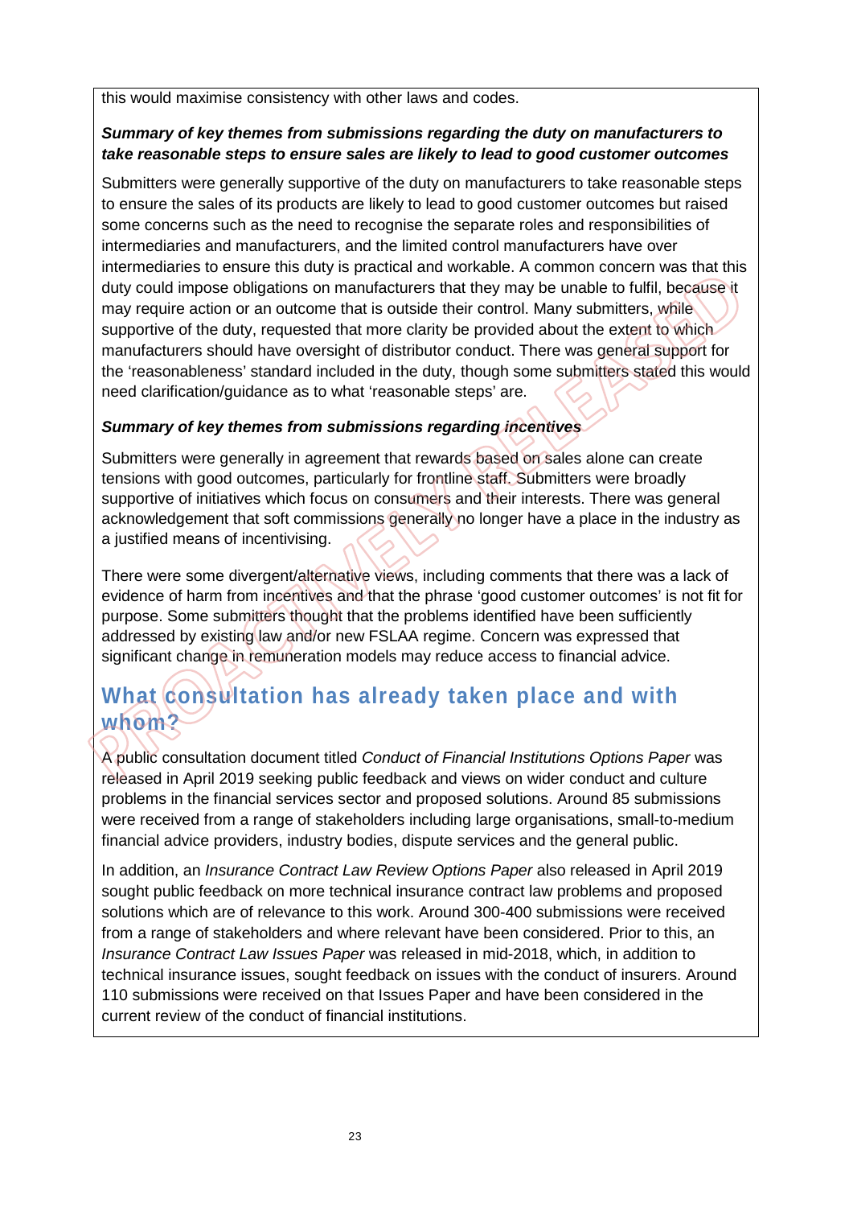this would maximise consistency with other laws and codes.

***Summary of key themes from submissions regarding the duty on manufacturers to take reasonable steps to ensure sales are likely to lead to good customer outcomes***

Submitters were generally supportive of the duty on manufacturers to take reasonable steps to ensure the sales of its products are likely to lead to good customer outcomes but raised some concerns such as the need to recognise the separate roles and responsibilities of intermediaries and manufacturers, and the limited control manufacturers have over intermediaries to ensure this duty is practical and workable. A common concern was that this duty could impose obligations on manufacturers that they may be unable to fulfil, because it may require action or an outcome that is outside their control. Many submitters, while supportive of the duty, requested that more clarity be provided about the extent to which manufacturers should have oversight of distributor conduct. There was general support for the 'reasonableness' standard included in the duty, though some submitters stated this would need clarification/guidance as to what 'reasonable steps' are.

***Summary of key themes from submissions regarding incentives***

Submitters were generally in agreement that rewards based on sales alone can create tensions with good outcomes, particularly for frontline staff. Submitters were broadly supportive of initiatives which focus on consumers and their interests. There was general acknowledgement that soft commissions generally no longer have a place in the industry as a justified means of incentivising.

There were some divergent/alternative views, including comments that there was a lack of evidence of harm from incentives and that the phrase 'good customer outcomes' is not fit for purpose. Some submitters thought that the problems identified have been sufficiently addressed by existing law and/or new FSLAA regime. Concern was expressed that significant change in remuneration models may reduce access to financial advice.

## What consultation has already taken place and with whom?

A public consultation document titled *Conduct of Financial Institutions Options Paper* was released in April 2019 seeking public feedback and views on wider conduct and culture problems in the financial services sector and proposed solutions. Around 85 submissions were received from a range of stakeholders including large organisations, small-to-medium financial advice providers, industry bodies, dispute services and the general public.

In addition, an *Insurance Contract Law Review Options Paper* also released in April 2019 sought public feedback on more technical insurance contract law problems and proposed solutions which are of relevance to this work. Around 300-400 submissions were received from a range of stakeholders and where relevant have been considered. Prior to this, an *Insurance Contract Law Issues Paper* was released in mid-2018, which, in addition to technical insurance issues, sought feedback on issues with the conduct of insurers. Around 110 submissions were received on that Issues Paper and have been considered in the current review of the conduct of financial institutions.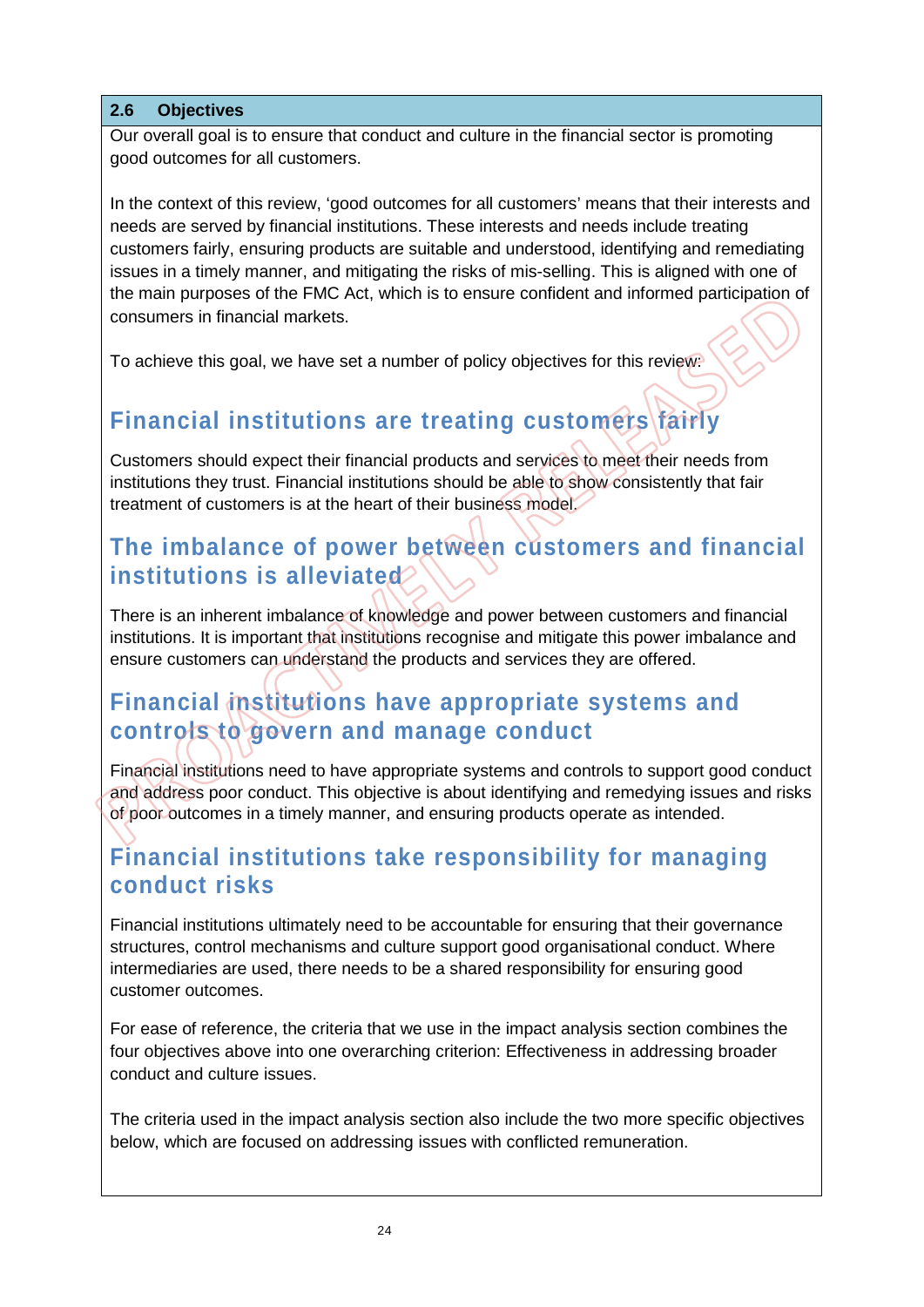## 2.6 Objectives

Our overall goal is to ensure that conduct and culture in the financial sector is promoting good outcomes for all customers.

In the context of this review, 'good outcomes for all customers' means that their interests and needs are served by financial institutions. These interests and needs include treating customers fairly, ensuring products are suitable and understood, identifying and remediating issues in a timely manner, and mitigating the risks of mis-selling. This is aligned with one of the main purposes of the FMC Act, which is to ensure confident and informed participation of consumers in financial markets.

To achieve this goal, we have set a number of policy objectives for this review:

### Financial institutions are treating customers fairly

Customers should expect their financial products and services to meet their needs from institutions they trust. Financial institutions should be able to show consistently that fair treatment of customers is at the heart of their business model.

### The imbalance of power between customers and financial institutions is alleviated

There is an inherent imbalance of knowledge and power between customers and financial institutions. It is important that institutions recognise and mitigate this power imbalance and ensure customers can understand the products and services they are offered.

### Financial institutions have appropriate systems and controls to govern and manage conduct

Financial institutions need to have appropriate systems and controls to support good conduct and address poor conduct. This objective is about identifying and remedying issues and risks of poor outcomes in a timely manner, and ensuring products operate as intended.

### Financial institutions take responsibility for managing conduct risks

Financial institutions ultimately need to be accountable for ensuring that their governance structures, control mechanisms and culture support good organisational conduct. Where intermediaries are used, there needs to be a shared responsibility for ensuring good customer outcomes.

For ease of reference, the criteria that we use in the impact analysis section combines the four objectives above into one overarching criterion: Effectiveness in addressing broader conduct and culture issues.

The criteria used in the impact analysis section also include the two more specific objectives below, which are focused on addressing issues with conflicted remuneration.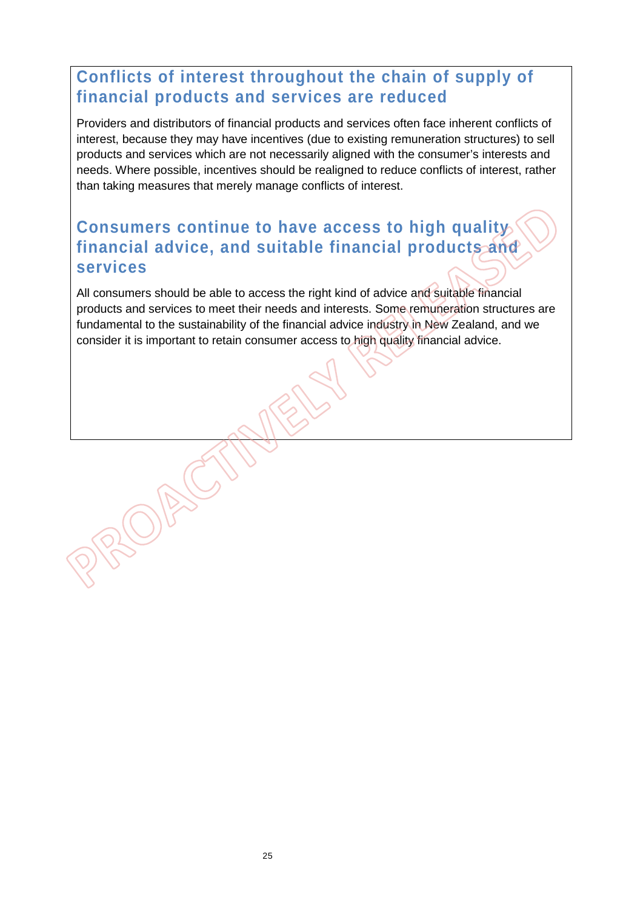## Conflicts of interest throughout the chain of supply of financial products and services are reduced

Providers and distributors of financial products and services often face inherent conflicts of interest, because they may have incentives (due to existing remuneration structures) to sell products and services which are not necessarily aligned with the consumer's interests and needs. Where possible, incentives should be realigned to reduce conflicts of interest, rather than taking measures that merely manage conflicts of interest.

## Consumers continue to have access to high quality financial advice, and suitable financial products and services

All consumers should be able to access the right kind of advice and suitable financial products and services to meet their needs and interests. Some remuneration structures are fundamental to the sustainability of the financial advice industry in New Zealand, and we consider it is important to retain consumer access to high quality financial advice.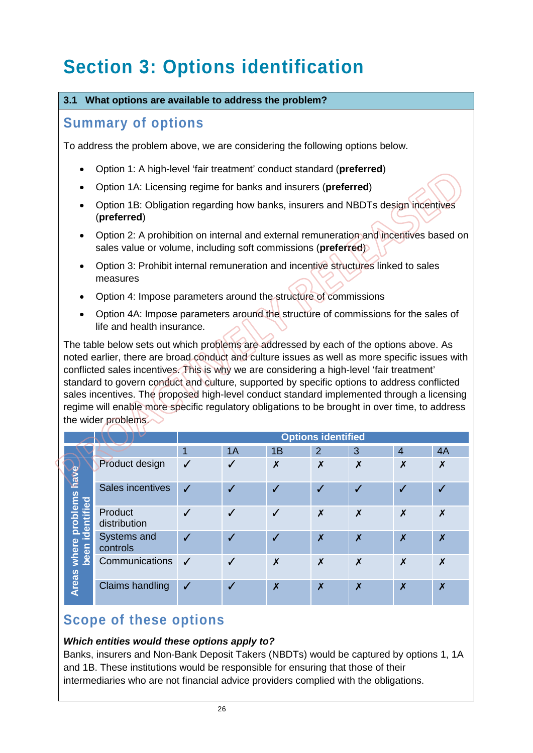# Section 3: Options identification

**3.1 What options are available to address the problem?**

## Summary of options

To address the problem above, we are considering the following options below.

- Option 1: A high-level 'fair treatment' conduct standard (**preferred**)
- Option 1A: Licensing regime for banks and insurers (**preferred**)
- Option 1B: Obligation regarding how banks, insurers and NBDTs design incentives (**preferred**)
- Option 2: A prohibition on internal and external remuneration and incentives based on sales value or volume, including soft commissions (**preferred**)
- Option 3: Prohibit internal remuneration and incentive structures linked to sales measures
- Option 4: Impose parameters around the structure of commissions
- Option 4A: Impose parameters around the structure of commissions for the sales of life and health insurance.

The table below sets out which problems are addressed by each of the options above. As noted earlier, there are broad conduct and culture issues as well as more specific issues with conflicted sales incentives. This is why we are considering a high-level 'fair treatment' standard to govern conduct and culture, supported by specific options to address conflicted sales incentives. The proposed high-level conduct standard implemented through a licensing regime will enable more specific regulatory obligations to be brought in over time, to address the wider problems.

| | | Options identified | | | | | | |
|---|---|---|---|---|---|---|---|---|
| | | 1 | 1A | 1B | 2 | 3 | 4 | 4A |
| Areas where problems have been identified | Product design | ✓ | ✓ | ✗ | ✗ | ✗ | ✗ | ✗ |
| | Sales incentives | ✓ | ✓ | ✓ | ✓ | ✓ | ✓ | ✓ |
| | Product distribution | ✓ | ✓ | ✓ | ✗ | ✗ | ✗ | ✗ |
| | Systems and controls | ✓ | ✓ | ✓ | ✗ | ✗ | ✗ | ✗ |
| | Communications | ✓ | ✓ | ✗ | ✗ | ✗ | ✗ | ✗ |
| | Claims handling | ✓ | ✓ | ✗ | ✗ | ✗ | ✗ | ✗ |

## Scope of these options

***Which entities would these options apply to?***

Banks, insurers and Non-Bank Deposit Takers (NBDTs) would be captured by options 1, 1A and 1B. These institutions would be responsible for ensuring that those of their intermediaries who are not financial advice providers complied with the obligations.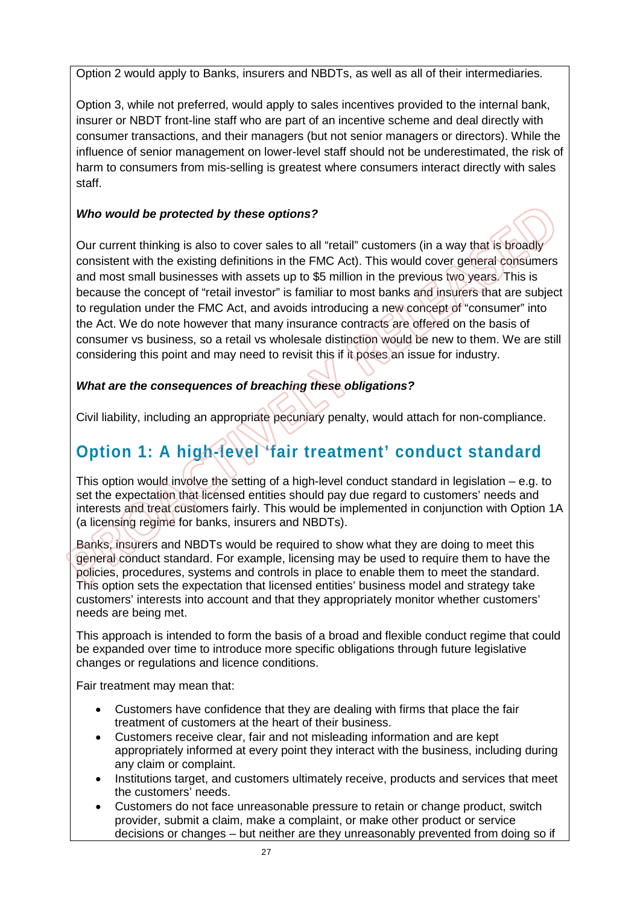Option 2 would apply to Banks, insurers and NBDTs, as well as all of their intermediaries.

Option 3, while not preferred, would apply to sales incentives provided to the internal bank, insurer or NBDT front-line staff who are part of an incentive scheme and deal directly with consumer transactions, and their managers (but not senior managers or directors). While the influence of senior management on lower-level staff should not be underestimated, the risk of harm to consumers from mis-selling is greatest where consumers interact directly with sales staff.

***Who would be protected by these options?***

Our current thinking is also to cover sales to all "retail" customers (in a way that is broadly consistent with the existing definitions in the FMC Act). This would cover general consumers and most small businesses with assets up to $5 million in the previous two years. This is because the concept of "retail investor" is familiar to most banks and insurers that are subject to regulation under the FMC Act, and avoids introducing a new concept of "consumer" into the Act. We do note however that many insurance contracts are offered on the basis of consumer vs business, so a retail vs wholesale distinction would be new to them. We are still considering this point and may need to revisit this if it poses an issue for industry.

***What are the consequences of breaching these obligations?***

Civil liability, including an appropriate pecuniary penalty, would attach for non-compliance.

## Option 1: A high-level 'fair treatment' conduct standard

This option would involve the setting of a high-level conduct standard in legislation – e.g. to set the expectation that licensed entities should pay due regard to customers' needs and interests and treat customers fairly. This would be implemented in conjunction with Option 1A (a licensing regime for banks, insurers and NBDTs).

Banks, insurers and NBDTs would be required to show what they are doing to meet this general conduct standard. For example, licensing may be used to require them to have the policies, procedures, systems and controls in place to enable them to meet the standard. This option sets the expectation that licensed entities' business model and strategy take customers' interests into account and that they appropriately monitor whether customers' needs are being met.

This approach is intended to form the basis of a broad and flexible conduct regime that could be expanded over time to introduce more specific obligations through future legislative changes or regulations and licence conditions.

Fair treatment may mean that:

- Customers have confidence that they are dealing with firms that place the fair treatment of customers at the heart of their business.
- Customers receive clear, fair and not misleading information and are kept appropriately informed at every point they interact with the business, including during any claim or complaint.
- Institutions target, and customers ultimately receive, products and services that meet the customers' needs.
- Customers do not face unreasonable pressure to retain or change product, switch provider, submit a claim, make a complaint, or make other product or service decisions or changes – but neither are they unreasonably prevented from doing so if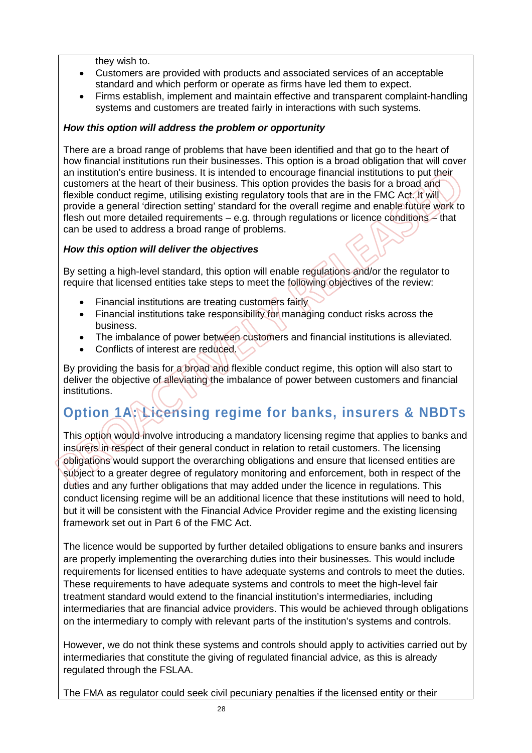they wish to.

- Customers are provided with products and associated services of an acceptable standard and which perform or operate as firms have led them to expect.
- Firms establish, implement and maintain effective and transparent complaint-handling systems and customers are treated fairly in interactions with such systems.

***How this option will address the problem or opportunity***

There are a broad range of problems that have been identified and that go to the heart of how financial institutions run their businesses. This option is a broad obligation that will cover an institution's entire business. It is intended to encourage financial institutions to put their customers at the heart of their business. This option provides the basis for a broad and flexible conduct regime, utilising existing regulatory tools that are in the FMC Act. It will provide a general 'direction setting' standard for the overall regime and enable future work to flesh out more detailed requirements – e.g. through regulations or licence conditions – that can be used to address a broad range of problems.

***How this option will deliver the objectives***

By setting a high-level standard, this option will enable regulations and/or the regulator to require that licensed entities take steps to meet the following objectives of the review:

- Financial institutions are treating customers fairly
- Financial institutions take responsibility for managing conduct risks across the business.
- The imbalance of power between customers and financial institutions is alleviated.
- Conflicts of interest are reduced.

By providing the basis for a broad and flexible conduct regime, this option will also start to deliver the objective of alleviating the imbalance of power between customers and financial institutions.

## Option 1A: Licensing regime for banks, insurers & NBDTs

This option would involve introducing a mandatory licensing regime that applies to banks and insurers in respect of their general conduct in relation to retail customers. The licensing obligations would support the overarching obligations and ensure that licensed entities are subject to a greater degree of regulatory monitoring and enforcement, both in respect of the duties and any further obligations that may added under the licence in regulations. This conduct licensing regime will be an additional licence that these institutions will need to hold, but it will be consistent with the Financial Advice Provider regime and the existing licensing framework set out in Part 6 of the FMC Act.

The licence would be supported by further detailed obligations to ensure banks and insurers are properly implementing the overarching duties into their businesses. This would include requirements for licensed entities to have adequate systems and controls to meet the duties. These requirements to have adequate systems and controls to meet the high-level fair treatment standard would extend to the financial institution's intermediaries, including intermediaries that are financial advice providers. This would be achieved through obligations on the intermediary to comply with relevant parts of the institution's systems and controls.

However, we do not think these systems and controls should apply to activities carried out by intermediaries that constitute the giving of regulated financial advice, as this is already regulated through the FSLAA.

The FMA as regulator could seek civil pecuniary penalties if the licensed entity or their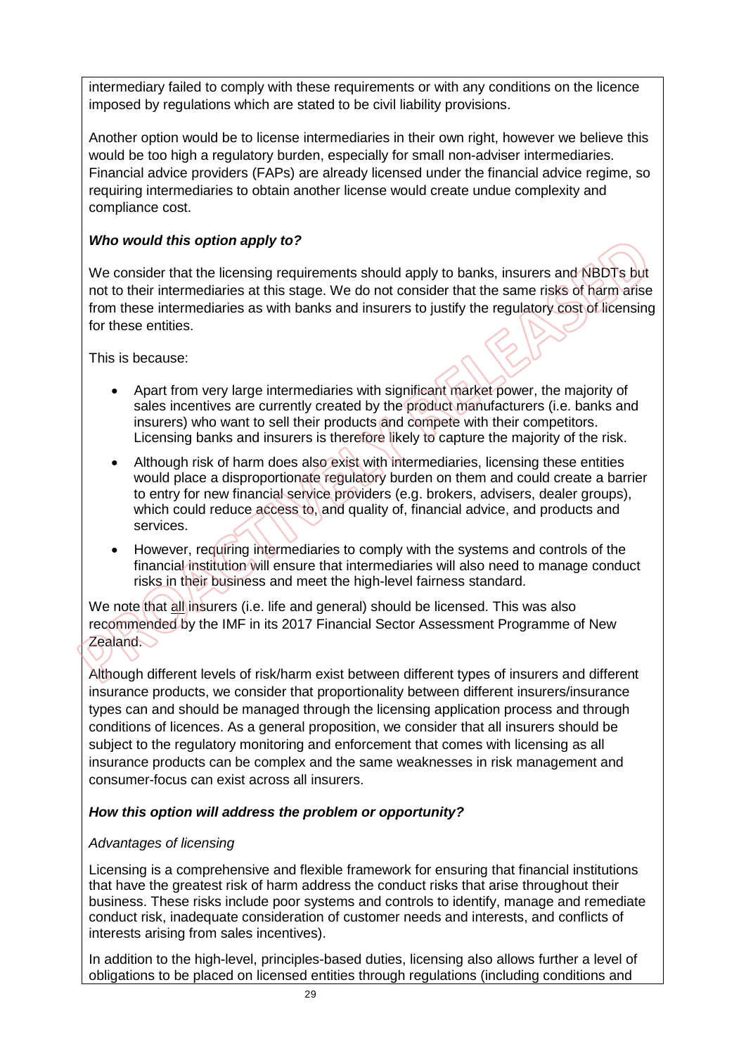intermediary failed to comply with these requirements or with any conditions on the licence imposed by regulations which are stated to be civil liability provisions.

Another option would be to license intermediaries in their own right, however we believe this would be too high a regulatory burden, especially for small non-adviser intermediaries. Financial advice providers (FAPs) are already licensed under the financial advice regime, so requiring intermediaries to obtain another license would create undue complexity and compliance cost.

***Who would this option apply to?***

We consider that the licensing requirements should apply to banks, insurers and NBDTs but not to their intermediaries at this stage. We do not consider that the same risks of harm arise from these intermediaries as with banks and insurers to justify the regulatory cost of licensing for these entities.

This is because:

- Apart from very large intermediaries with significant market power, the majority of sales incentives are currently created by the product manufacturers (i.e. banks and insurers) who want to sell their products and compete with their competitors. Licensing banks and insurers is therefore likely to capture the majority of the risk.
- Although risk of harm does also exist with intermediaries, licensing these entities would place a disproportionate regulatory burden on them and could create a barrier to entry for new financial service providers (e.g. brokers, advisers, dealer groups), which could reduce access to, and quality of, financial advice, and products and services.
- However, requiring intermediaries to comply with the systems and controls of the financial institution will ensure that intermediaries will also need to manage conduct risks in their business and meet the high-level fairness standard.

We note that <u>all</u> insurers (i.e. life and general) should be licensed. This was also recommended by the IMF in its 2017 Financial Sector Assessment Programme of New Zealand.

Although different levels of risk/harm exist between different types of insurers and different insurance products, we consider that proportionality between different insurers/insurance types can and should be managed through the licensing application process and through conditions of licences. As a general proposition, we consider that all insurers should be subject to the regulatory monitoring and enforcement that comes with licensing as all insurance products can be complex and the same weaknesses in risk management and consumer-focus can exist across all insurers.

***How this option will address the problem or opportunity?***

*Advantages of licensing*

Licensing is a comprehensive and flexible framework for ensuring that financial institutions that have the greatest risk of harm address the conduct risks that arise throughout their business. These risks include poor systems and controls to identify, manage and remediate conduct risk, inadequate consideration of customer needs and interests, and conflicts of interests arising from sales incentives).

In addition to the high-level, principles-based duties, licensing also allows further a level of obligations to be placed on licensed entities through regulations (including conditions and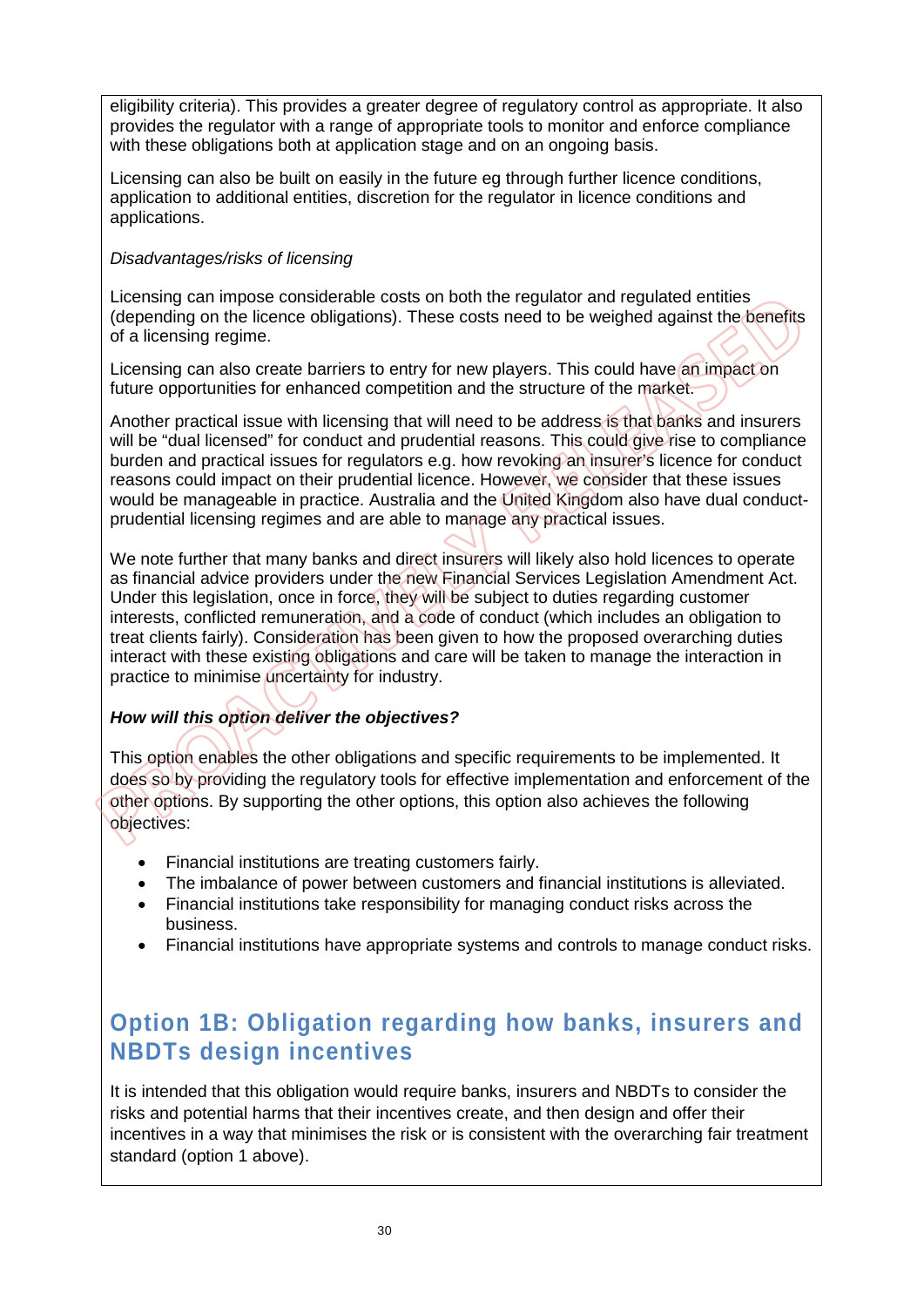eligibility criteria). This provides a greater degree of regulatory control as appropriate. It also provides the regulator with a range of appropriate tools to monitor and enforce compliance with these obligations both at application stage and on an ongoing basis.

Licensing can also be built on easily in the future eg through further licence conditions, application to additional entities, discretion for the regulator in licence conditions and applications.

*Disadvantages/risks of licensing*

Licensing can impose considerable costs on both the regulator and regulated entities (depending on the licence obligations). These costs need to be weighed against the benefits of a licensing regime.

Licensing can also create barriers to entry for new players. This could have an impact on future opportunities for enhanced competition and the structure of the market.

Another practical issue with licensing that will need to be address is that banks and insurers will be "dual licensed" for conduct and prudential reasons. This could give rise to compliance burden and practical issues for regulators e.g. how revoking an insurer's licence for conduct reasons could impact on their prudential licence. However, we consider that these issues would be manageable in practice. Australia and the United Kingdom also have dual conduct-prudential licensing regimes and are able to manage any practical issues.

We note further that many banks and direct insurers will likely also hold licences to operate as financial advice providers under the new Financial Services Legislation Amendment Act. Under this legislation, once in force, they will be subject to duties regarding customer interests, conflicted remuneration, and a code of conduct (which includes an obligation to treat clients fairly). Consideration has been given to how the proposed overarching duties interact with these existing obligations and care will be taken to manage the interaction in practice to minimise uncertainty for industry.

***How will this option deliver the objectives?***

This option enables the other obligations and specific requirements to be implemented. It does so by providing the regulatory tools for effective implementation and enforcement of the other options. By supporting the other options, this option also achieves the following objectives:

- Financial institutions are treating customers fairly.
- The imbalance of power between customers and financial institutions is alleviated.
- Financial institutions take responsibility for managing conduct risks across the business.
- Financial institutions have appropriate systems and controls to manage conduct risks.

## Option 1B: Obligation regarding how banks, insurers and NBDTs design incentives

It is intended that this obligation would require banks, insurers and NBDTs to consider the risks and potential harms that their incentives create, and then design and offer their incentives in a way that minimises the risk or is consistent with the overarching fair treatment standard (option 1 above).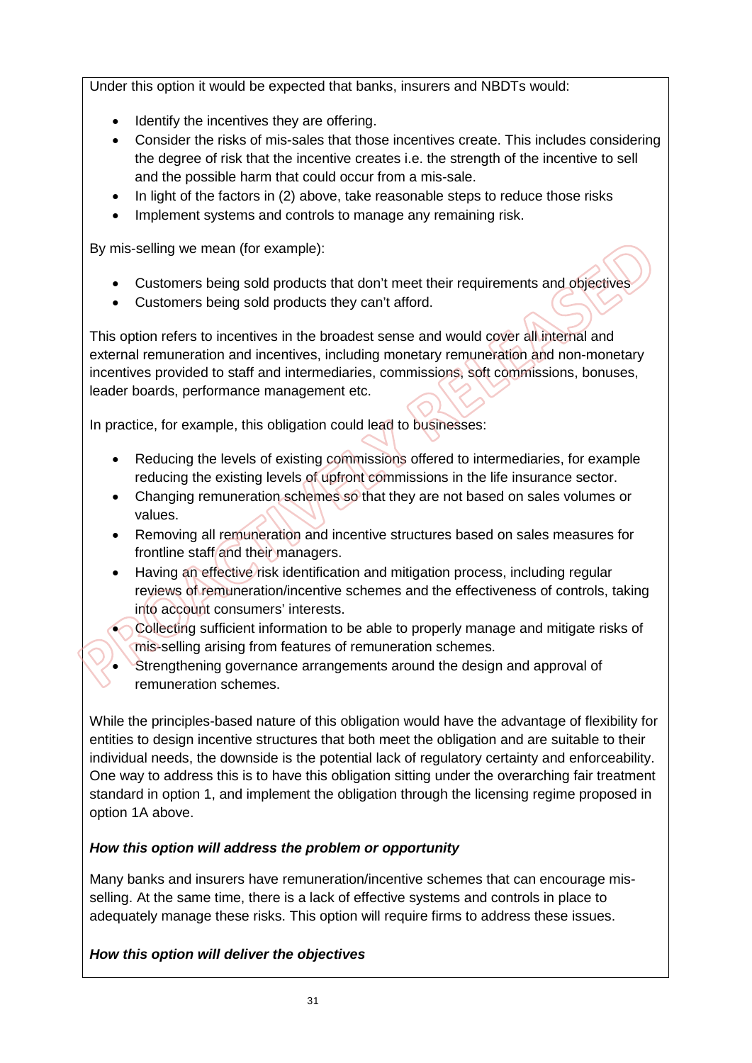Under this option it would be expected that banks, insurers and NBDTs would:

- Identify the incentives they are offering.
- Consider the risks of mis-sales that those incentives create. This includes considering the degree of risk that the incentive creates i.e. the strength of the incentive to sell and the possible harm that could occur from a mis-sale.
- In light of the factors in (2) above, take reasonable steps to reduce those risks
- Implement systems and controls to manage any remaining risk.

By mis-selling we mean (for example):

- Customers being sold products that don't meet their requirements and objectives
- Customers being sold products they can't afford.

This option refers to incentives in the broadest sense and would cover all internal and external remuneration and incentives, including monetary remuneration and non-monetary incentives provided to staff and intermediaries, commissions, soft commissions, bonuses, leader boards, performance management etc.

In practice, for example, this obligation could lead to businesses:

- Reducing the levels of existing commissions offered to intermediaries, for example reducing the existing levels of upfront commissions in the life insurance sector.
- Changing remuneration schemes so that they are not based on sales volumes or values.
- Removing all remuneration and incentive structures based on sales measures for frontline staff and their managers.
- Having an effective risk identification and mitigation process, including regular reviews of remuneration/incentive schemes and the effectiveness of controls, taking into account consumers' interests.
- Collecting sufficient information to be able to properly manage and mitigate risks of mis-selling arising from features of remuneration schemes.
- Strengthening governance arrangements around the design and approval of remuneration schemes.

While the principles-based nature of this obligation would have the advantage of flexibility for entities to design incentive structures that both meet the obligation and are suitable to their individual needs, the downside is the potential lack of regulatory certainty and enforceability. One way to address this is to have this obligation sitting under the overarching fair treatment standard in option 1, and implement the obligation through the licensing regime proposed in option 1A above.

***How this option will address the problem or opportunity***

Many banks and insurers have remuneration/incentive schemes that can encourage mis-selling. At the same time, there is a lack of effective systems and controls in place to adequately manage these risks. This option will require firms to address these issues.

***How this option will deliver the objectives***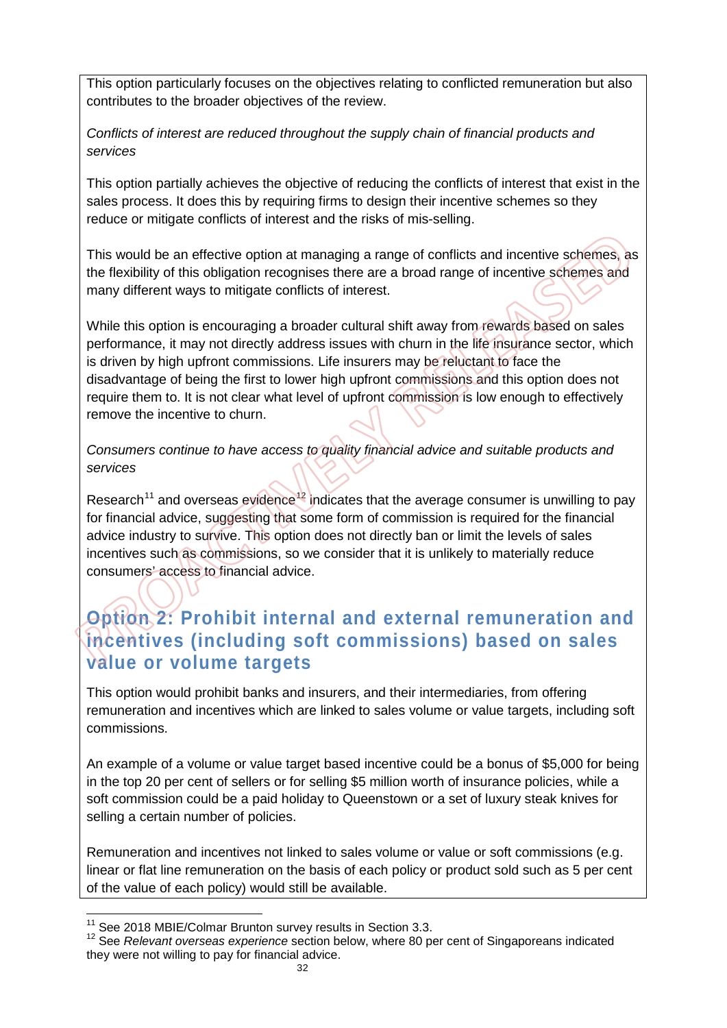This option particularly focuses on the objectives relating to conflicted remuneration but also contributes to the broader objectives of the review.

*Conflicts of interest are reduced throughout the supply chain of financial products and services*

This option partially achieves the objective of reducing the conflicts of interest that exist in the sales process. It does this by requiring firms to design their incentive schemes so they reduce or mitigate conflicts of interest and the risks of mis-selling.

This would be an effective option at managing a range of conflicts and incentive schemes, as the flexibility of this obligation recognises there are a broad range of incentive schemes and many different ways to mitigate conflicts of interest.

While this option is encouraging a broader cultural shift away from rewards based on sales performance, it may not directly address issues with churn in the life insurance sector, which is driven by high upfront commissions. Life insurers may be reluctant to face the disadvantage of being the first to lower high upfront commissions and this option does not require them to. It is not clear what level of upfront commission is low enough to effectively remove the incentive to churn.

*Consumers continue to have access to quality financial advice and suitable products and services*

Research[11] and overseas evidence[12] indicates that the average consumer is unwilling to pay for financial advice, suggesting that some form of commission is required for the financial advice industry to survive. This option does not directly ban or limit the levels of sales incentives such as commissions, so we consider that it is unlikely to materially reduce consumers' access to financial advice.

## Option 2: Prohibit internal and external remuneration and incentives (including soft commissions) based on sales value or volume targets

This option would prohibit banks and insurers, and their intermediaries, from offering remuneration and incentives which are linked to sales volume or value targets, including soft commissions.

An example of a volume or value target based incentive could be a bonus of $5,000 for being in the top 20 per cent of sellers or for selling $5 million worth of insurance policies, while a soft commission could be a paid holiday to Queenstown or a set of luxury steak knives for selling a certain number of policies.

Remuneration and incentives not linked to sales volume or value or soft commissions (e.g. linear or flat line remuneration on the basis of each policy or product sold such as 5 per cent of the value of each policy) would still be available.

---

[11] See 2018 MBIE/Colmar Brunton survey results in Section 3.3.

[12] See *Relevant overseas experience* section below, where 80 per cent of Singaporeans indicated they were not willing to pay for financial advice.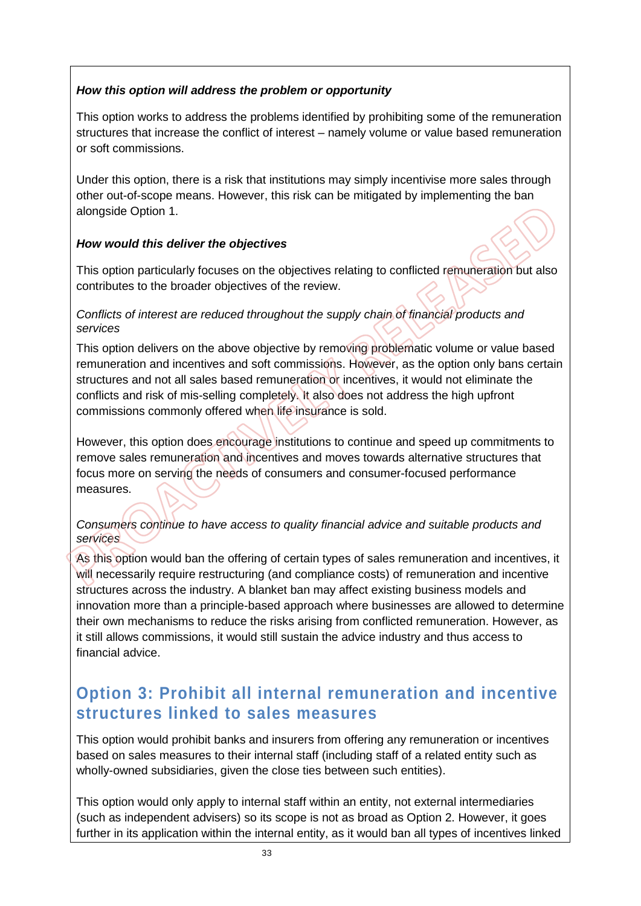***How this option will address the problem or opportunity***

This option works to address the problems identified by prohibiting some of the remuneration structures that increase the conflict of interest – namely volume or value based remuneration or soft commissions.

Under this option, there is a risk that institutions may simply incentivise more sales through other out-of-scope means. However, this risk can be mitigated by implementing the ban alongside Option 1.

***How would this deliver the objectives***

This option particularly focuses on the objectives relating to conflicted remuneration but also contributes to the broader objectives of the review.

*Conflicts of interest are reduced throughout the supply chain of financial products and services*

This option delivers on the above objective by removing problematic volume or value based remuneration and incentives and soft commissions. However, as the option only bans certain structures and not all sales based remuneration or incentives, it would not eliminate the conflicts and risk of mis-selling completely. It also does not address the high upfront commissions commonly offered when life insurance is sold.

However, this option does encourage institutions to continue and speed up commitments to remove sales remuneration and incentives and moves towards alternative structures that focus more on serving the needs of consumers and consumer-focused performance measures.

*Consumers continue to have access to quality financial advice and suitable products and services*

As this option would ban the offering of certain types of sales remuneration and incentives, it will necessarily require restructuring (and compliance costs) of remuneration and incentive structures across the industry. A blanket ban may affect existing business models and innovation more than a principle-based approach where businesses are allowed to determine their own mechanisms to reduce the risks arising from conflicted remuneration. However, as it still allows commissions, it would still sustain the advice industry and thus access to financial advice.

## Option 3: Prohibit all internal remuneration and incentive structures linked to sales measures

This option would prohibit banks and insurers from offering any remuneration or incentives based on sales measures to their internal staff (including staff of a related entity such as wholly-owned subsidiaries, given the close ties between such entities).

This option would only apply to internal staff within an entity, not external intermediaries (such as independent advisers) so its scope is not as broad as Option 2. However, it goes further in its application within the internal entity, as it would ban all types of incentives linked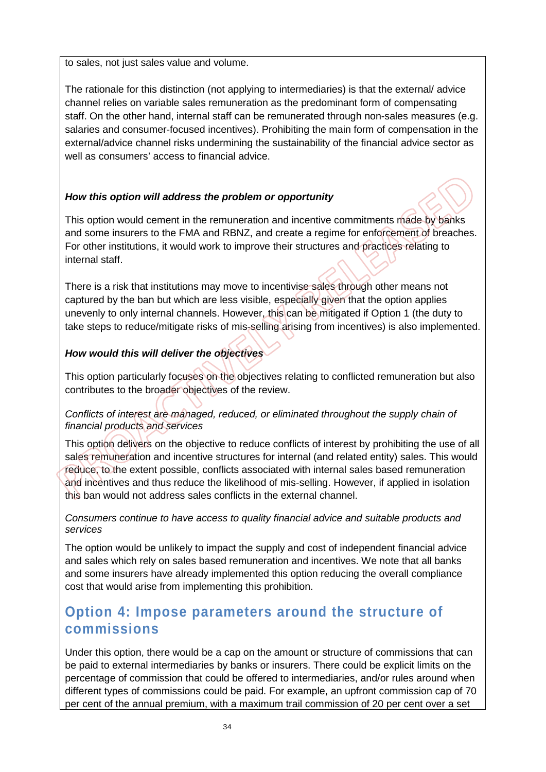to sales, not just sales value and volume.

The rationale for this distinction (not applying to intermediaries) is that the external/ advice channel relies on variable sales remuneration as the predominant form of compensating staff. On the other hand, internal staff can be remunerated through non-sales measures (e.g. salaries and consumer-focused incentives). Prohibiting the main form of compensation in the external/advice channel risks undermining the sustainability of the financial advice sector as well as consumers' access to financial advice.

***How this option will address the problem or opportunity***

This option would cement in the remuneration and incentive commitments made by banks and some insurers to the FMA and RBNZ, and create a regime for enforcement of breaches. For other institutions, it would work to improve their structures and practices relating to internal staff.

There is a risk that institutions may move to incentivise sales through other means not captured by the ban but which are less visible, especially given that the option applies unevenly to only internal channels. However, this can be mitigated if Option 1 (the duty to take steps to reduce/mitigate risks of mis-selling arising from incentives) is also implemented.

***How would this will deliver the objectives***

This option particularly focuses on the objectives relating to conflicted remuneration but also contributes to the broader objectives of the review.

*Conflicts of interest are managed, reduced, or eliminated throughout the supply chain of financial products and services*

This option delivers on the objective to reduce conflicts of interest by prohibiting the use of all sales remuneration and incentive structures for internal (and related entity) sales. This would reduce, to the extent possible, conflicts associated with internal sales based remuneration and incentives and thus reduce the likelihood of mis-selling. However, if applied in isolation this ban would not address sales conflicts in the external channel.

*Consumers continue to have access to quality financial advice and suitable products and services*

The option would be unlikely to impact the supply and cost of independent financial advice and sales which rely on sales based remuneration and incentives. We note that all banks and some insurers have already implemented this option reducing the overall compliance cost that would arise from implementing this prohibition.

## Option 4: Impose parameters around the structure of commissions

Under this option, there would be a cap on the amount or structure of commissions that can be paid to external intermediaries by banks or insurers. There could be explicit limits on the percentage of commission that could be offered to intermediaries, and/or rules around when different types of commissions could be paid. For example, an upfront commission cap of 70 per cent of the annual premium, with a maximum trail commission of 20 per cent over a set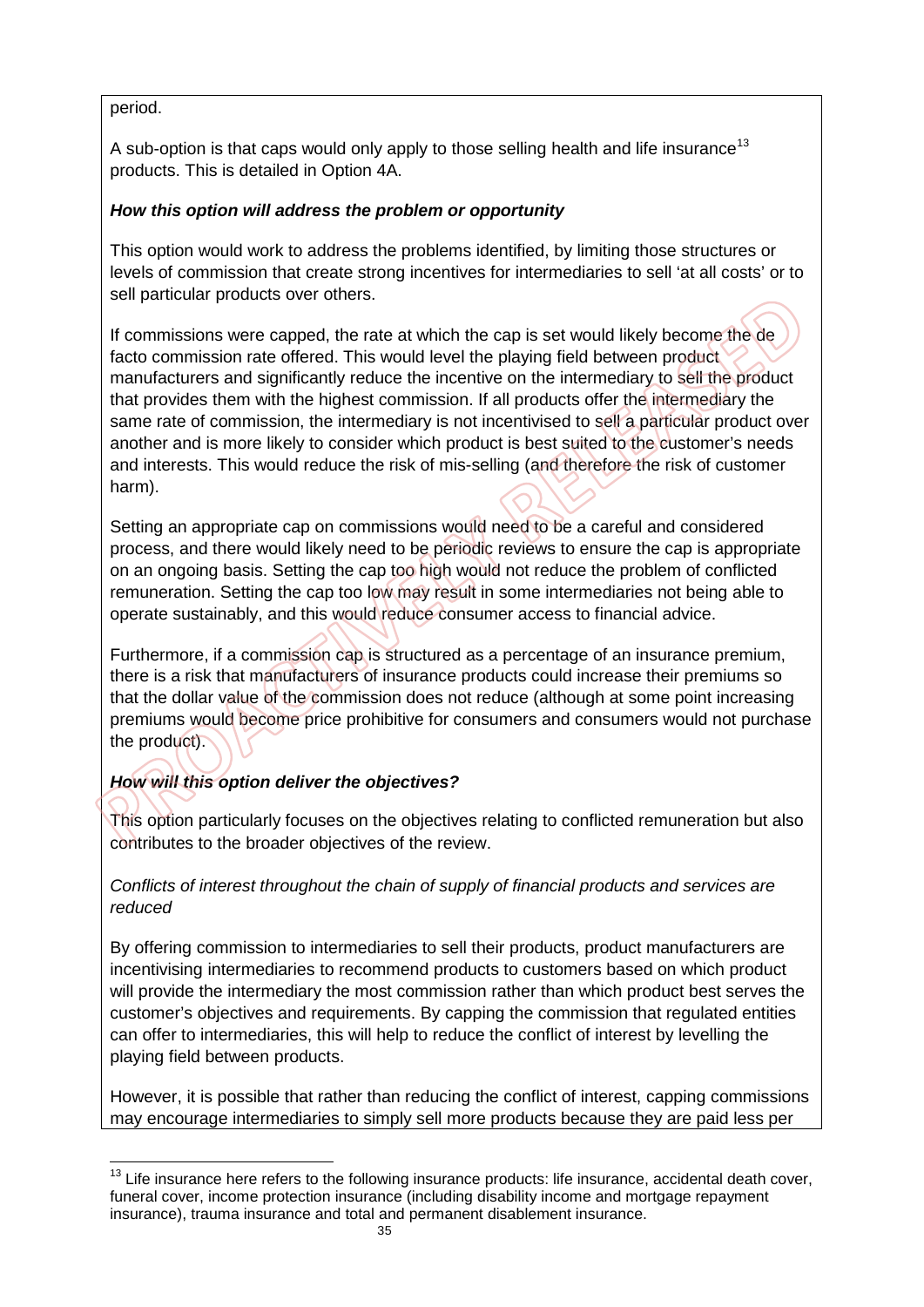period.

A sub-option is that caps would only apply to those selling health and life insurance[13] products. This is detailed in Option 4A.

***How this option will address the problem or opportunity***

This option would work to address the problems identified, by limiting those structures or levels of commission that create strong incentives for intermediaries to sell 'at all costs' or to sell particular products over others.

If commissions were capped, the rate at which the cap is set would likely become the de facto commission rate offered. This would level the playing field between product manufacturers and significantly reduce the incentive on the intermediary to sell the product that provides them with the highest commission. If all products offer the intermediary the same rate of commission, the intermediary is not incentivised to sell a particular product over another and is more likely to consider which product is best suited to the customer's needs and interests. This would reduce the risk of mis-selling (and therefore the risk of customer harm).

Setting an appropriate cap on commissions would need to be a careful and considered process, and there would likely need to be periodic reviews to ensure the cap is appropriate on an ongoing basis. Setting the cap too high would not reduce the problem of conflicted remuneration. Setting the cap too low may result in some intermediaries not being able to operate sustainably, and this would reduce consumer access to financial advice.

Furthermore, if a commission cap is structured as a percentage of an insurance premium, there is a risk that manufacturers of insurance products could increase their premiums so that the dollar value of the commission does not reduce (although at some point increasing premiums would become price prohibitive for consumers and consumers would not purchase the product).

***How will this option deliver the objectives?***

This option particularly focuses on the objectives relating to conflicted remuneration but also contributes to the broader objectives of the review.

*Conflicts of interest throughout the chain of supply of financial products and services are reduced*

By offering commission to intermediaries to sell their products, product manufacturers are incentivising intermediaries to recommend products to customers based on which product will provide the intermediary the most commission rather than which product best serves the customer's objectives and requirements. By capping the commission that regulated entities can offer to intermediaries, this will help to reduce the conflict of interest by levelling the playing field between products.

However, it is possible that rather than reducing the conflict of interest, capping commissions may encourage intermediaries to simply sell more products because they are paid less per

[13] Life insurance here refers to the following insurance products: life insurance, accidental death cover, funeral cover, income protection insurance (including disability income and mortgage repayment insurance), trauma insurance and total and permanent disablement insurance.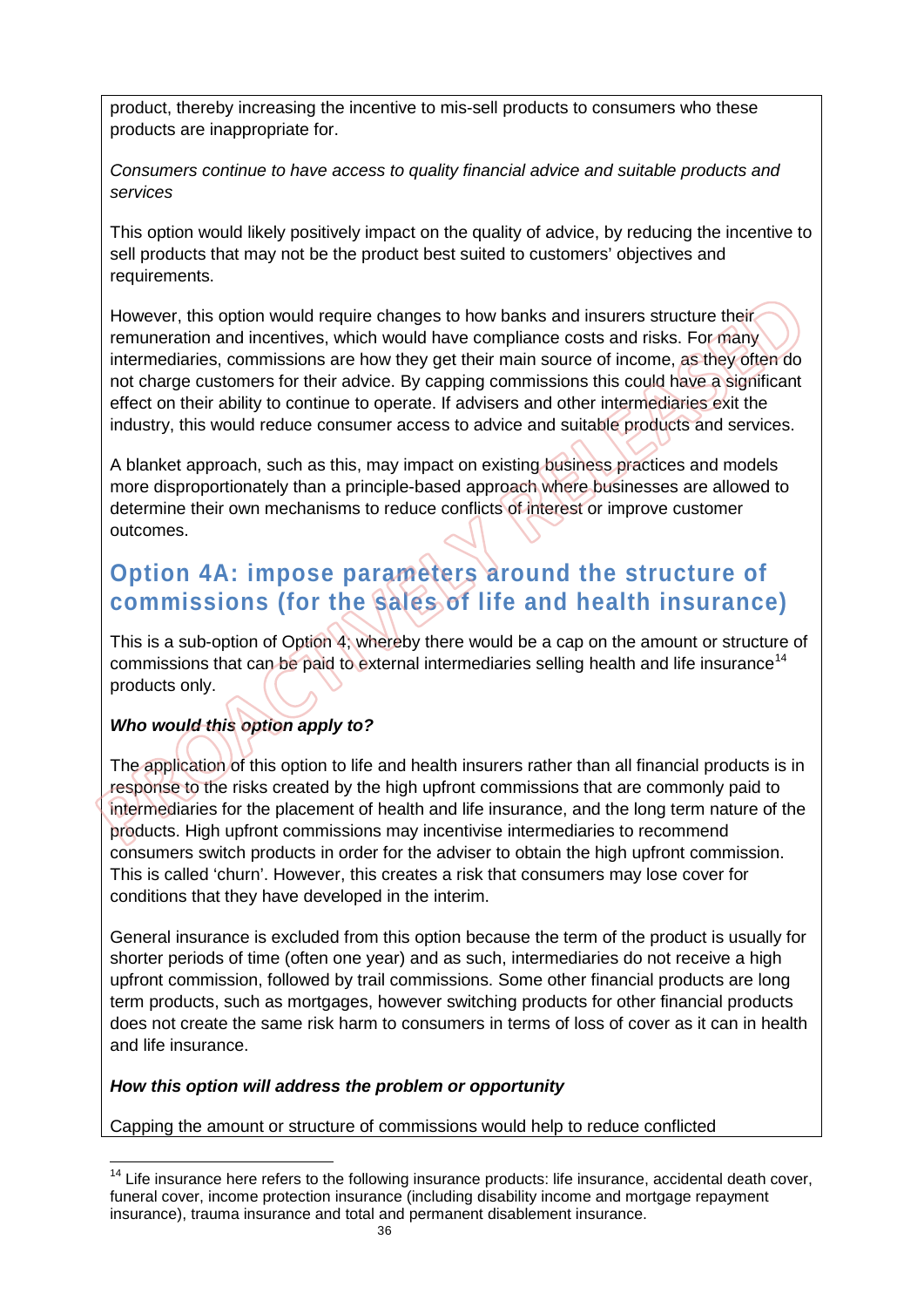product, thereby increasing the incentive to mis-sell products to consumers who these products are inappropriate for.

*Consumers continue to have access to quality financial advice and suitable products and services*

This option would likely positively impact on the quality of advice, by reducing the incentive to sell products that may not be the product best suited to customers' objectives and requirements.

However, this option would require changes to how banks and insurers structure their remuneration and incentives, which would have compliance costs and risks. For many intermediaries, commissions are how they get their main source of income, as they often do not charge customers for their advice. By capping commissions this could have a significant effect on their ability to continue to operate. If advisers and other intermediaries exit the industry, this would reduce consumer access to advice and suitable products and services.

A blanket approach, such as this, may impact on existing business practices and models more disproportionately than a principle-based approach where businesses are allowed to determine their own mechanisms to reduce conflicts of interest or improve customer outcomes.

## Option 4A: impose parameters around the structure of commissions (for the sales of life and health insurance)

This is a sub-option of Option 4, whereby there would be a cap on the amount or structure of commissions that can be paid to external intermediaries selling health and life insurance[14] products only.

***Who would this option apply to?***

The application of this option to life and health insurers rather than all financial products is in response to the risks created by the high upfront commissions that are commonly paid to intermediaries for the placement of health and life insurance, and the long term nature of the products. High upfront commissions may incentivise intermediaries to recommend consumers switch products in order for the adviser to obtain the high upfront commission. This is called 'churn'. However, this creates a risk that consumers may lose cover for conditions that they have developed in the interim.

General insurance is excluded from this option because the term of the product is usually for shorter periods of time (often one year) and as such, intermediaries do not receive a high upfront commission, followed by trail commissions. Some other financial products are long term products, such as mortgages, however switching products for other financial products does not create the same risk harm to consumers in terms of loss of cover as it can in health and life insurance.

***How this option will address the problem or opportunity***

Capping the amount or structure of commissions would help to reduce conflicted

[14] Life insurance here refers to the following insurance products: life insurance, accidental death cover, funeral cover, income protection insurance (including disability income and mortgage repayment insurance), trauma insurance and total and permanent disablement insurance.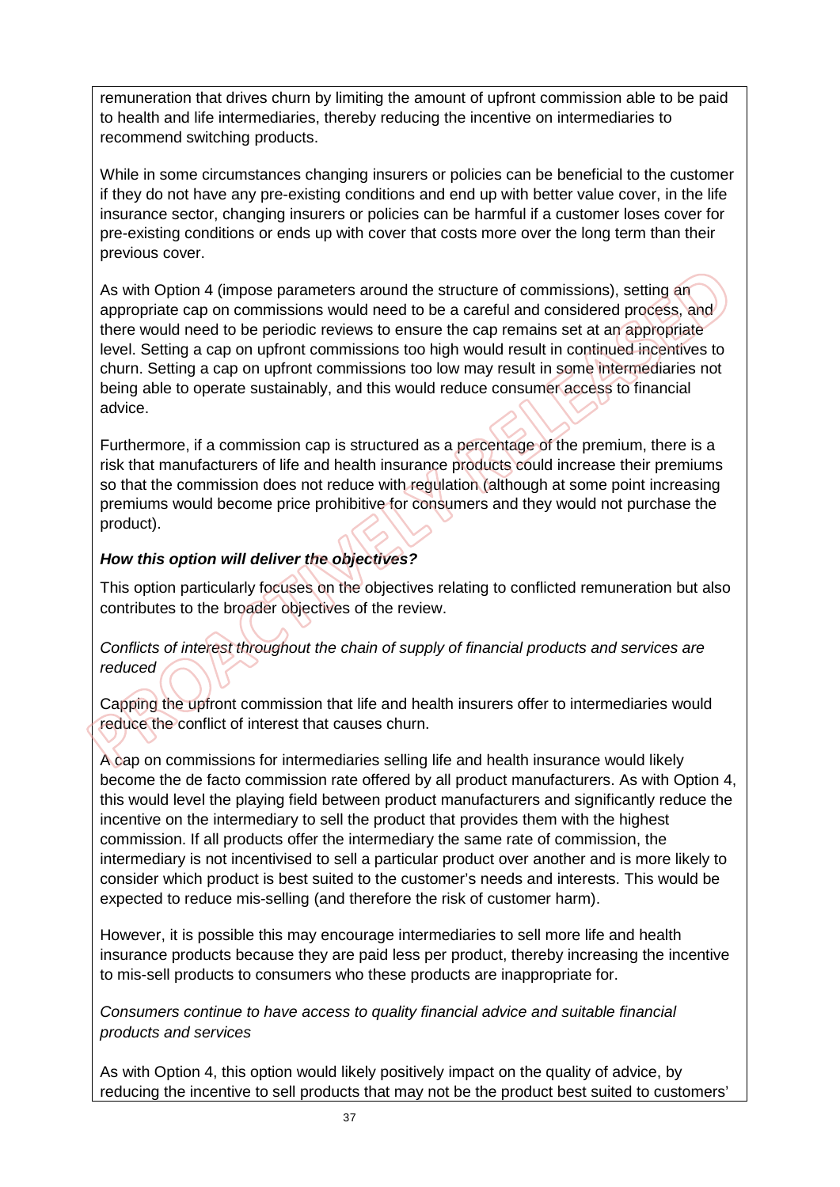remuneration that drives churn by limiting the amount of upfront commission able to be paid to health and life intermediaries, thereby reducing the incentive on intermediaries to recommend switching products.

While in some circumstances changing insurers or policies can be beneficial to the customer if they do not have any pre-existing conditions and end up with better value cover, in the life insurance sector, changing insurers or policies can be harmful if a customer loses cover for pre-existing conditions or ends up with cover that costs more over the long term than their previous cover.

As with Option 4 (impose parameters around the structure of commissions), setting an appropriate cap on commissions would need to be a careful and considered process, and there would need to be periodic reviews to ensure the cap remains set at an appropriate level. Setting a cap on upfront commissions too high would result in continued incentives to churn. Setting a cap on upfront commissions too low may result in some intermediaries not being able to operate sustainably, and this would reduce consumer access to financial advice.

Furthermore, if a commission cap is structured as a percentage of the premium, there is a risk that manufacturers of life and health insurance products could increase their premiums so that the commission does not reduce with regulation (although at some point increasing premiums would become price prohibitive for consumers and they would not purchase the product).

***How this option will deliver the objectives?***

This option particularly focuses on the objectives relating to conflicted remuneration but also contributes to the broader objectives of the review.

*Conflicts of interest throughout the chain of supply of financial products and services are reduced*

Capping the upfront commission that life and health insurers offer to intermediaries would reduce the conflict of interest that causes churn.

A cap on commissions for intermediaries selling life and health insurance would likely become the de facto commission rate offered by all product manufacturers. As with Option 4, this would level the playing field between product manufacturers and significantly reduce the incentive on the intermediary to sell the product that provides them with the highest commission. If all products offer the intermediary the same rate of commission, the intermediary is not incentivised to sell a particular product over another and is more likely to consider which product is best suited to the customer's needs and interests. This would be expected to reduce mis-selling (and therefore the risk of customer harm).

However, it is possible this may encourage intermediaries to sell more life and health insurance products because they are paid less per product, thereby increasing the incentive to mis-sell products to consumers who these products are inappropriate for.

*Consumers continue to have access to quality financial advice and suitable financial products and services*

As with Option 4, this option would likely positively impact on the quality of advice, by reducing the incentive to sell products that may not be the product best suited to customers'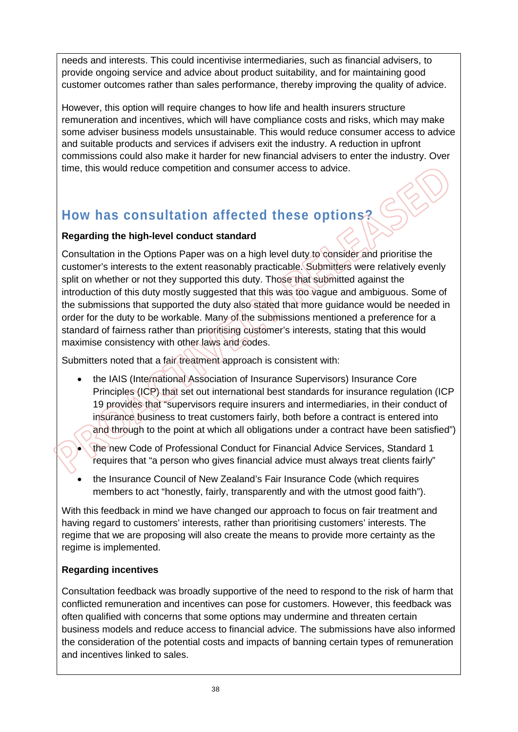needs and interests. This could incentivise intermediaries, such as financial advisers, to provide ongoing service and advice about product suitability, and for maintaining good customer outcomes rather than sales performance, thereby improving the quality of advice.

However, this option will require changes to how life and health insurers structure remuneration and incentives, which will have compliance costs and risks, which may make some adviser business models unsustainable. This would reduce consumer access to advice and suitable products and services if advisers exit the industry. A reduction in upfront commissions could also make it harder for new financial advisers to enter the industry. Over time, this would reduce competition and consumer access to advice.

## How has consultation affected these options?

**Regarding the high-level conduct standard**

Consultation in the Options Paper was on a high level duty to consider and prioritise the customer's interests to the extent reasonably practicable. Submitters were relatively evenly split on whether or not they supported this duty. Those that submitted against the introduction of this duty mostly suggested that this was too vague and ambiguous. Some of the submissions that supported the duty also stated that more guidance would be needed in order for the duty to be workable. Many of the submissions mentioned a preference for a standard of fairness rather than prioritising customer's interests, stating that this would maximise consistency with other laws and codes.

Submitters noted that a fair treatment approach is consistent with:

- the IAIS (International Association of Insurance Supervisors) Insurance Core Principles (ICP) that set out international best standards for insurance regulation (ICP 19 provides that "supervisors require insurers and intermediaries, in their conduct of insurance business to treat customers fairly, both before a contract is entered into and through to the point at which all obligations under a contract have been satisfied")
- the new Code of Professional Conduct for Financial Advice Services, Standard 1 requires that "a person who gives financial advice must always treat clients fairly"
- the Insurance Council of New Zealand's Fair Insurance Code (which requires members to act "honestly, fairly, transparently and with the utmost good faith").

With this feedback in mind we have changed our approach to focus on fair treatment and having regard to customers' interests, rather than prioritising customers' interests. The regime that we are proposing will also create the means to provide more certainty as the regime is implemented.

**Regarding incentives**

Consultation feedback was broadly supportive of the need to respond to the risk of harm that conflicted remuneration and incentives can pose for customers. However, this feedback was often qualified with concerns that some options may undermine and threaten certain business models and reduce access to financial advice. The submissions have also informed the consideration of the potential costs and impacts of banning certain types of remuneration and incentives linked to sales.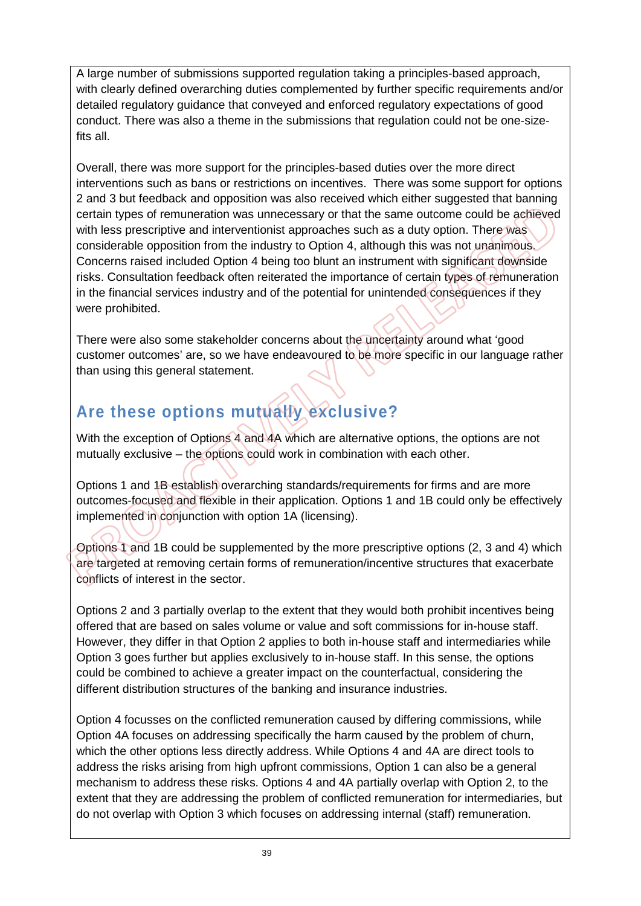A large number of submissions supported regulation taking a principles-based approach, with clearly defined overarching duties complemented by further specific requirements and/or detailed regulatory guidance that conveyed and enforced regulatory expectations of good conduct. There was also a theme in the submissions that regulation could not be one-size-fits all.

Overall, there was more support for the principles-based duties over the more direct interventions such as bans or restrictions on incentives. There was some support for options 2 and 3 but feedback and opposition was also received which either suggested that banning certain types of remuneration was unnecessary or that the same outcome could be achieved with less prescriptive and interventionist approaches such as a duty option. There was considerable opposition from the industry to Option 4, although this was not unanimous. Concerns raised included Option 4 being too blunt an instrument with significant downside risks. Consultation feedback often reiterated the importance of certain types of remuneration in the financial services industry and of the potential for unintended consequences if they were prohibited.

There were also some stakeholder concerns about the uncertainty around what 'good customer outcomes' are, so we have endeavoured to be more specific in our language rather than using this general statement.

## Are these options mutually exclusive?

With the exception of Options 4 and 4A which are alternative options, the options are not mutually exclusive – the options could work in combination with each other.

Options 1 and 1B establish overarching standards/requirements for firms and are more outcomes-focused and flexible in their application. Options 1 and 1B could only be effectively implemented in conjunction with option 1A (licensing).

Options 1 and 1B could be supplemented by the more prescriptive options (2, 3 and 4) which are targeted at removing certain forms of remuneration/incentive structures that exacerbate conflicts of interest in the sector.

Options 2 and 3 partially overlap to the extent that they would both prohibit incentives being offered that are based on sales volume or value and soft commissions for in-house staff. However, they differ in that Option 2 applies to both in-house staff and intermediaries while Option 3 goes further but applies exclusively to in-house staff. In this sense, the options could be combined to achieve a greater impact on the counterfactual, considering the different distribution structures of the banking and insurance industries.

Option 4 focusses on the conflicted remuneration caused by differing commissions, while Option 4A focuses on addressing specifically the harm caused by the problem of churn, which the other options less directly address. While Options 4 and 4A are direct tools to address the risks arising from high upfront commissions, Option 1 can also be a general mechanism to address these risks. Options 4 and 4A partially overlap with Option 2, to the extent that they are addressing the problem of conflicted remuneration for intermediaries, but do not overlap with Option 3 which focuses on addressing internal (staff) remuneration.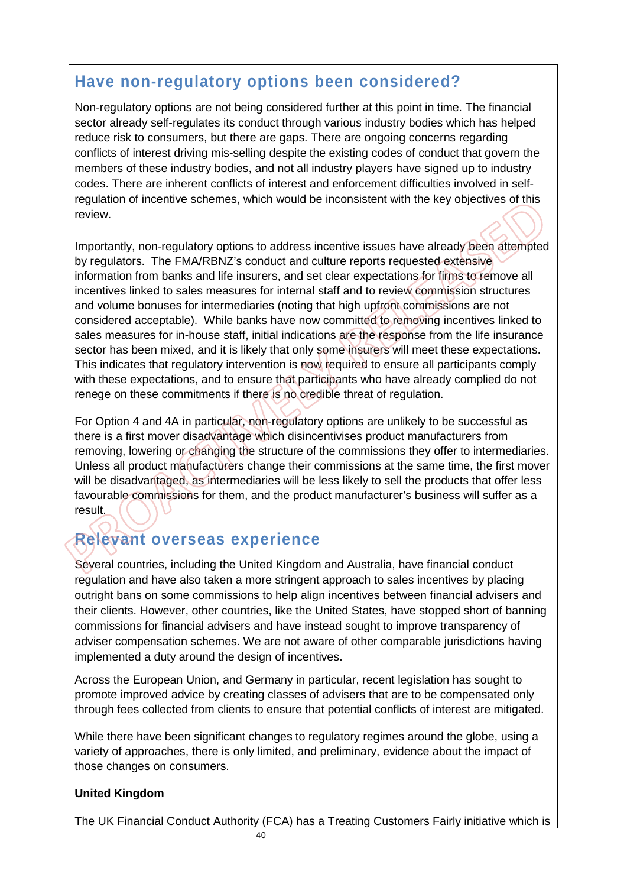## Have non-regulatory options been considered?

Non-regulatory options are not being considered further at this point in time. The financial sector already self-regulates its conduct through various industry bodies which has helped reduce risk to consumers, but there are gaps. There are ongoing concerns regarding conflicts of interest driving mis-selling despite the existing codes of conduct that govern the members of these industry bodies, and not all industry players have signed up to industry codes. There are inherent conflicts of interest and enforcement difficulties involved in self-regulation of incentive schemes, which would be inconsistent with the key objectives of this review.

Importantly, non-regulatory options to address incentive issues have already been attempted by regulators. The FMA/RBNZ's conduct and culture reports requested extensive information from banks and life insurers, and set clear expectations for firms to remove all incentives linked to sales measures for internal staff and to review commission structures and volume bonuses for intermediaries (noting that high upfront commissions are not considered acceptable). While banks have now committed to removing incentives linked to sales measures for in-house staff, initial indications are the response from the life insurance sector has been mixed, and it is likely that only some insurers will meet these expectations. This indicates that regulatory intervention is now required to ensure all participants comply with these expectations, and to ensure that participants who have already complied do not renege on these commitments if there is no credible threat of regulation.

For Option 4 and 4A in particular, non-regulatory options are unlikely to be successful as there is a first mover disadvantage which disincentivises product manufacturers from removing, lowering or changing the structure of the commissions they offer to intermediaries. Unless all product manufacturers change their commissions at the same time, the first mover will be disadvantaged, as intermediaries will be less likely to sell the products that offer less favourable commissions for them, and the product manufacturer's business will suffer as a result.

## Relevant overseas experience

Several countries, including the United Kingdom and Australia, have financial conduct regulation and have also taken a more stringent approach to sales incentives by placing outright bans on some commissions to help align incentives between financial advisers and their clients. However, other countries, like the United States, have stopped short of banning commissions for financial advisers and have instead sought to improve transparency of adviser compensation schemes. We are not aware of other comparable jurisdictions having implemented a duty around the design of incentives.

Across the European Union, and Germany in particular, recent legislation has sought to promote improved advice by creating classes of advisers that are to be compensated only through fees collected from clients to ensure that potential conflicts of interest are mitigated.

While there have been significant changes to regulatory regimes around the globe, using a variety of approaches, there is only limited, and preliminary, evidence about the impact of those changes on consumers.

**United Kingdom**

The UK Financial Conduct Authority (FCA) has a Treating Customers Fairly initiative which is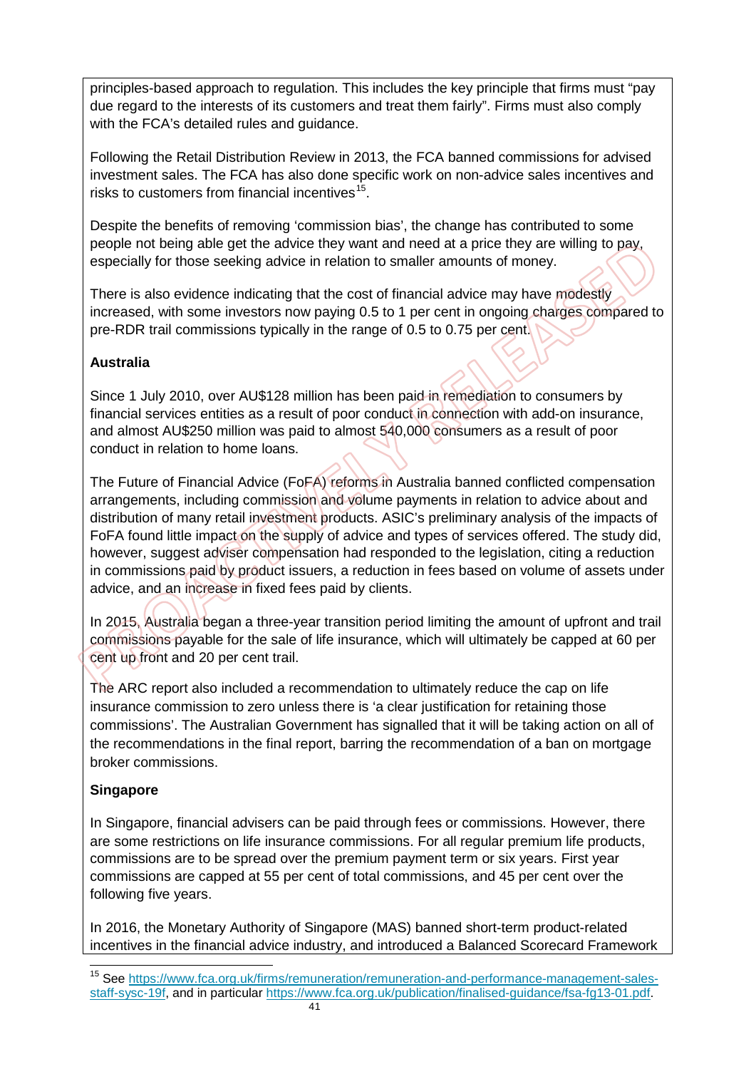principles-based approach to regulation. This includes the key principle that firms must "pay due regard to the interests of its customers and treat them fairly". Firms must also comply with the FCA's detailed rules and guidance.

Following the Retail Distribution Review in 2013, the FCA banned commissions for advised investment sales. The FCA has also done specific work on non-advice sales incentives and risks to customers from financial incentives[15].

Despite the benefits of removing 'commission bias', the change has contributed to some people not being able get the advice they want and need at a price they are willing to pay, especially for those seeking advice in relation to smaller amounts of money.

There is also evidence indicating that the cost of financial advice may have modestly increased, with some investors now paying 0.5 to 1 per cent in ongoing charges compared to pre-RDR trail commissions typically in the range of 0.5 to 0.75 per cent.

**Australia**

Since 1 July 2010, over AU$128 million has been paid in remediation to consumers by financial services entities as a result of poor conduct in connection with add-on insurance, and almost AU$250 million was paid to almost 540,000 consumers as a result of poor conduct in relation to home loans.

The Future of Financial Advice (FoFA) reforms in Australia banned conflicted compensation arrangements, including commission and volume payments in relation to advice about and distribution of many retail investment products. ASIC's preliminary analysis of the impacts of FoFA found little impact on the supply of advice and types of services offered. The study did, however, suggest adviser compensation had responded to the legislation, citing a reduction in commissions paid by product issuers, a reduction in fees based on volume of assets under advice, and an increase in fixed fees paid by clients.

In 2015, Australia began a three-year transition period limiting the amount of upfront and trail commissions payable for the sale of life insurance, which will ultimately be capped at 60 per cent up front and 20 per cent trail.

The ARC report also included a recommendation to ultimately reduce the cap on life insurance commission to zero unless there is 'a clear justification for retaining those commissions'. The Australian Government has signalled that it will be taking action on all of the recommendations in the final report, barring the recommendation of a ban on mortgage broker commissions.

**Singapore**

In Singapore, financial advisers can be paid through fees or commissions. However, there are some restrictions on life insurance commissions. For all regular premium life products, commissions are to be spread over the premium payment term or six years. First year commissions are capped at 55 per cent of total commissions, and 45 per cent over the following five years.

In 2016, the Monetary Authority of Singapore (MAS) banned short-term product-related incentives in the financial advice industry, and introduced a Balanced Scorecard Framework

[15] See https://www.fca.org.uk/firms/remuneration/remuneration-and-performance-management-sales-staff-sysc-19f, and in particular https://www.fca.org.uk/publication/finalised-guidance/fsa-fg13-01.pdf.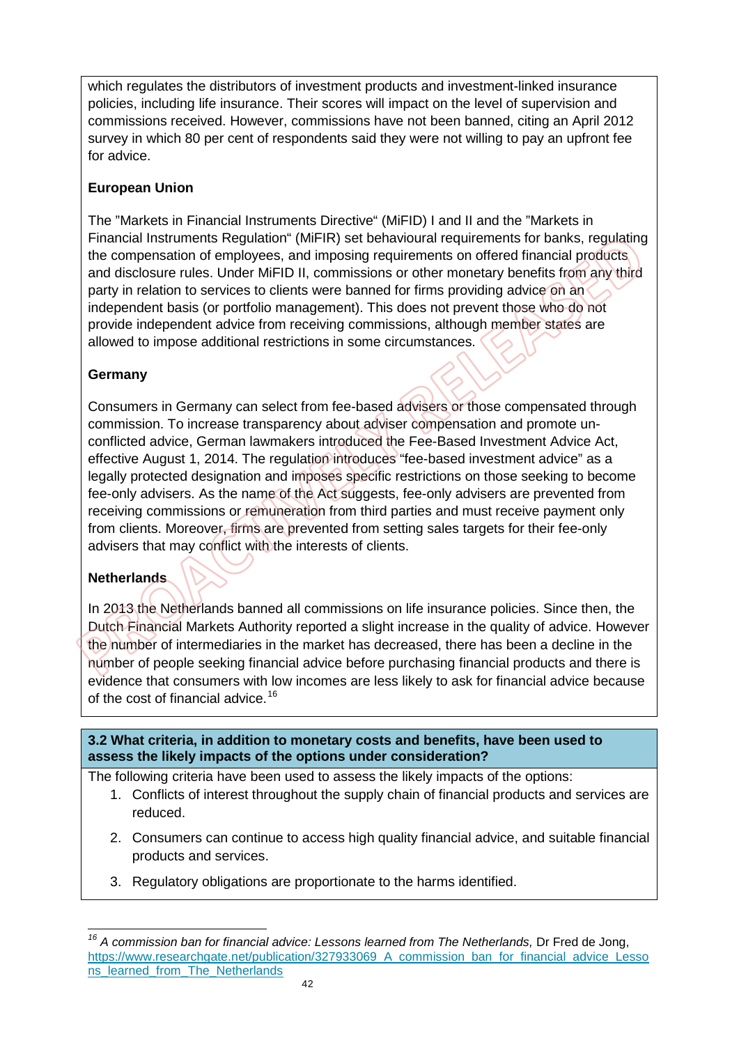which regulates the distributors of investment products and investment-linked insurance policies, including life insurance. Their scores will impact on the level of supervision and commissions received. However, commissions have not been banned, citing an April 2012 survey in which 80 per cent of respondents said they were not willing to pay an upfront fee for advice.

**European Union**

The "Markets in Financial Instruments Directive" (MiFID) I and II and the "Markets in Financial Instruments Regulation" (MiFIR) set behavioural requirements for banks, regulating the compensation of employees, and imposing requirements on offered financial products and disclosure rules. Under MiFID II, commissions or other monetary benefits from any third party in relation to services to clients were banned for firms providing advice on an independent basis (or portfolio management). This does not prevent those who do not provide independent advice from receiving commissions, although member states are allowed to impose additional restrictions in some circumstances.

**Germany**

Consumers in Germany can select from fee-based advisers or those compensated through commission. To increase transparency about adviser compensation and promote un-conflicted advice, German lawmakers introduced the Fee-Based Investment Advice Act, effective August 1, 2014. The regulation introduces "fee-based investment advice" as a legally protected designation and imposes specific restrictions on those seeking to become fee-only advisers. As the name of the Act suggests, fee-only advisers are prevented from receiving commissions or remuneration from third parties and must receive payment only from clients. Moreover, firms are prevented from setting sales targets for their fee-only advisers that may conflict with the interests of clients.

**Netherlands**

In 2013 the Netherlands banned all commissions on life insurance policies. Since then, the Dutch Financial Markets Authority reported a slight increase in the quality of advice. However the number of intermediaries in the market has decreased, there has been a decline in the number of people seeking financial advice before purchasing financial products and there is evidence that consumers with low incomes are less likely to ask for financial advice because of the cost of financial advice.[16]

**3.2 What criteria, in addition to monetary costs and benefits, have been used to assess the likely impacts of the options under consideration?**

The following criteria have been used to assess the likely impacts of the options:

1. Conflicts of interest throughout the supply chain of financial products and services are reduced.
2. Consumers can continue to access high quality financial advice, and suitable financial products and services.
3. Regulatory obligations are proportionate to the harms identified.

---

[16] *A commission ban for financial advice: Lessons learned from The Netherlands,* Dr Fred de Jong, https://www.researchgate.net/publication/327933069_A_commission_ban_for_financial_advice_Lessons_learned_from_The_Netherlands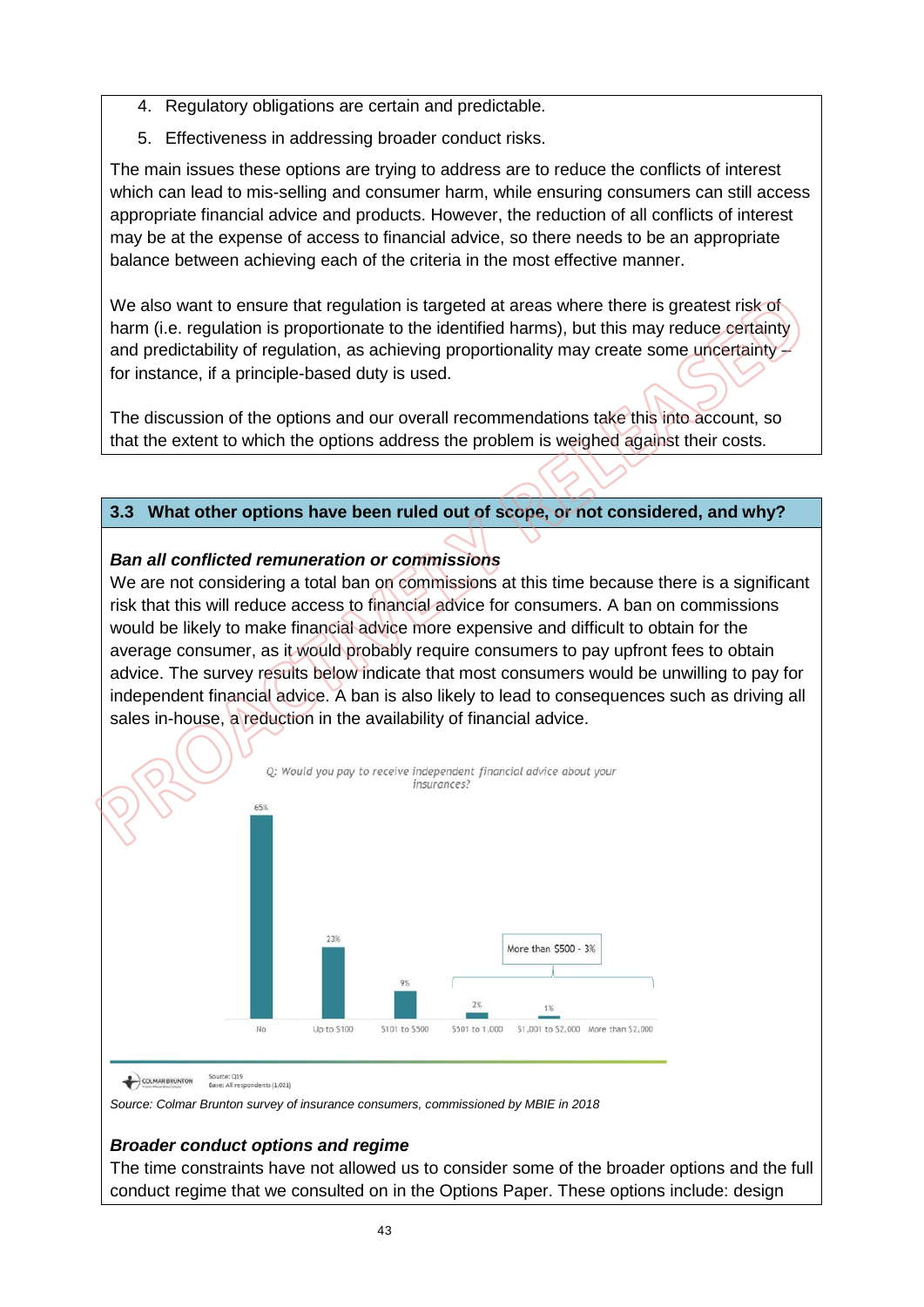4. Regulatory obligations are certain and predictable.
5. Effectiveness in addressing broader conduct risks.

The main issues these options are trying to address are to reduce the conflicts of interest which can lead to mis-selling and consumer harm, while ensuring consumers can still access appropriate financial advice and products. However, the reduction of all conflicts of interest may be at the expense of access to financial advice, so there needs to be an appropriate balance between achieving each of the criteria in the most effective manner.

We also want to ensure that regulation is targeted at areas where there is greatest risk of harm (i.e. regulation is proportionate to the identified harms), but this may reduce certainty and predictability of regulation, as achieving proportionality may create some uncertainty – for instance, if a principle-based duty is used.

The discussion of the options and our overall recommendations take this into account, so that the extent to which the options address the problem is weighed against their costs.

## 3.3 What other options have been ruled out of scope, or not considered, and why?

***Ban all conflicted remuneration or commissions***

We are not considering a total ban on commissions at this time because there is a significant risk that this will reduce access to financial advice for consumers. A ban on commissions would be likely to make financial advice more expensive and difficult to obtain for the average consumer, as it would probably require consumers to pay upfront fees to obtain advice. The survey results below indicate that most consumers would be unwilling to pay for independent financial advice. A ban is also likely to lead to consequences such as driving all sales in-house, a reduction in the availability of financial advice.

*Q: Would you pay to receive independent financial advice about your insurances?*

| Response | % |
|---|---|
| No | 65% |
| Up to $100 | 23% |
| $101 to $500 | 9% |
| $501 to 1,000 | 2% |
| $1,001 to $2,000 | 1% |
| More than $2,000 | |
| More than $500 (total) | 3% |

Source: Q19
Base: All respondents (1,021)

*Source: Colmar Brunton survey of insurance consumers, commissioned by MBIE in 2018*

***Broader conduct options and regime***

The time constraints have not allowed us to consider some of the broader options and the full conduct regime that we consulted on in the Options Paper. These options include: design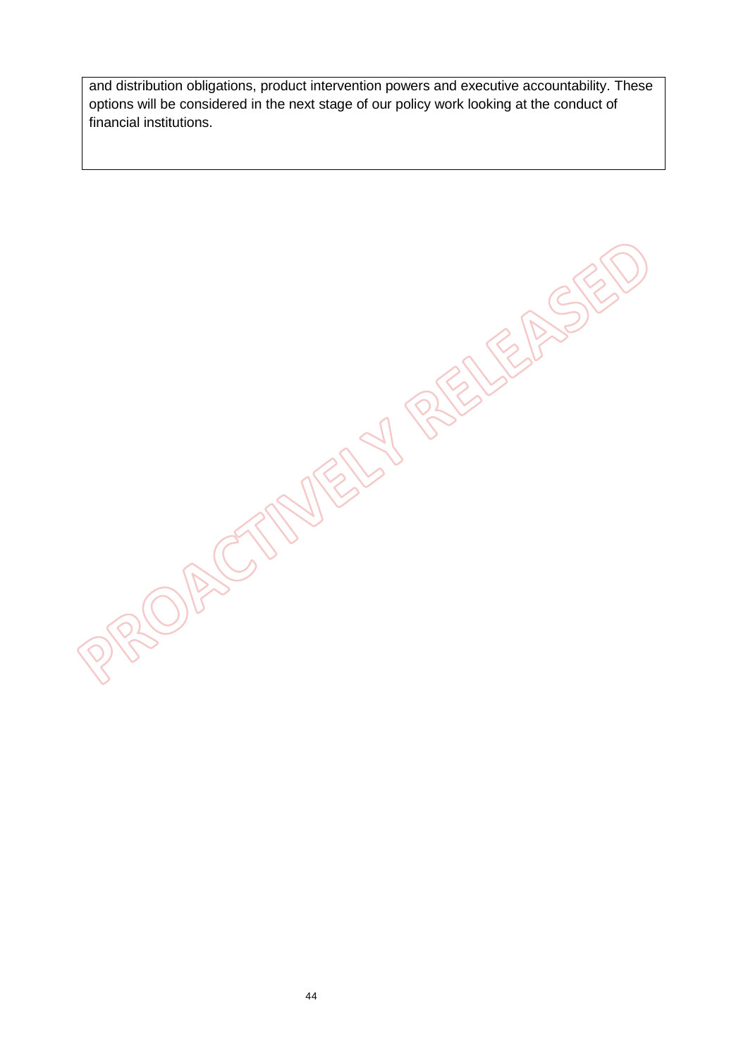and distribution obligations, product intervention powers and executive accountability. These options will be considered in the next stage of our policy work looking at the conduct of financial institutions.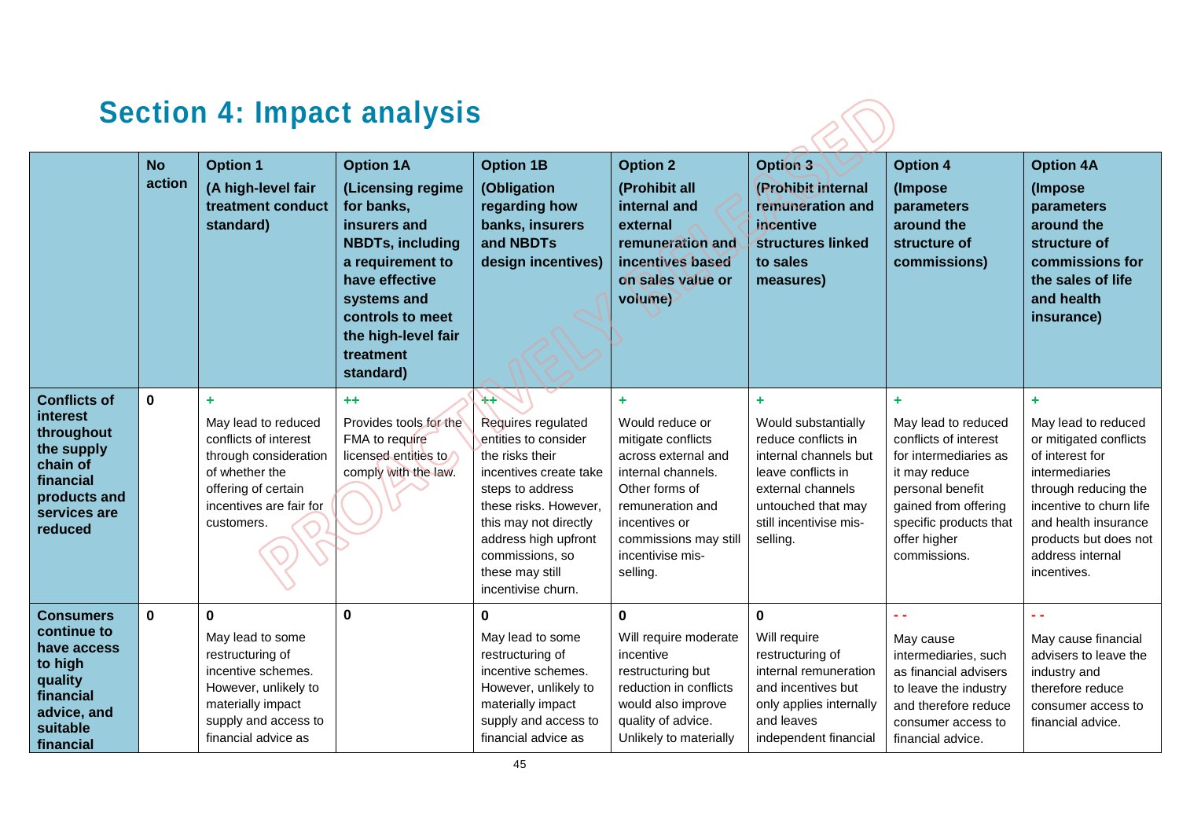## Section 4: Impact analysis

| | No action | Option 1 (A high-level fair treatment conduct standard) | Option 1A (Licensing regime for banks, insurers and NBDTs, including a requirement to have effective systems and controls to meet the high-level fair treatment standard) | Option 1B (Obligation regarding how banks, insurers and NBDTs design incentives) | Option 2 (Prohibit all internal and external remuneration and incentives based on sales value or volume) | Option 3 (Prohibit internal remuneration and incentive structures linked to sales measures) | Option 4 (Impose parameters around the structure of commissions) | Option 4A (Impose parameters around the structure of commissions for the sales of life and health insurance) |
|---|---|---|---|---|---|---|---|---|
| **Conflicts of interest throughout the supply chain of financial products and services are reduced** | 0 | + May lead to reduced conflicts of interest through consideration of whether the offering of certain incentives are fair for customers. | ++ Provides tools for the FMA to require licensed entities to comply with the law. | ++ Requires regulated entities to consider the risks their incentives create take steps to address these risks. However, this may not directly address high upfront commissions, so these may still incentivise churn. | + Would reduce or mitigate conflicts across external and internal channels. Other forms of remuneration and incentives or commissions may still incentivise mis-selling. | + Would substantially reduce conflicts in internal channels but leave conflicts in external channels untouched that may still incentivise mis-selling. | + May lead to reduced conflicts of interest for intermediaries as it may reduce personal benefit gained from offering specific products that offer higher commissions. | + May lead to reduced or mitigated conflicts of interest for intermediaries through reducing the incentive to churn life and health insurance products but does not address internal incentives. |
| **Consumers continue to have access to high quality financial advice, and suitable financial** | 0 | 0 May lead to some restructuring of incentive schemes. However, unlikely to materially impact supply and access to financial advice as | 0 | 0 May lead to some restructuring of incentive schemes. However, unlikely to materially impact supply and access to financial advice as | 0 Will require moderate incentive restructuring but reduction in conflicts would also improve quality of advice. Unlikely to materially | 0 Will require restructuring of internal remuneration and incentives but only applies internally and leaves independent financial | - - May cause intermediaries, such as financial advisers to leave the industry and therefore reduce consumer access to financial advice. | - - May cause financial advisers to leave the industry and therefore reduce consumer access to financial advice. |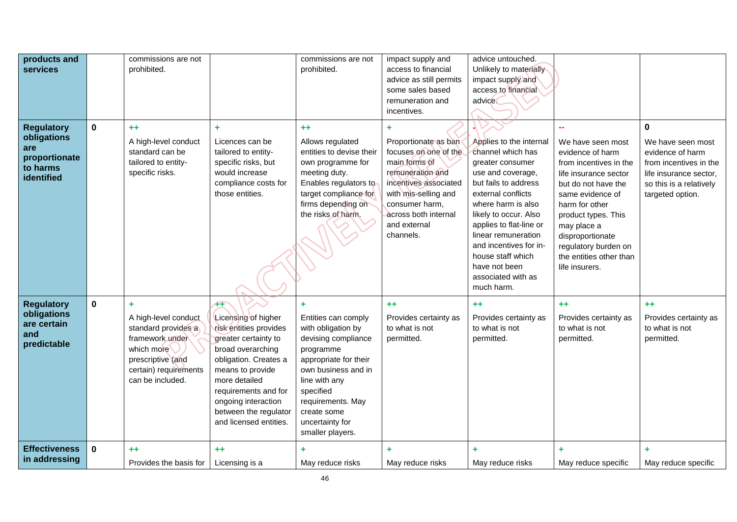| | | | | | | | | |
|---|---|---|---|---|---|---|---|---|
| **products and services** | | commissions are not prohibited. | | commissions are not prohibited. | impact supply and access to financial advice as still permits some sales based remuneration and incentives. | advice untouched. Unlikely to materially impact supply and access to financial advice. | | |
| **Regulatory obligations are proportionate to harms identified** | 0 | ++<br>A high-level conduct standard can be tailored to entity-specific risks. | +<br>Licences can be tailored to entity-specific risks, but would increase compliance costs for those entities. | ++<br>Allows regulated entities to devise their own programme for meeting duty. Enables regulators to target compliance for firms depending on the risks of harm. | +<br>Proportionate as ban focuses on one of the main forms of remuneration and incentives associated with mis-selling and consumer harm, across both internal and external channels. | -<br>Applies to the internal channel which has greater consumer use and coverage, but fails to address external conflicts where harm is also likely to occur. Also applies to flat-line or linear remuneration and incentives for in-house staff which have not been associated with as much harm. | --<br>We have seen most evidence of harm from incentives in the life insurance sector but do not have the same evidence of harm for other product types. This may place a disproportionate regulatory burden on the entities other than life insurers. | 0<br>We have seen most evidence of harm from incentives in the life insurance sector, so this is a relatively targeted option. |
| **Regulatory obligations are certain and predictable** | 0 | +<br>A high-level conduct standard provides a framework under which more prescriptive (and certain) requirements can be included. | ++<br>Licensing of higher risk entities provides greater certainty to broad overarching obligation. Creates a means to provide more detailed requirements and for ongoing interaction between the regulator and licensed entities. | +<br>Entities can comply with obligation by devising compliance programme appropriate for their own business and in line with any specified requirements. May create some uncertainty for smaller players. | ++<br>Provides certainty as to what is not permitted. | ++<br>Provides certainty as to what is not permitted. | ++<br>Provides certainty as to what is not permitted. | ++<br>Provides certainty as to what is not permitted. |
| **Effectiveness in addressing** | 0 | ++<br>Provides the basis for | ++<br>Licensing is a | +<br>May reduce risks | +<br>May reduce risks | +<br>May reduce risks | +<br>May reduce specific | +<br>May reduce specific |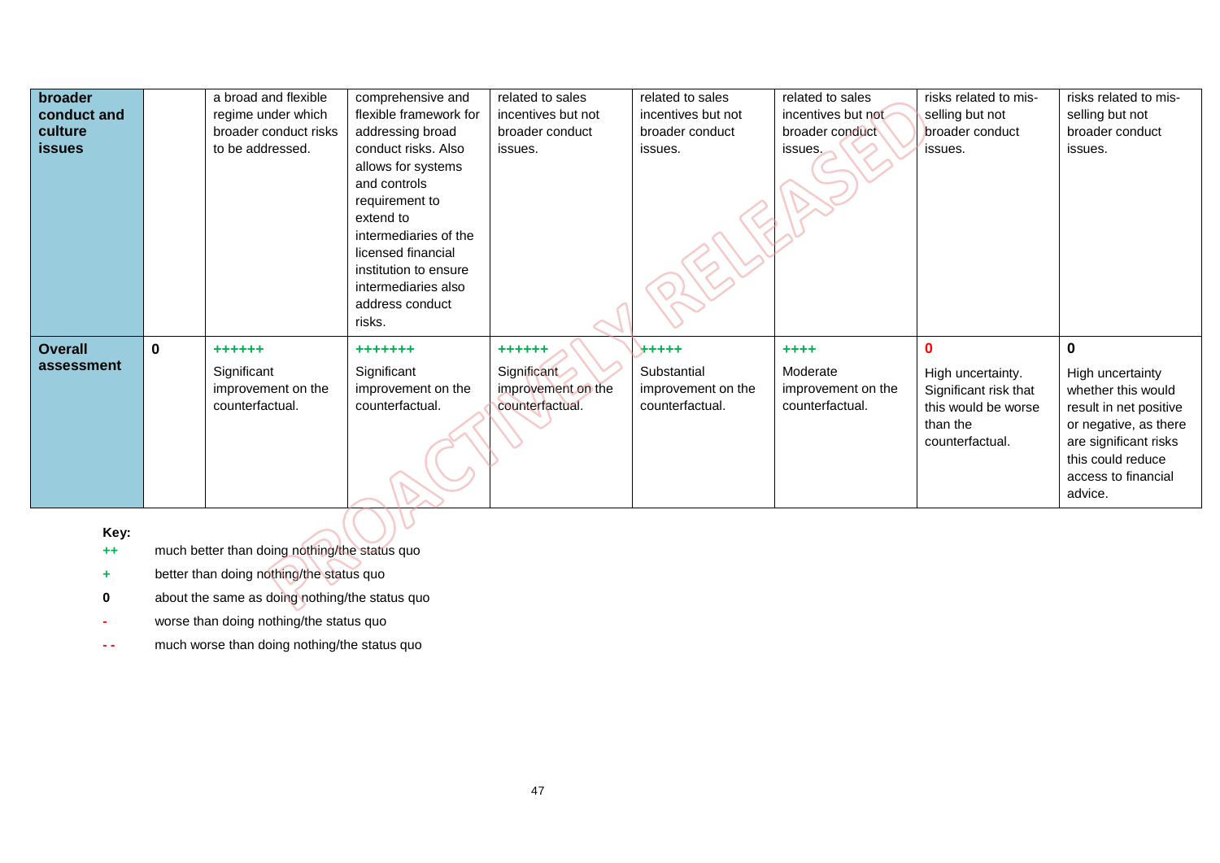| | | | | | | | | |
|---|---|---|---|---|---|---|---|---|
| **broader conduct and culture issues** | | a broad and flexible regime under which broader conduct risks to be addressed. | comprehensive and flexible framework for addressing broad conduct risks. Also allows for systems and controls requirement to extend to intermediaries of the licensed financial institution to ensure intermediaries also address conduct risks. | related to sales incentives but not broader conduct issues. | related to sales incentives but not broader conduct issues. | related to sales incentives but not broader conduct issues. | risks related to mis-selling but not broader conduct issues. | risks related to mis-selling but not broader conduct issues. |
| **Overall assessment** | **0** | **++++++** Significant improvement on the counterfactual. | **+++++++** Significant improvement on the counterfactual. | **++++++** Significant improvement on the counterfactual. | **+++++** Substantial improvement on the counterfactual. | **++++** Moderate improvement on the counterfactual. | **0** High uncertainty. Significant risk that this would be worse than the counterfactual. | **0** High uncertainty whether this would result in net positive or negative, as there are significant risks this could reduce access to financial advice. |

**Key:**

| | |
|---|---|
| **++** | much better than doing nothing/the status quo |
| **+** | better than doing nothing/the status quo |
| **0** | about the same as doing nothing/the status quo |
| **-** | worse than doing nothing/the status quo |
| **- -** | much worse than doing nothing/the status quo |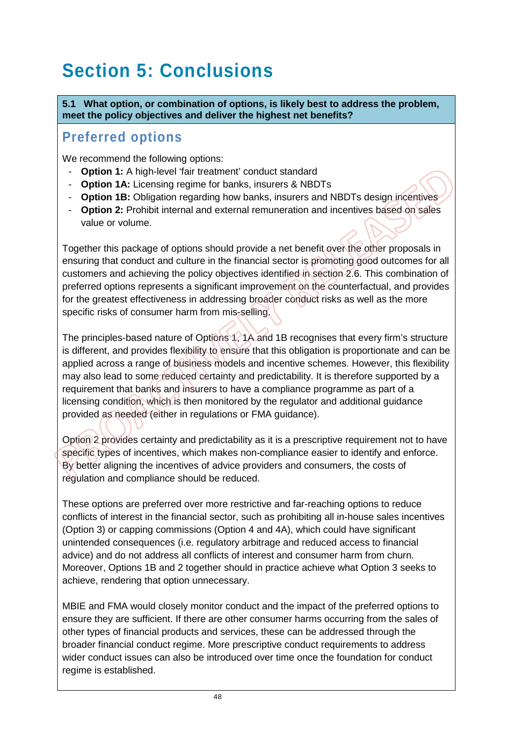# Section 5: Conclusions

**5.1 What option, or combination of options, is likely best to address the problem, meet the policy objectives and deliver the highest net benefits?**

## Preferred options

We recommend the following options:

- **Option 1:** A high-level 'fair treatment' conduct standard
- **Option 1A:** Licensing regime for banks, insurers & NBDTs
- **Option 1B:** Obligation regarding how banks, insurers and NBDTs design incentives
- **Option 2:** Prohibit internal and external remuneration and incentives based on sales value or volume.

Together this package of options should provide a net benefit over the other proposals in ensuring that conduct and culture in the financial sector is promoting good outcomes for all customers and achieving the policy objectives identified in section 2.6. This combination of preferred options represents a significant improvement on the counterfactual, and provides for the greatest effectiveness in addressing broader conduct risks as well as the more specific risks of consumer harm from mis-selling.

The principles-based nature of Options 1, 1A and 1B recognises that every firm's structure is different, and provides flexibility to ensure that this obligation is proportionate and can be applied across a range of business models and incentive schemes. However, this flexibility may also lead to some reduced certainty and predictability. It is therefore supported by a requirement that banks and insurers to have a compliance programme as part of a licensing condition, which is then monitored by the regulator and additional guidance provided as needed (either in regulations or FMA guidance).

Option 2 provides certainty and predictability as it is a prescriptive requirement not to have specific types of incentives, which makes non-compliance easier to identify and enforce. By better aligning the incentives of advice providers and consumers, the costs of regulation and compliance should be reduced.

These options are preferred over more restrictive and far-reaching options to reduce conflicts of interest in the financial sector, such as prohibiting all in-house sales incentives (Option 3) or capping commissions (Option 4 and 4A), which could have significant unintended consequences (i.e. regulatory arbitrage and reduced access to financial advice) and do not address all conflicts of interest and consumer harm from churn. Moreover, Options 1B and 2 together should in practice achieve what Option 3 seeks to achieve, rendering that option unnecessary.

MBIE and FMA would closely monitor conduct and the impact of the preferred options to ensure they are sufficient. If there are other consumer harms occurring from the sales of other types of financial products and services, these can be addressed through the broader financial conduct regime. More prescriptive conduct requirements to address wider conduct issues can also be introduced over time once the foundation for conduct regime is established.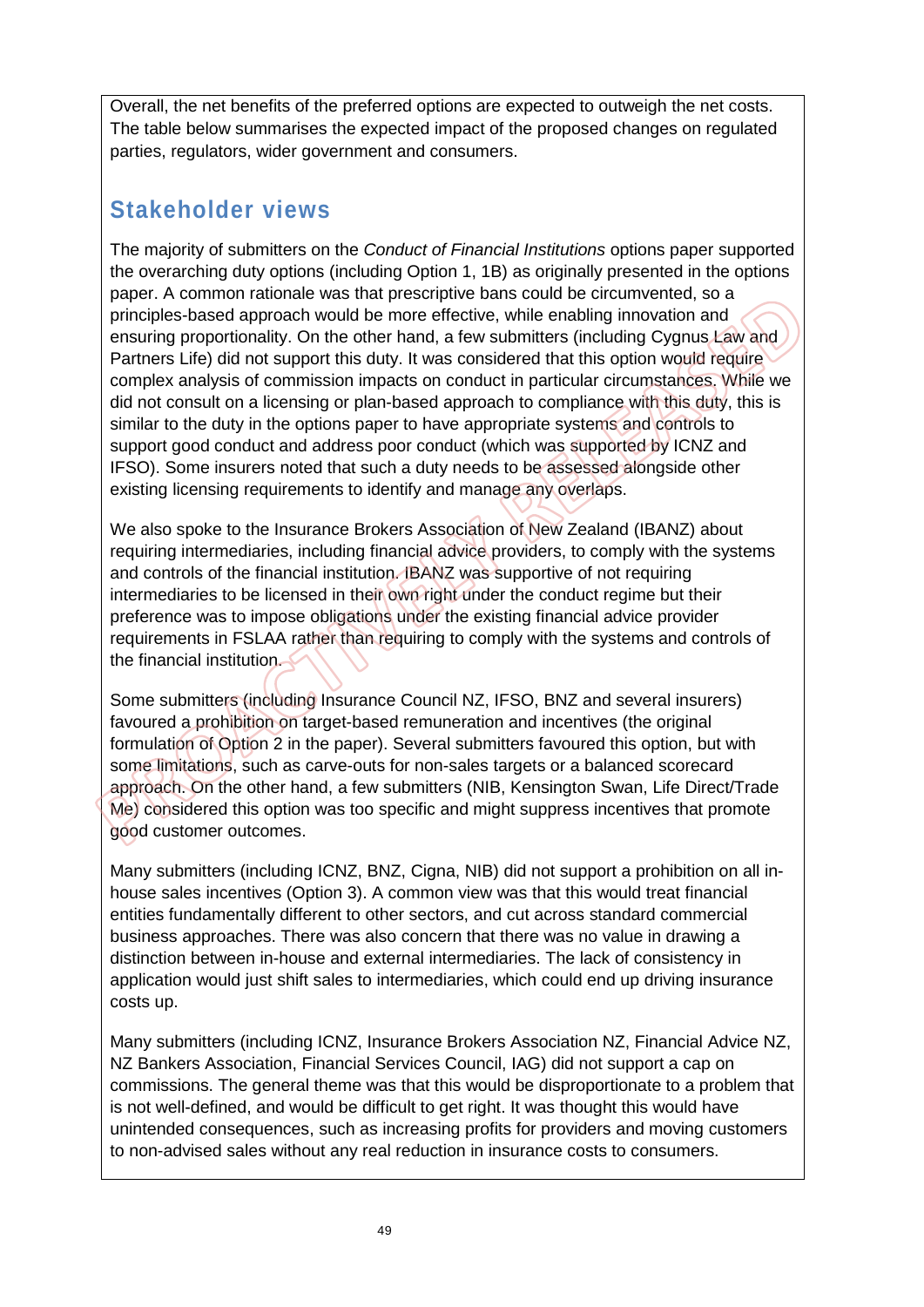Overall, the net benefits of the preferred options are expected to outweigh the net costs. The table below summarises the expected impact of the proposed changes on regulated parties, regulators, wider government and consumers.

## Stakeholder views

The majority of submitters on the *Conduct of Financial Institutions* options paper supported the overarching duty options (including Option 1, 1B) as originally presented in the options paper. A common rationale was that prescriptive bans could be circumvented, so a principles-based approach would be more effective, while enabling innovation and ensuring proportionality. On the other hand, a few submitters (including Cygnus Law and Partners Life) did not support this duty. It was considered that this option would require complex analysis of commission impacts on conduct in particular circumstances. While we did not consult on a licensing or plan-based approach to compliance with this duty, this is similar to the duty in the options paper to have appropriate systems and controls to support good conduct and address poor conduct (which was supported by ICNZ and IFSO). Some insurers noted that such a duty needs to be assessed alongside other existing licensing requirements to identify and manage any overlaps.

We also spoke to the Insurance Brokers Association of New Zealand (IBANZ) about requiring intermediaries, including financial advice providers, to comply with the systems and controls of the financial institution. IBANZ was supportive of not requiring intermediaries to be licensed in their own right under the conduct regime but their preference was to impose obligations under the existing financial advice provider requirements in FSLAA rather than requiring to comply with the systems and controls of the financial institution.

Some submitters (including Insurance Council NZ, IFSO, BNZ and several insurers) favoured a prohibition on target-based remuneration and incentives (the original formulation of Option 2 in the paper). Several submitters favoured this option, but with some limitations, such as carve-outs for non-sales targets or a balanced scorecard approach. On the other hand, a few submitters (NIB, Kensington Swan, Life Direct/Trade Me) considered this option was too specific and might suppress incentives that promote good customer outcomes.

Many submitters (including ICNZ, BNZ, Cigna, NIB) did not support a prohibition on all in-house sales incentives (Option 3). A common view was that this would treat financial entities fundamentally different to other sectors, and cut across standard commercial business approaches. There was also concern that there was no value in drawing a distinction between in-house and external intermediaries. The lack of consistency in application would just shift sales to intermediaries, which could end up driving insurance costs up.

Many submitters (including ICNZ, Insurance Brokers Association NZ, Financial Advice NZ, NZ Bankers Association, Financial Services Council, IAG) did not support a cap on commissions. The general theme was that this would be disproportionate to a problem that is not well-defined, and would be difficult to get right. It was thought this would have unintended consequences, such as increasing profits for providers and moving customers to non-advised sales without any real reduction in insurance costs to consumers.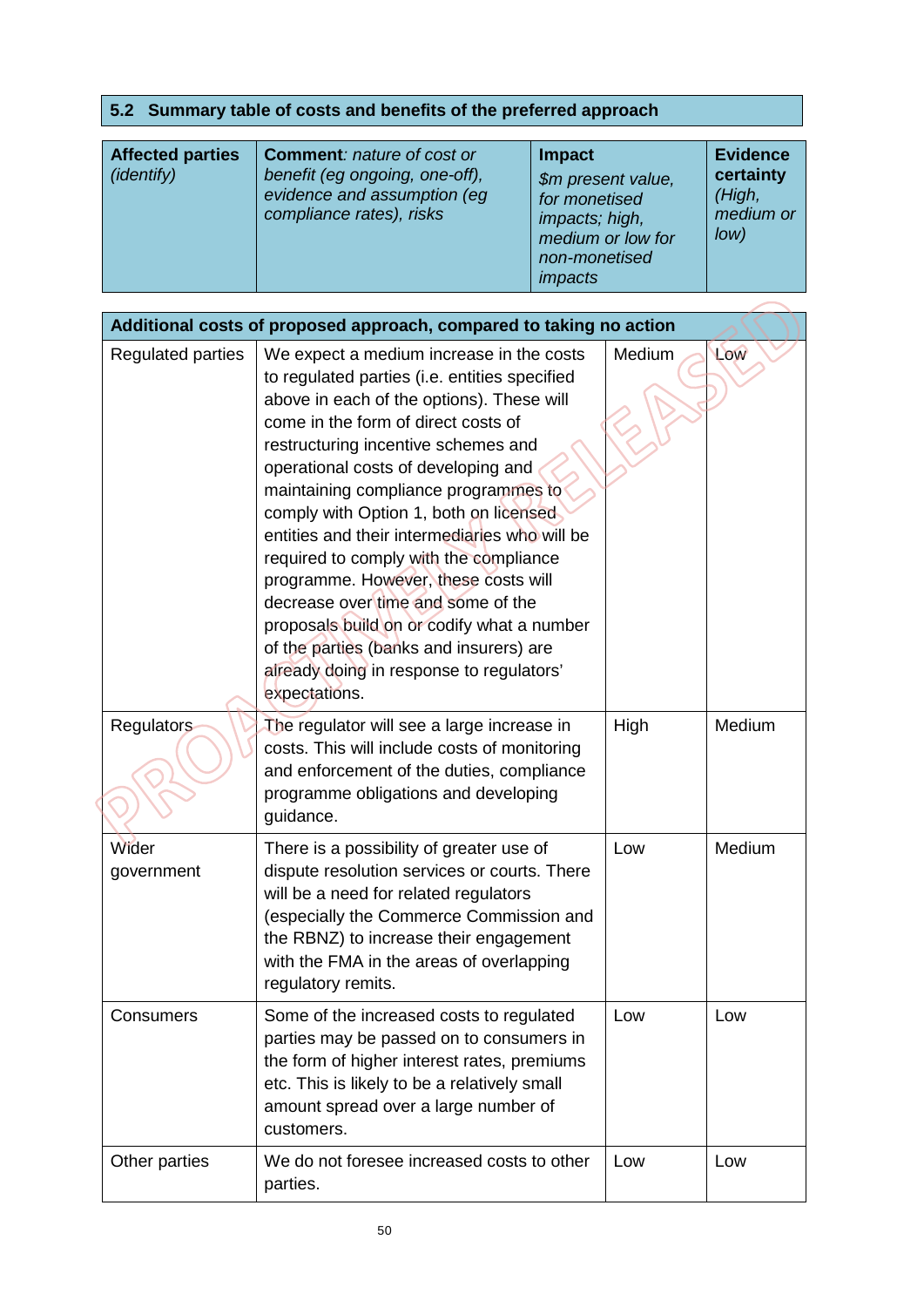## 5.2 Summary table of costs and benefits of the preferred approach

| **Affected parties** *(identify)* | **Comment**: *nature of cost or benefit (eg ongoing, one-off), evidence and assumption (eg compliance rates), risks* | **Impact** *$m present value, for monetised impacts; high, medium or low for non-monetised impacts* | **Evidence certainty** *(High, medium or low)* |
|---|---|---|---|
| **Additional costs of proposed approach, compared to taking no action** | | | |
| Regulated parties | We expect a medium increase in the costs to regulated parties (i.e. entities specified above in each of the options). These will come in the form of direct costs of restructuring incentive schemes and operational costs of developing and maintaining compliance programmes to comply with Option 1, both on licensed entities and their intermediaries who will be required to comply with the compliance programme. However, these costs will decrease over time and some of the proposals build on or codify what a number of the parties (banks and insurers) are already doing in response to regulators' expectations. | Medium | Low |
| Regulators | The regulator will see a large increase in costs. This will include costs of monitoring and enforcement of the duties, compliance programme obligations and developing guidance. | High | Medium |
| Wider government | There is a possibility of greater use of dispute resolution services or courts. There will be a need for related regulators (especially the Commerce Commission and the RBNZ) to increase their engagement with the FMA in the areas of overlapping regulatory remits. | Low | Medium |
| Consumers | Some of the increased costs to regulated parties may be passed on to consumers in the form of higher interest rates, premiums etc. This is likely to be a relatively small amount spread over a large number of customers. | Low | Low |
| Other parties | We do not foresee increased costs to other parties. | Low | Low |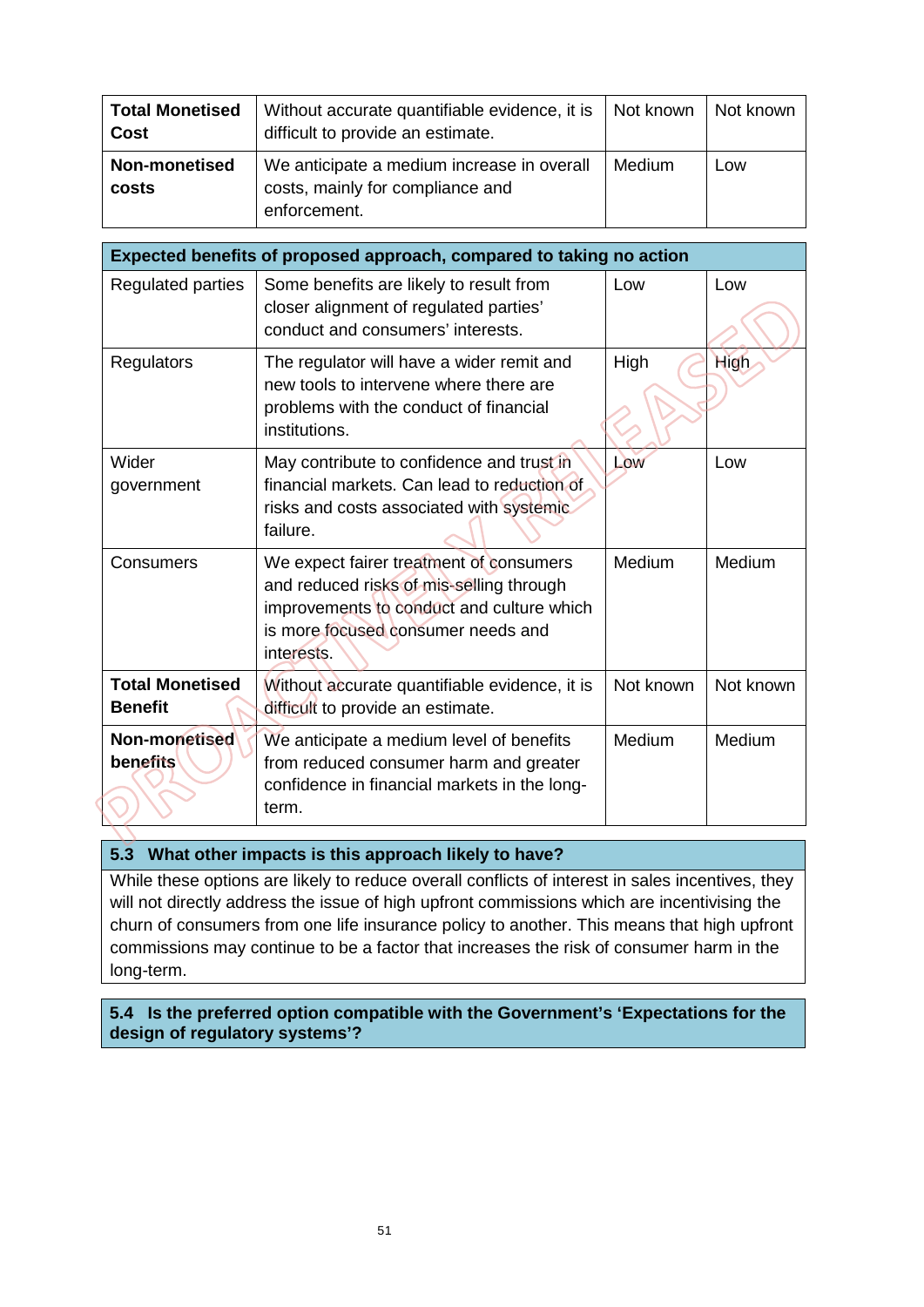| | | | |
|---|---|---|---|
| **Total Monetised Cost** | Without accurate quantifiable evidence, it is difficult to provide an estimate. | Not known | Not known |
| **Non-monetised costs** | We anticipate a medium increase in overall costs, mainly for compliance and enforcement. | Medium | Low |

| **Expected benefits of proposed approach, compared to taking no action** | | | |
|---|---|---|---|
| Regulated parties | Some benefits are likely to result from closer alignment of regulated parties' conduct and consumers' interests. | Low | Low |
| Regulators | The regulator will have a wider remit and new tools to intervene where there are problems with the conduct of financial institutions. | High | High |
| Wider government | May contribute to confidence and trust in financial markets. Can lead to reduction of risks and costs associated with systemic failure. | Low | Low |
| Consumers | We expect fairer treatment of consumers and reduced risks of mis-selling through improvements to conduct and culture which is more focused consumer needs and interests. | Medium | Medium |
| **Total Monetised Benefit** | Without accurate quantifiable evidence, it is difficult to provide an estimate. | Not known | Not known |
| **Non-monetised benefits** | We anticipate a medium level of benefits from reduced consumer harm and greater confidence in financial markets in the long-term. | Medium | Medium |

### 5.3 What other impacts is this approach likely to have?

While these options are likely to reduce overall conflicts of interest in sales incentives, they will not directly address the issue of high upfront commissions which are incentivising the churn of consumers from one life insurance policy to another. This means that high upfront commissions may continue to be a factor that increases the risk of consumer harm in the long-term.

### 5.4 Is the preferred option compatible with the Government's 'Expectations for the design of regulatory systems'?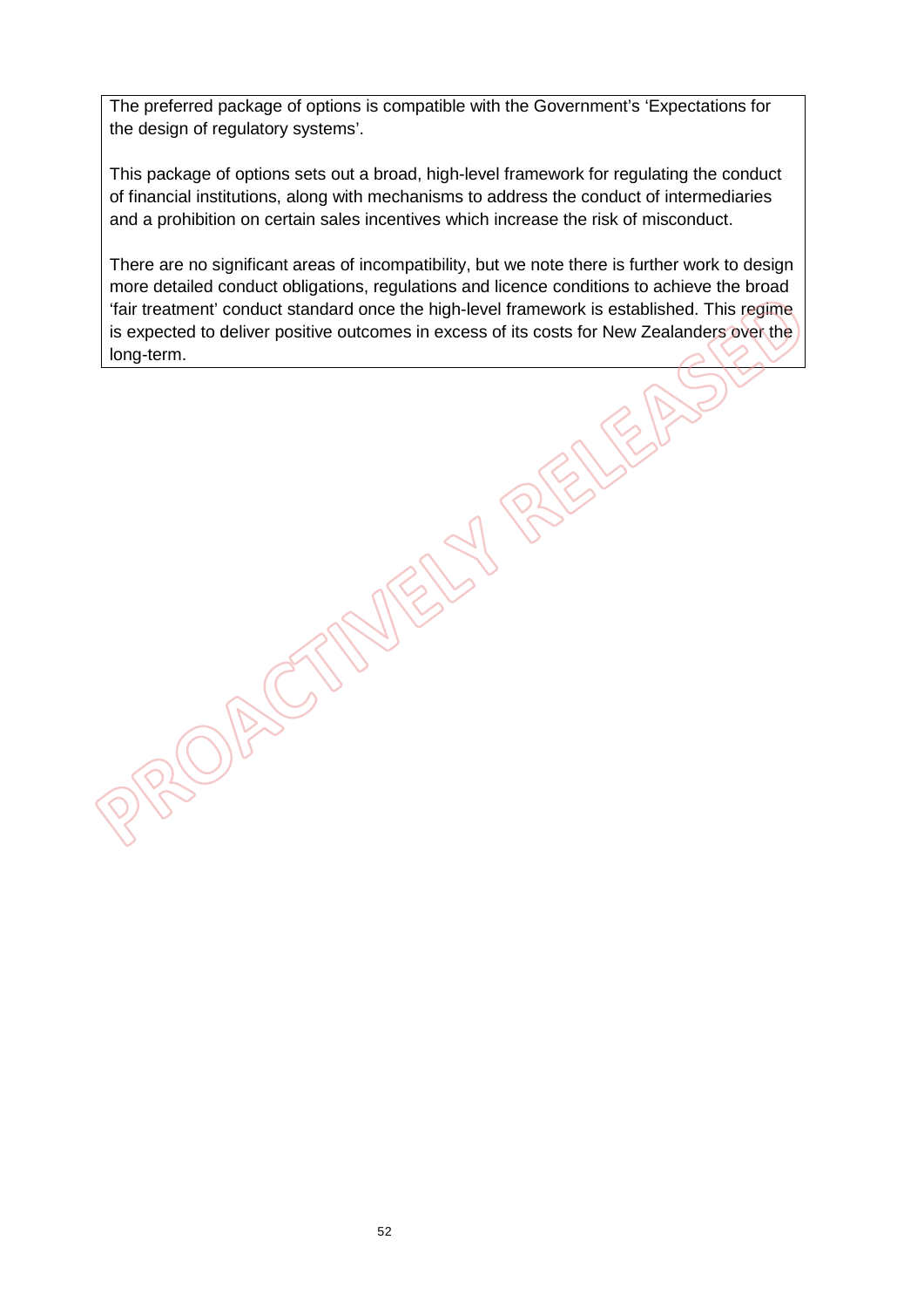The preferred package of options is compatible with the Government's 'Expectations for the design of regulatory systems'.

This package of options sets out a broad, high-level framework for regulating the conduct of financial institutions, along with mechanisms to address the conduct of intermediaries and a prohibition on certain sales incentives which increase the risk of misconduct.

There are no significant areas of incompatibility, but we note there is further work to design more detailed conduct obligations, regulations and licence conditions to achieve the broad 'fair treatment' conduct standard once the high-level framework is established. This regime is expected to deliver positive outcomes in excess of its costs for New Zealanders over the long-term.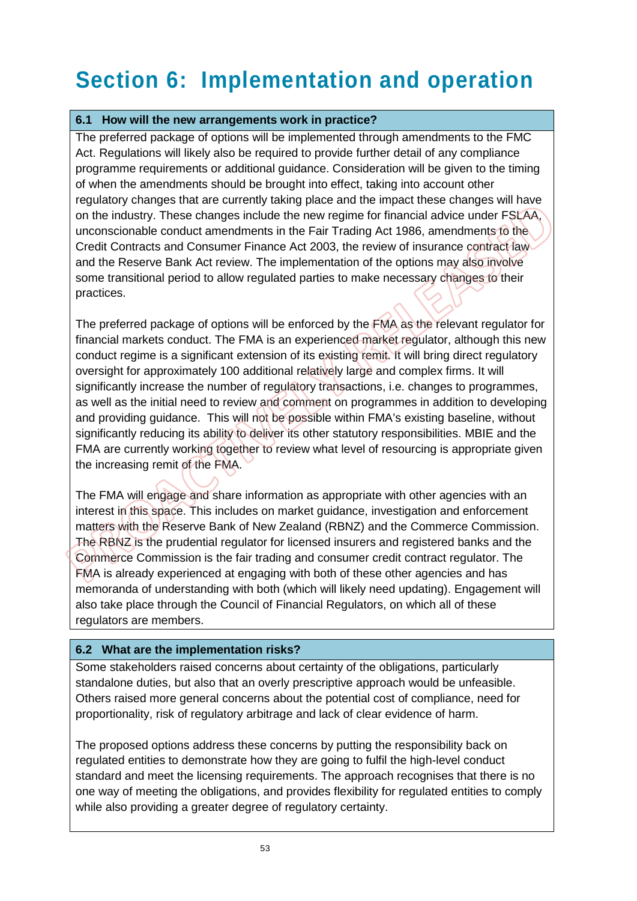# Section 6: Implementation and operation

### 6.1 How will the new arrangements work in practice?

The preferred package of options will be implemented through amendments to the FMC Act. Regulations will likely also be required to provide further detail of any compliance programme requirements or additional guidance. Consideration will be given to the timing of when the amendments should be brought into effect, taking into account other regulatory changes that are currently taking place and the impact these changes will have on the industry. These changes include the new regime for financial advice under FSLAA, unconscionable conduct amendments in the Fair Trading Act 1986, amendments to the Credit Contracts and Consumer Finance Act 2003, the review of insurance contract law and the Reserve Bank Act review. The implementation of the options may also involve some transitional period to allow regulated parties to make necessary changes to their practices.

The preferred package of options will be enforced by the FMA as the relevant regulator for financial markets conduct. The FMA is an experienced market regulator, although this new conduct regime is a significant extension of its existing remit. It will bring direct regulatory oversight for approximately 100 additional relatively large and complex firms. It will significantly increase the number of regulatory transactions, i.e. changes to programmes, as well as the initial need to review and comment on programmes in addition to developing and providing guidance. This will not be possible within FMA's existing baseline, without significantly reducing its ability to deliver its other statutory responsibilities. MBIE and the FMA are currently working together to review what level of resourcing is appropriate given the increasing remit of the FMA.

The FMA will engage and share information as appropriate with other agencies with an interest in this space. This includes on market guidance, investigation and enforcement matters with the Reserve Bank of New Zealand (RBNZ) and the Commerce Commission. The RBNZ is the prudential regulator for licensed insurers and registered banks and the Commerce Commission is the fair trading and consumer credit contract regulator. The FMA is already experienced at engaging with both of these other agencies and has memoranda of understanding with both (which will likely need updating). Engagement will also take place through the Council of Financial Regulators, on which all of these regulators are members.

### 6.2 What are the implementation risks?

Some stakeholders raised concerns about certainty of the obligations, particularly standalone duties, but also that an overly prescriptive approach would be unfeasible. Others raised more general concerns about the potential cost of compliance, need for proportionality, risk of regulatory arbitrage and lack of clear evidence of harm.

The proposed options address these concerns by putting the responsibility back on regulated entities to demonstrate how they are going to fulfil the high-level conduct standard and meet the licensing requirements. The approach recognises that there is no one way of meeting the obligations, and provides flexibility for regulated entities to comply while also providing a greater degree of regulatory certainty.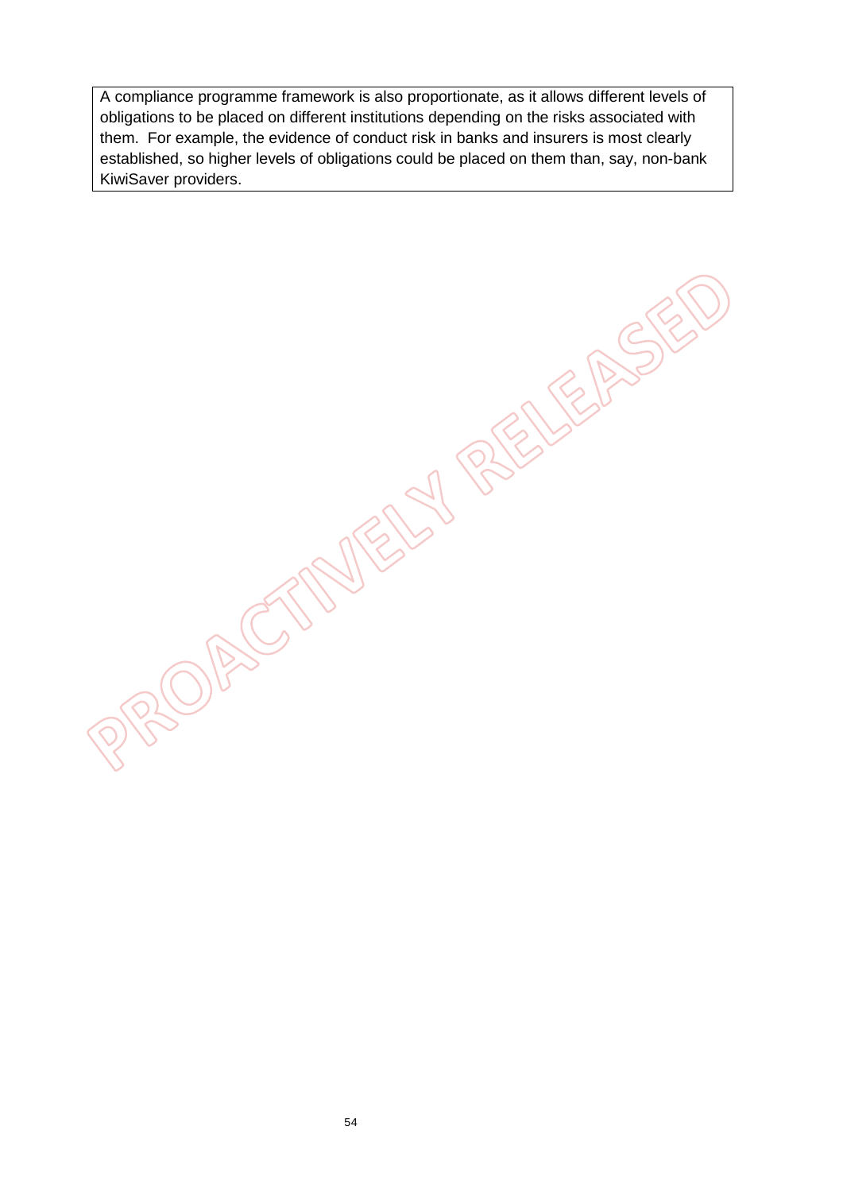A compliance programme framework is also proportionate, as it allows different levels of obligations to be placed on different institutions depending on the risks associated with them. For example, the evidence of conduct risk in banks and insurers is most clearly established, so higher levels of obligations could be placed on them than, say, non-bank KiwiSaver providers.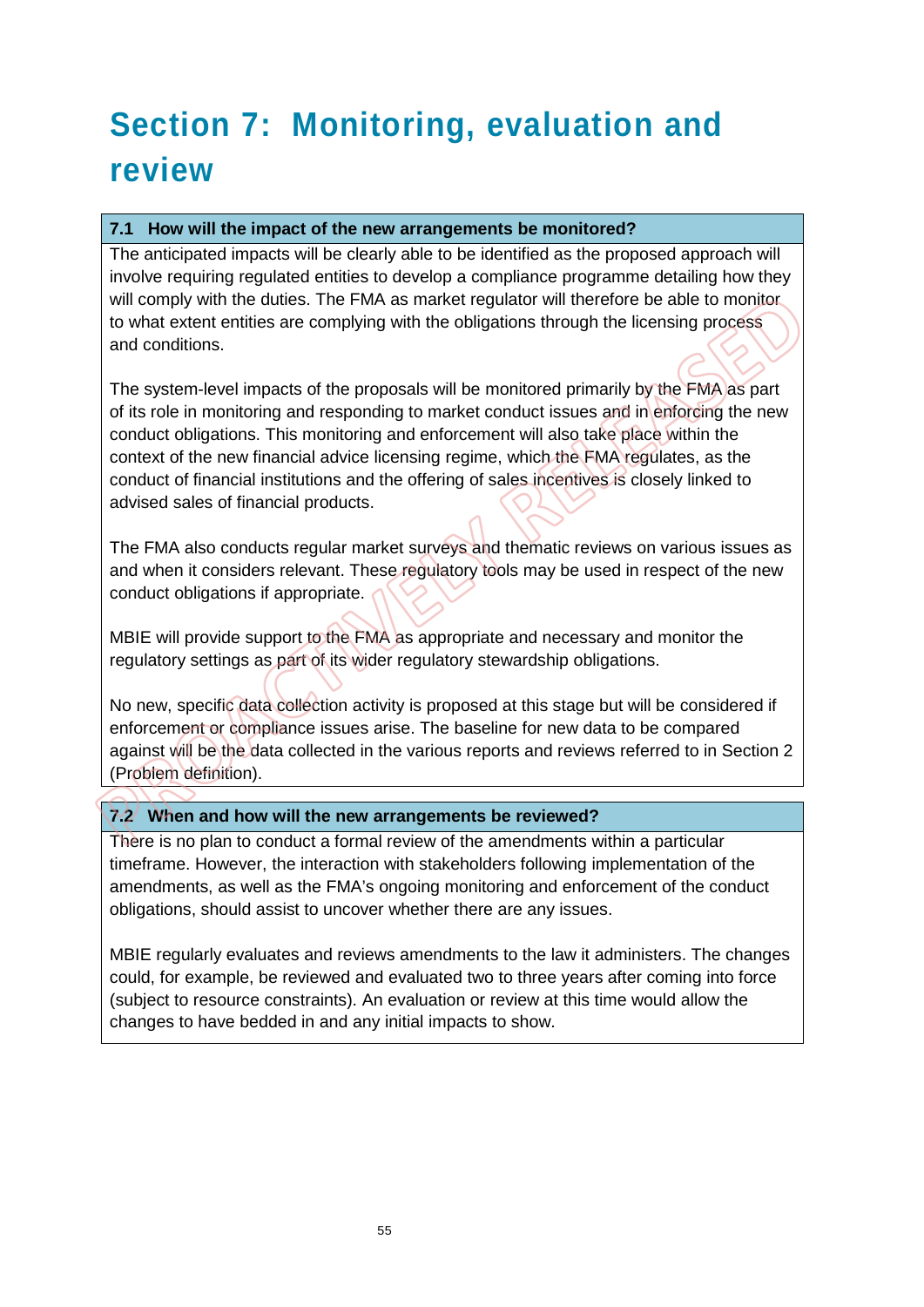# Section 7: Monitoring, evaluation and review

### 7.1 How will the impact of the new arrangements be monitored?

The anticipated impacts will be clearly able to be identified as the proposed approach will involve requiring regulated entities to develop a compliance programme detailing how they will comply with the duties. The FMA as market regulator will therefore be able to monitor to what extent entities are complying with the obligations through the licensing process and conditions.

The system-level impacts of the proposals will be monitored primarily by the FMA as part of its role in monitoring and responding to market conduct issues and in enforcing the new conduct obligations. This monitoring and enforcement will also take place within the context of the new financial advice licensing regime, which the FMA regulates, as the conduct of financial institutions and the offering of sales incentives is closely linked to advised sales of financial products.

The FMA also conducts regular market surveys and thematic reviews on various issues as and when it considers relevant. These regulatory tools may be used in respect of the new conduct obligations if appropriate.

MBIE will provide support to the FMA as appropriate and necessary and monitor the regulatory settings as part of its wider regulatory stewardship obligations.

No new, specific data collection activity is proposed at this stage but will be considered if enforcement or compliance issues arise. The baseline for new data to be compared against will be the data collected in the various reports and reviews referred to in Section 2 (Problem definition).

### 7.2 When and how will the new arrangements be reviewed?

There is no plan to conduct a formal review of the amendments within a particular timeframe. However, the interaction with stakeholders following implementation of the amendments, as well as the FMA's ongoing monitoring and enforcement of the conduct obligations, should assist to uncover whether there are any issues.

MBIE regularly evaluates and reviews amendments to the law it administers. The changes could, for example, be reviewed and evaluated two to three years after coming into force (subject to resource constraints). An evaluation or review at this time would allow the changes to have bedded in and any initial impacts to show.